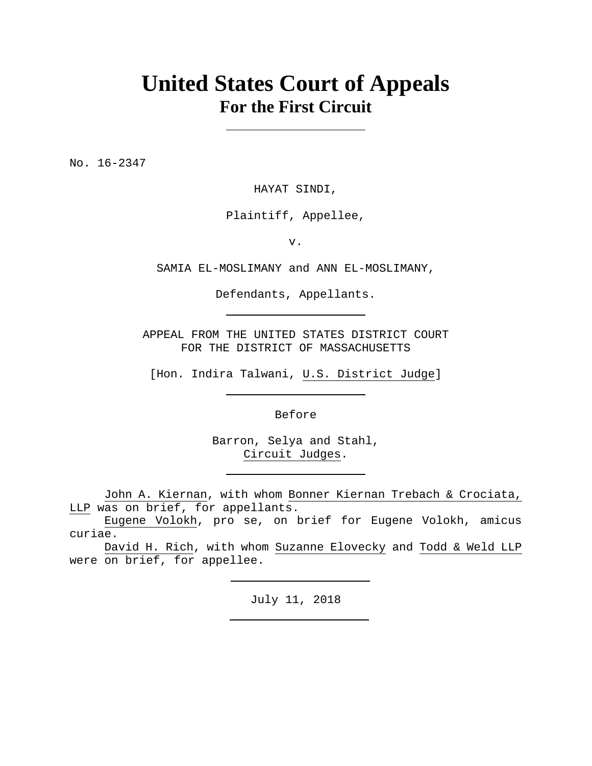# United States Court of Appeals
## For the First Circuit

---

No. 16-2347

HAYAT SINDI,

Plaintiff, Appellee,

v.

SAMIA EL-MOSLIMANY and ANN EL-MOSLIMANY,

Defendants, Appellants.

---

APPEAL FROM THE UNITED STATES DISTRICT COURT
FOR THE DISTRICT OF MASSACHUSETTS

[Hon. Indira Talwani, U.S. District Judge]

---

Before

Barron, Selya and Stahl,
Circuit Judges.

---

John A. Kiernan, with whom Bonner Kiernan Trebach & Crociata, LLP was on brief, for appellants.

Eugene Volokh, pro se, on brief for Eugene Volokh, amicus curiae.

David H. Rich, with whom Suzanne Elovecky and Todd & Weld LLP were on brief, for appellee.

---

July 11, 2018

---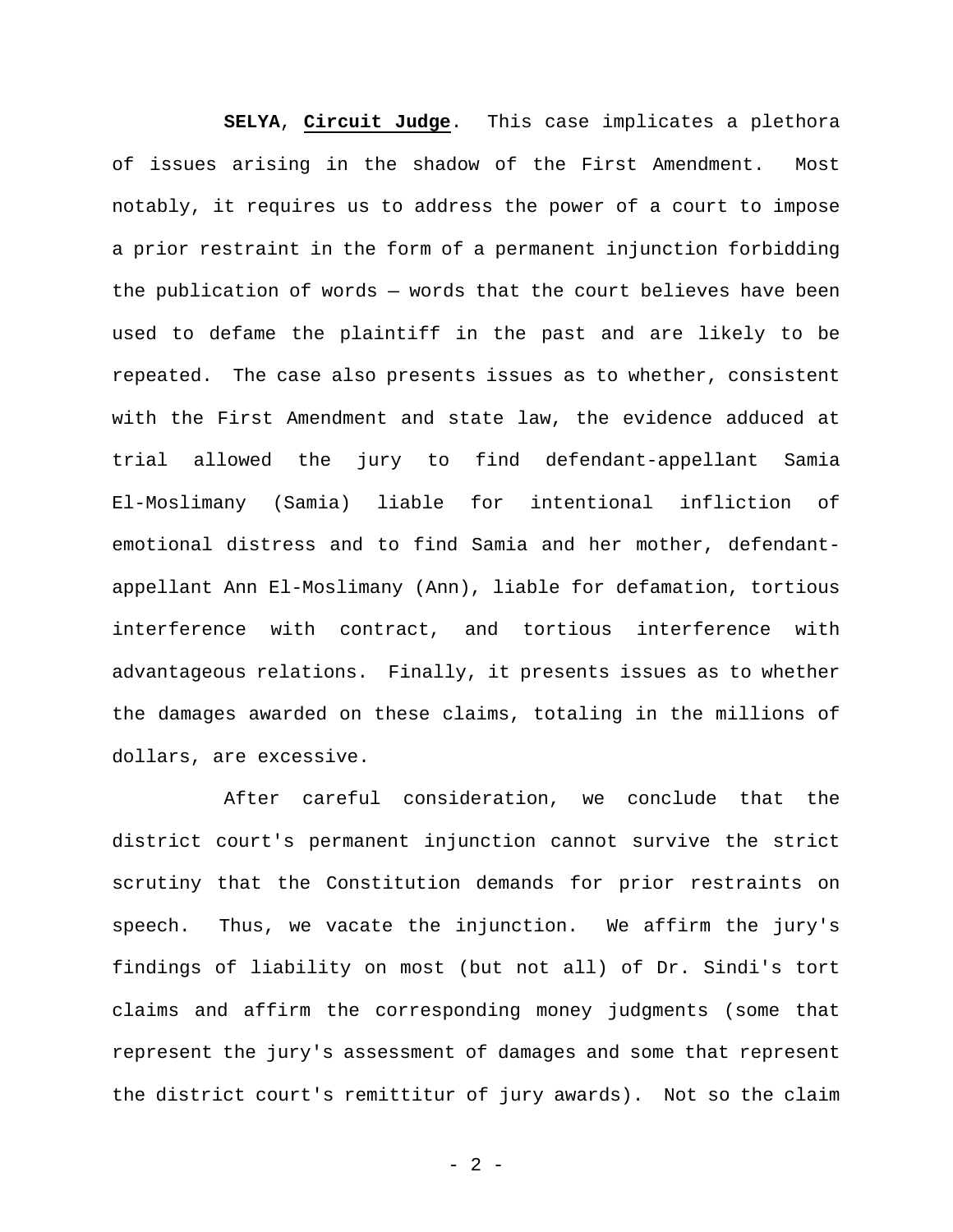**SELYA**, **Circuit Judge**. This case implicates a plethora of issues arising in the shadow of the First Amendment. Most notably, it requires us to address the power of a court to impose a prior restraint in the form of a permanent injunction forbidding the publication of words — words that the court believes have been used to defame the plaintiff in the past and are likely to be repeated. The case also presents issues as to whether, consistent with the First Amendment and state law, the evidence adduced at trial allowed the jury to find defendant-appellant Samia El-Moslimany (Samia) liable for intentional infliction of emotional distress and to find Samia and her mother, defendant-appellant Ann El-Moslimany (Ann), liable for defamation, tortious interference with contract, and tortious interference with advantageous relations. Finally, it presents issues as to whether the damages awarded on these claims, totaling in the millions of dollars, are excessive.

After careful consideration, we conclude that the district court's permanent injunction cannot survive the strict scrutiny that the Constitution demands for prior restraints on speech. Thus, we vacate the injunction. We affirm the jury's findings of liability on most (but not all) of Dr. Sindi's tort claims and affirm the corresponding money judgments (some that represent the jury's assessment of damages and some that represent the district court's remittitur of jury awards). Not so the claim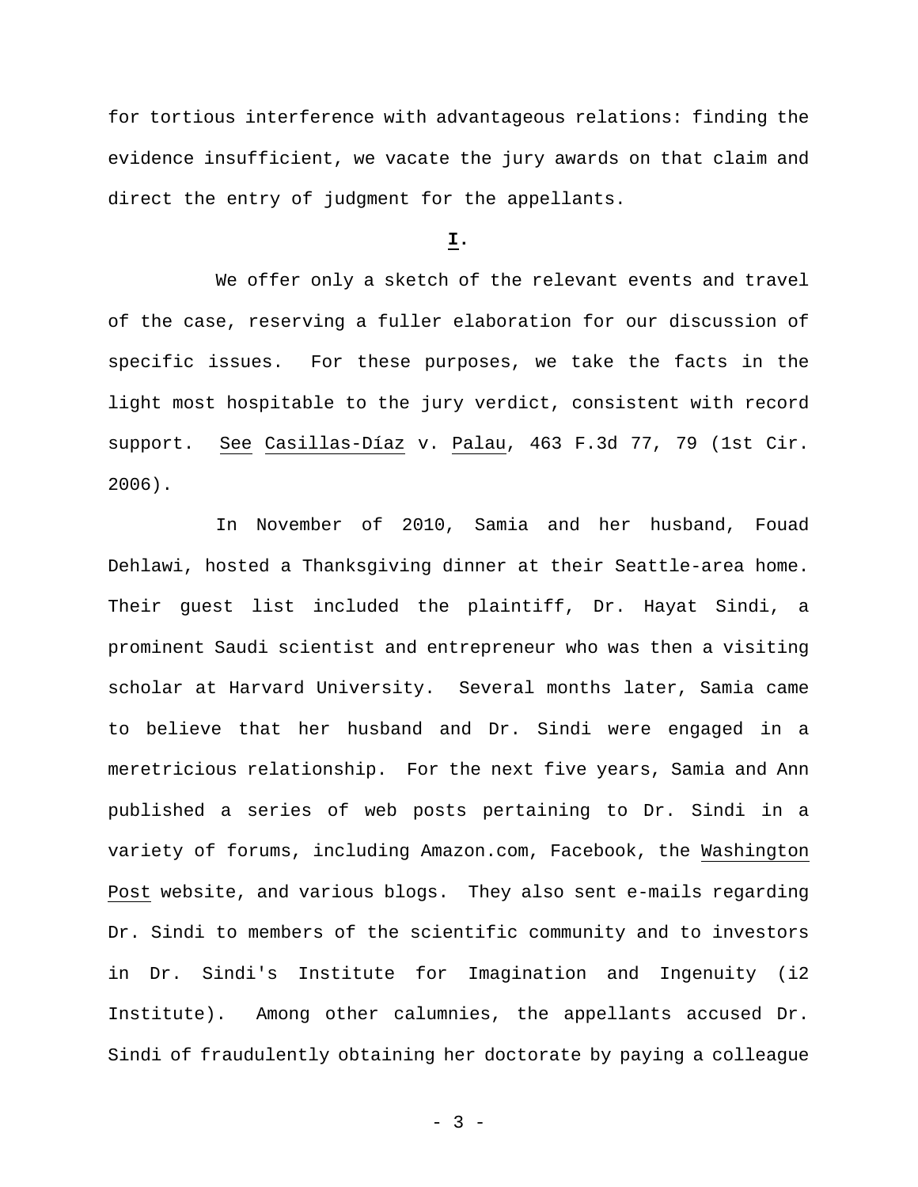for tortious interference with advantageous relations: finding the evidence insufficient, we vacate the jury awards on that claim and direct the entry of judgment for the appellants.

## I.

We offer only a sketch of the relevant events and travel of the case, reserving a fuller elaboration for our discussion of specific issues. For these purposes, we take the facts in the light most hospitable to the jury verdict, consistent with record support. *See* *Casillas-Díaz* v. *Palau*, 463 F.3d 77, 79 (1st Cir. 2006).

In November of 2010, Samia and her husband, Fouad Dehlawi, hosted a Thanksgiving dinner at their Seattle-area home. Their guest list included the plaintiff, Dr. Hayat Sindi, a prominent Saudi scientist and entrepreneur who was then a visiting scholar at Harvard University. Several months later, Samia came to believe that her husband and Dr. Sindi were engaged in a meretricious relationship. For the next five years, Samia and Ann published a series of web posts pertaining to Dr. Sindi in a variety of forums, including Amazon.com, Facebook, the *Washington Post* website, and various blogs. They also sent e-mails regarding Dr. Sindi to members of the scientific community and to investors in Dr. Sindi's Institute for Imagination and Ingenuity (i2 Institute). Among other calumnies, the appellants accused Dr. Sindi of fraudulently obtaining her doctorate by paying a colleague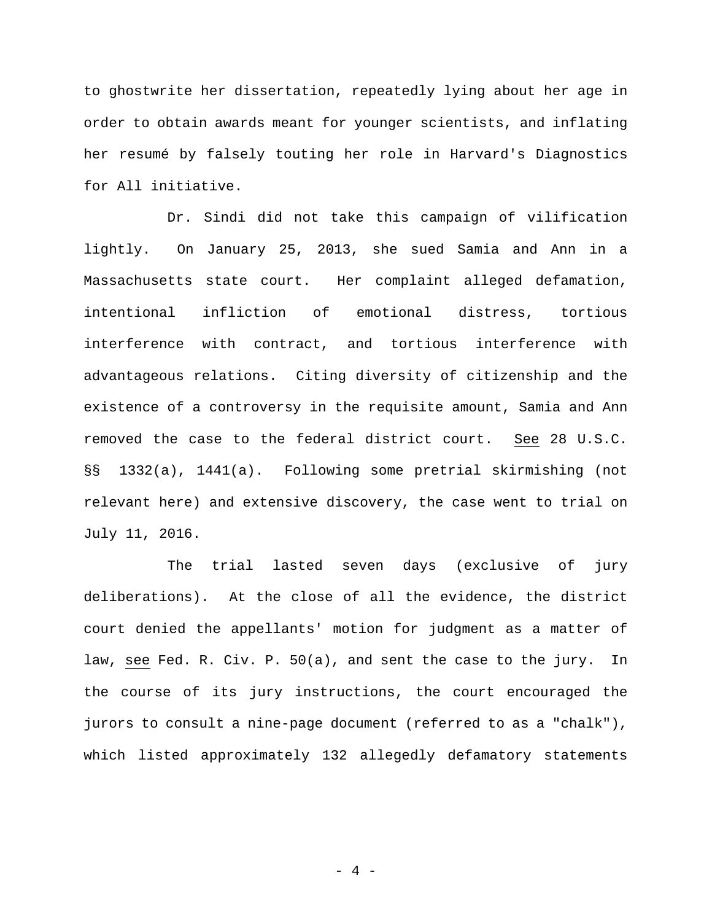to ghostwrite her dissertation, repeatedly lying about her age in order to obtain awards meant for younger scientists, and inflating her resumé by falsely touting her role in Harvard's Diagnostics for All initiative.

Dr. Sindi did not take this campaign of vilification lightly. On January 25, 2013, she sued Samia and Ann in a Massachusetts state court. Her complaint alleged defamation, intentional infliction of emotional distress, tortious interference with contract, and tortious interference with advantageous relations. Citing diversity of citizenship and the existence of a controversy in the requisite amount, Samia and Ann removed the case to the federal district court. See 28 U.S.C. §§ 1332(a), 1441(a). Following some pretrial skirmishing (not relevant here) and extensive discovery, the case went to trial on July 11, 2016.

The trial lasted seven days (exclusive of jury deliberations). At the close of all the evidence, the district court denied the appellants' motion for judgment as a matter of law, see Fed. R. Civ. P. 50(a), and sent the case to the jury. In the course of its jury instructions, the court encouraged the jurors to consult a nine-page document (referred to as a "chalk"), which listed approximately 132 allegedly defamatory statements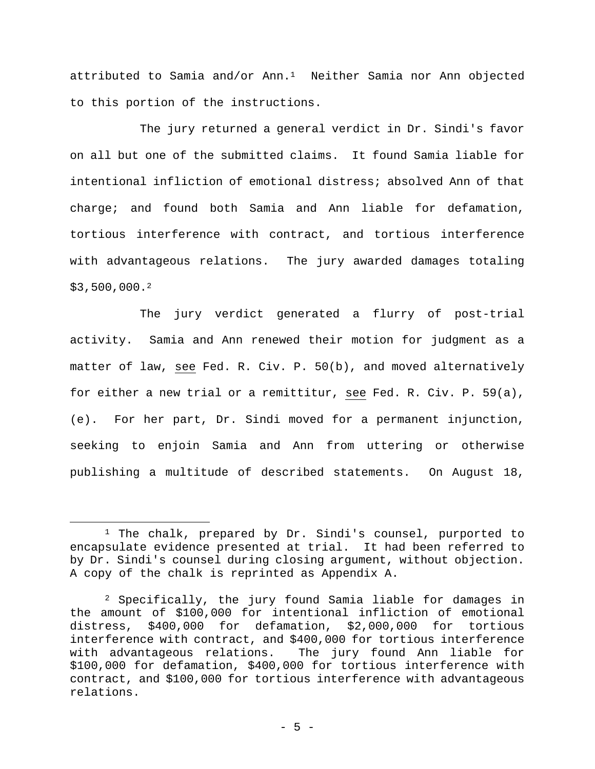attributed to Samia and/or Ann.[1] Neither Samia nor Ann objected to this portion of the instructions.

The jury returned a general verdict in Dr. Sindi's favor on all but one of the submitted claims. It found Samia liable for intentional infliction of emotional distress; absolved Ann of that charge; and found both Samia and Ann liable for defamation, tortious interference with contract, and tortious interference with advantageous relations. The jury awarded damages totaling $3,500,000.[2]

The jury verdict generated a flurry of post-trial activity. Samia and Ann renewed their motion for judgment as a matter of law, see Fed. R. Civ. P. 50(b), and moved alternatively for either a new trial or a remittitur, see Fed. R. Civ. P. 59(a), (e). For her part, Dr. Sindi moved for a permanent injunction, seeking to enjoin Samia and Ann from uttering or otherwise publishing a multitude of described statements. On August 18,

---

[1] The chalk, prepared by Dr. Sindi's counsel, purported to encapsulate evidence presented at trial. It had been referred to by Dr. Sindi's counsel during closing argument, without objection. A copy of the chalk is reprinted as Appendix A.

[2] Specifically, the jury found Samia liable for damages in the amount of $100,000 for intentional infliction of emotional distress, $400,000 for defamation, $2,000,000 for tortious interference with contract, and $400,000 for tortious interference with advantageous relations. The jury found Ann liable for $100,000 for defamation, $400,000 for tortious interference with contract, and $100,000 for tortious interference with advantageous relations.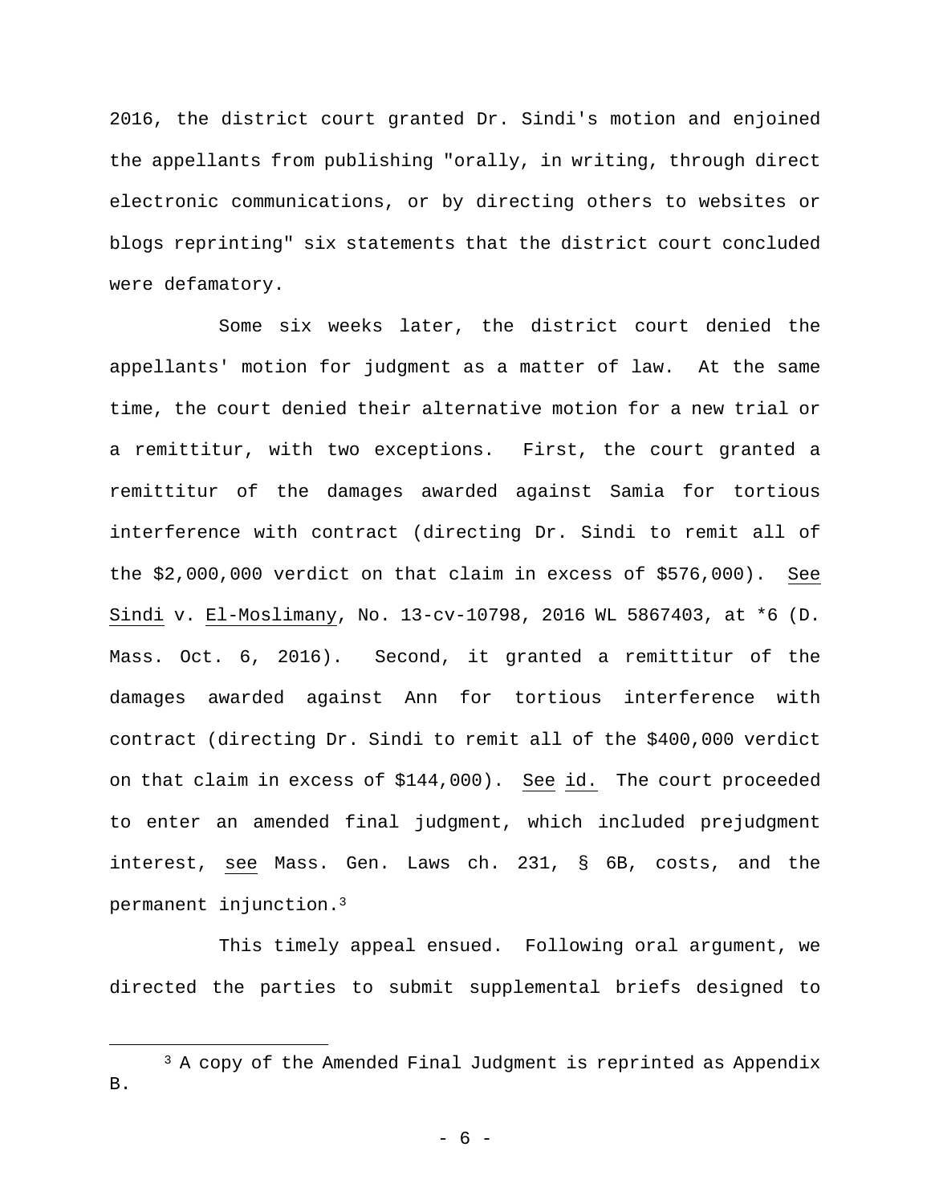2016, the district court granted Dr. Sindi's motion and enjoined the appellants from publishing "orally, in writing, through direct electronic communications, or by directing others to websites or blogs reprinting" six statements that the district court concluded were defamatory.

Some six weeks later, the district court denied the appellants' motion for judgment as a matter of law. At the same time, the court denied their alternative motion for a new trial or a remittitur, with two exceptions. First, the court granted a remittitur of the damages awarded against Samia for tortious interference with contract (directing Dr. Sindi to remit all of the $2,000,000 verdict on that claim in excess of $576,000). See Sindi v. El-Moslimany, No. 13-cv-10798, 2016 WL 5867403, at *6 (D. Mass. Oct. 6, 2016). Second, it granted a remittitur of the damages awarded against Ann for tortious interference with contract (directing Dr. Sindi to remit all of the $400,000 verdict on that claim in excess of $144,000). See id. The court proceeded to enter an amended final judgment, which included prejudgment interest, see Mass. Gen. Laws ch. 231, § 6B, costs, and the permanent injunction.[3]

This timely appeal ensued. Following oral argument, we directed the parties to submit supplemental briefs designed to

---

[3] A copy of the Amended Final Judgment is reprinted as Appendix B.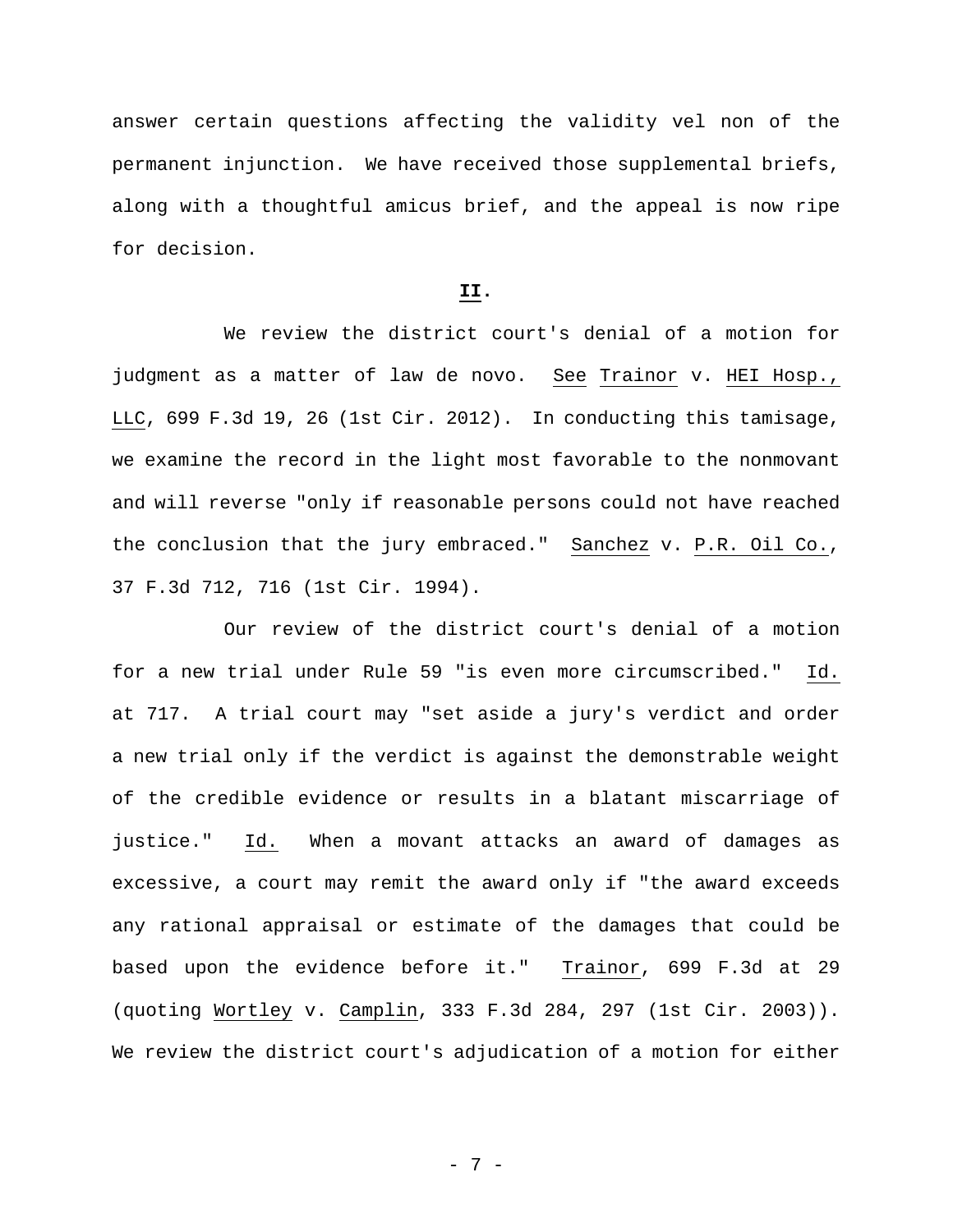answer certain questions affecting the validity vel non of the permanent injunction. We have received those supplemental briefs, along with a thoughtful amicus brief, and the appeal is now ripe for decision.

## **II.**

We review the district court's denial of a motion for judgment as a matter of law de novo. See Trainor v. HEI Hosp., LLC, 699 F.3d 19, 26 (1st Cir. 2012). In conducting this tamisage, we examine the record in the light most favorable to the nonmovant and will reverse "only if reasonable persons could not have reached the conclusion that the jury embraced." Sanchez v. P.R. Oil Co., 37 F.3d 712, 716 (1st Cir. 1994).

Our review of the district court's denial of a motion for a new trial under Rule 59 "is even more circumscribed." Id. at 717. A trial court may "set aside a jury's verdict and order a new trial only if the verdict is against the demonstrable weight of the credible evidence or results in a blatant miscarriage of justice." Id. When a movant attacks an award of damages as excessive, a court may remit the award only if "the award exceeds any rational appraisal or estimate of the damages that could be based upon the evidence before it." Trainor, 699 F.3d at 29 (quoting Wortley v. Camplin, 333 F.3d 284, 297 (1st Cir. 2003)). We review the district court's adjudication of a motion for either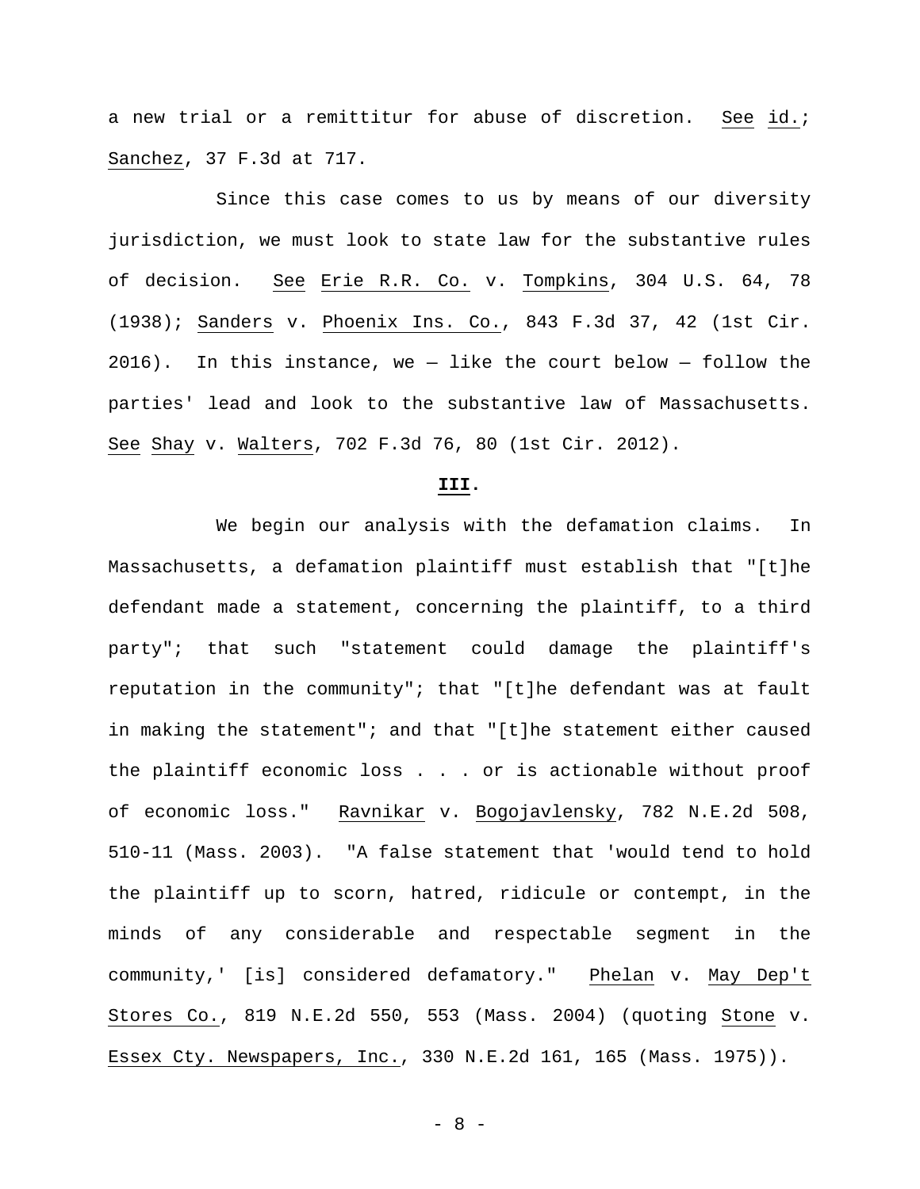a new trial or a remittitur for abuse of discretion. See id.; Sanchez, 37 F.3d at 717.

Since this case comes to us by means of our diversity jurisdiction, we must look to state law for the substantive rules of decision. See Erie R.R. Co. v. Tompkins, 304 U.S. 64, 78 (1938); Sanders v. Phoenix Ins. Co., 843 F.3d 37, 42 (1st Cir. 2016). In this instance, we — like the court below — follow the parties' lead and look to the substantive law of Massachusetts. See Shay v. Walters, 702 F.3d 76, 80 (1st Cir. 2012).

## **III.**

We begin our analysis with the defamation claims. In Massachusetts, a defamation plaintiff must establish that "[t]he defendant made a statement, concerning the plaintiff, to a third party"; that such "statement could damage the plaintiff's reputation in the community"; that "[t]he defendant was at fault in making the statement"; and that "[t]he statement either caused the plaintiff economic loss . . . or is actionable without proof of economic loss." Ravnikar v. Bogojavlensky, 782 N.E.2d 508, 510-11 (Mass. 2003). "A false statement that 'would tend to hold the plaintiff up to scorn, hatred, ridicule or contempt, in the minds of any considerable and respectable segment in the community,' [is] considered defamatory." Phelan v. May Dep't Stores Co., 819 N.E.2d 550, 553 (Mass. 2004) (quoting Stone v. Essex Cty. Newspapers, Inc., 330 N.E.2d 161, 165 (Mass. 1975)).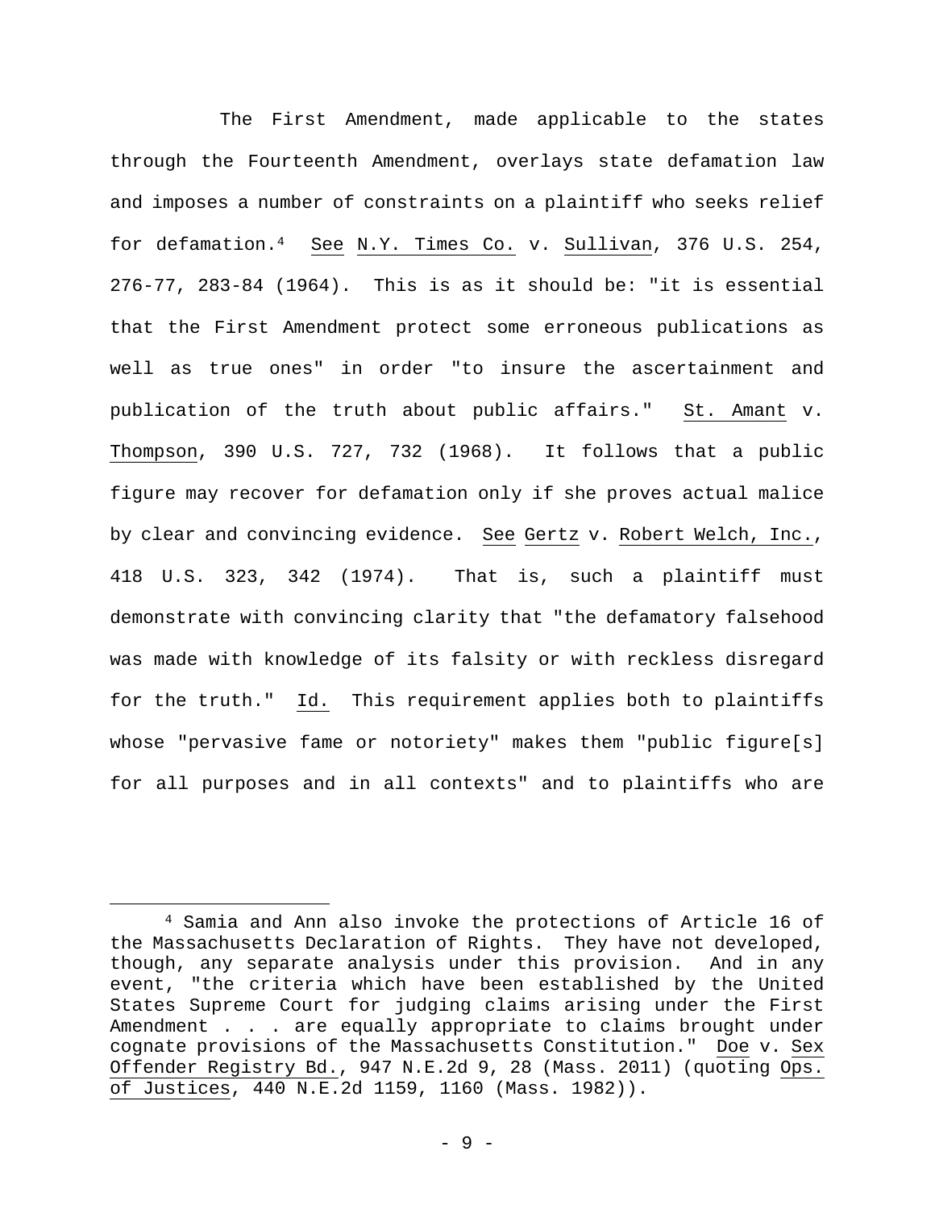The First Amendment, made applicable to the states through the Fourteenth Amendment, overlays state defamation law and imposes a number of constraints on a plaintiff who seeks relief for defamation.[4] See N.Y. Times Co. v. Sullivan, 376 U.S. 254, 276-77, 283-84 (1964). This is as it should be: "it is essential that the First Amendment protect some erroneous publications as well as true ones" in order "to insure the ascertainment and publication of the truth about public affairs." St. Amant v. Thompson, 390 U.S. 727, 732 (1968). It follows that a public figure may recover for defamation only if she proves actual malice by clear and convincing evidence. See Gertz v. Robert Welch, Inc., 418 U.S. 323, 342 (1974). That is, such a plaintiff must demonstrate with convincing clarity that "the defamatory falsehood was made with knowledge of its falsity or with reckless disregard for the truth." Id. This requirement applies both to plaintiffs whose "pervasive fame or notoriety" makes them "public figure[s] for all purposes and in all contexts" and to plaintiffs who are

---

[4] Samia and Ann also invoke the protections of Article 16 of the Massachusetts Declaration of Rights. They have not developed, though, any separate analysis under this provision. And in any event, "the criteria which have been established by the United States Supreme Court for judging claims arising under the First Amendment . . . are equally appropriate to claims brought under cognate provisions of the Massachusetts Constitution." Doe v. Sex Offender Registry Bd., 947 N.E.2d 9, 28 (Mass. 2011) (quoting Ops. of Justices, 440 N.E.2d 1159, 1160 (Mass. 1982)).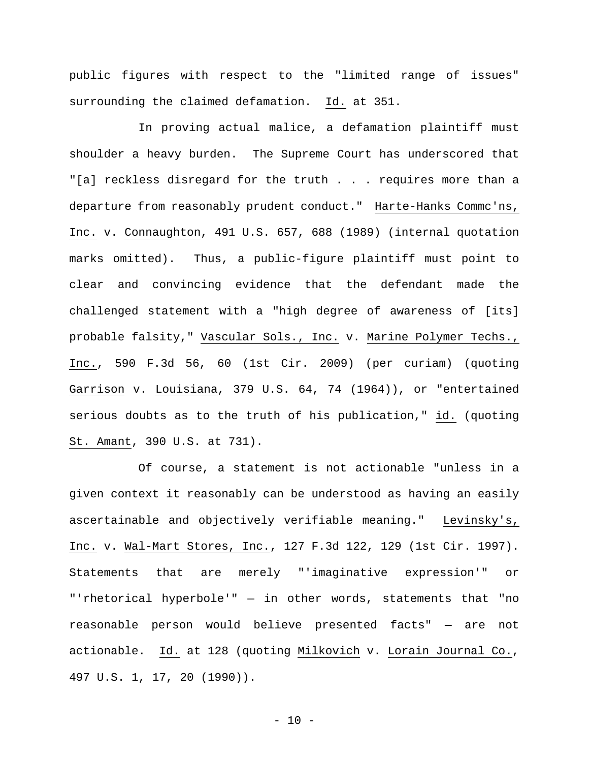public figures with respect to the "limited range of issues" surrounding the claimed defamation. Id. at 351.

In proving actual malice, a defamation plaintiff must shoulder a heavy burden. The Supreme Court has underscored that "[a] reckless disregard for the truth . . . requires more than a departure from reasonably prudent conduct." Harte-Hanks Commc'ns, Inc. v. Connaughton, 491 U.S. 657, 688 (1989) (internal quotation marks omitted). Thus, a public-figure plaintiff must point to clear and convincing evidence that the defendant made the challenged statement with a "high degree of awareness of [its] probable falsity," Vascular Sols., Inc. v. Marine Polymer Techs., Inc., 590 F.3d 56, 60 (1st Cir. 2009) (per curiam) (quoting Garrison v. Louisiana, 379 U.S. 64, 74 (1964)), or "entertained serious doubts as to the truth of his publication," id. (quoting St. Amant, 390 U.S. at 731).

Of course, a statement is not actionable "unless in a given context it reasonably can be understood as having an easily ascertainable and objectively verifiable meaning." Levinsky's, Inc. v. Wal-Mart Stores, Inc., 127 F.3d 122, 129 (1st Cir. 1997). Statements that are merely "'imaginative expression'" or "'rhetorical hyperbole'" — in other words, statements that "no reasonable person would believe presented facts" — are not actionable. Id. at 128 (quoting Milkovich v. Lorain Journal Co., 497 U.S. 1, 17, 20 (1990)).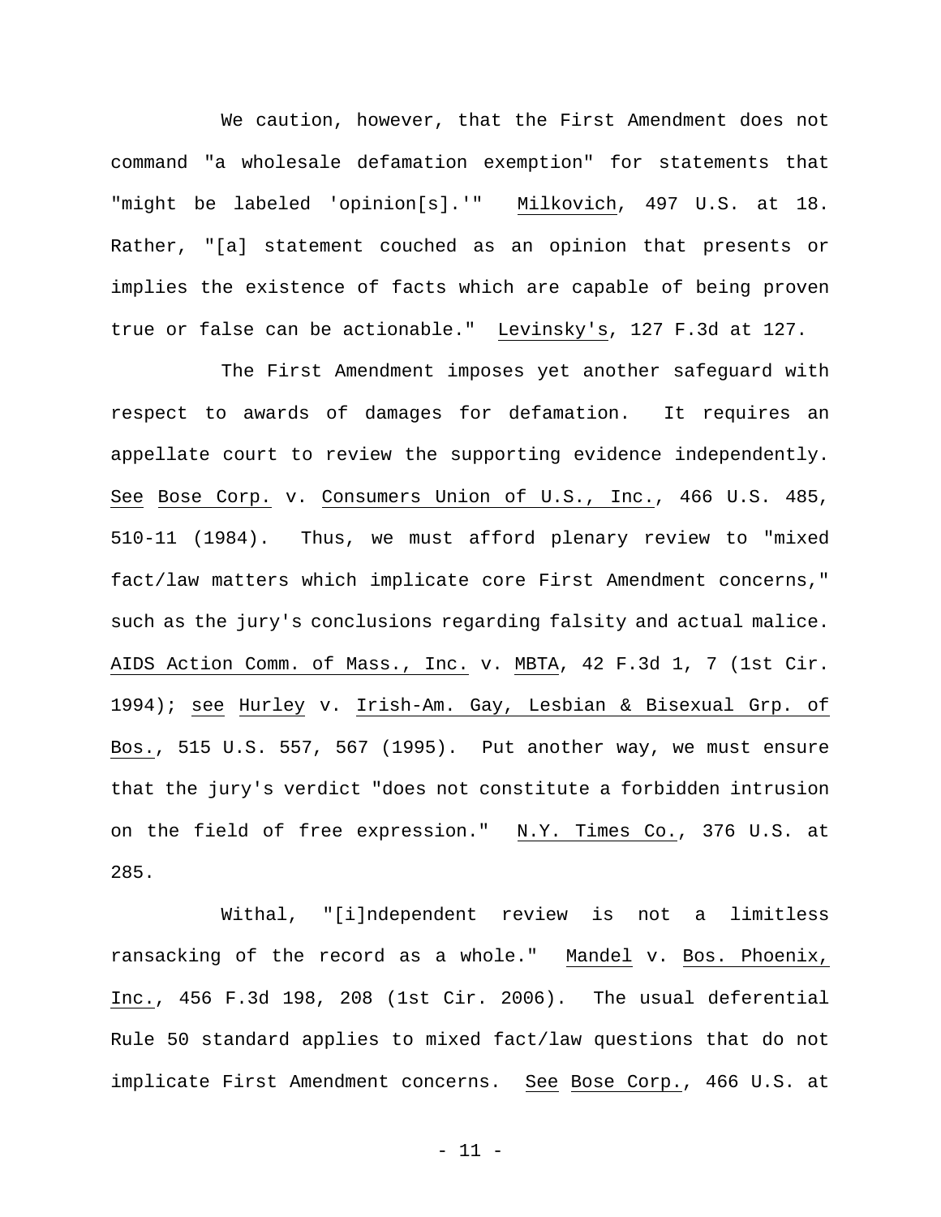We caution, however, that the First Amendment does not command "a wholesale defamation exemption" for statements that "might be labeled 'opinion[s].'" Milkovich, 497 U.S. at 18. Rather, "[a] statement couched as an opinion that presents or implies the existence of facts which are capable of being proven true or false can be actionable." Levinsky's, 127 F.3d at 127.

The First Amendment imposes yet another safeguard with respect to awards of damages for defamation. It requires an appellate court to review the supporting evidence independently. See Bose Corp. v. Consumers Union of U.S., Inc., 466 U.S. 485, 510-11 (1984). Thus, we must afford plenary review to "mixed fact/law matters which implicate core First Amendment concerns," such as the jury's conclusions regarding falsity and actual malice. AIDS Action Comm. of Mass., Inc. v. MBTA, 42 F.3d 1, 7 (1st Cir. 1994); see Hurley v. Irish-Am. Gay, Lesbian & Bisexual Grp. of Bos., 515 U.S. 557, 567 (1995). Put another way, we must ensure that the jury's verdict "does not constitute a forbidden intrusion on the field of free expression." N.Y. Times Co., 376 U.S. at 285.

Withal, "[i]ndependent review is not a limitless ransacking of the record as a whole." Mandel v. Bos. Phoenix, Inc., 456 F.3d 198, 208 (1st Cir. 2006). The usual deferential Rule 50 standard applies to mixed fact/law questions that do not implicate First Amendment concerns. See Bose Corp., 466 U.S. at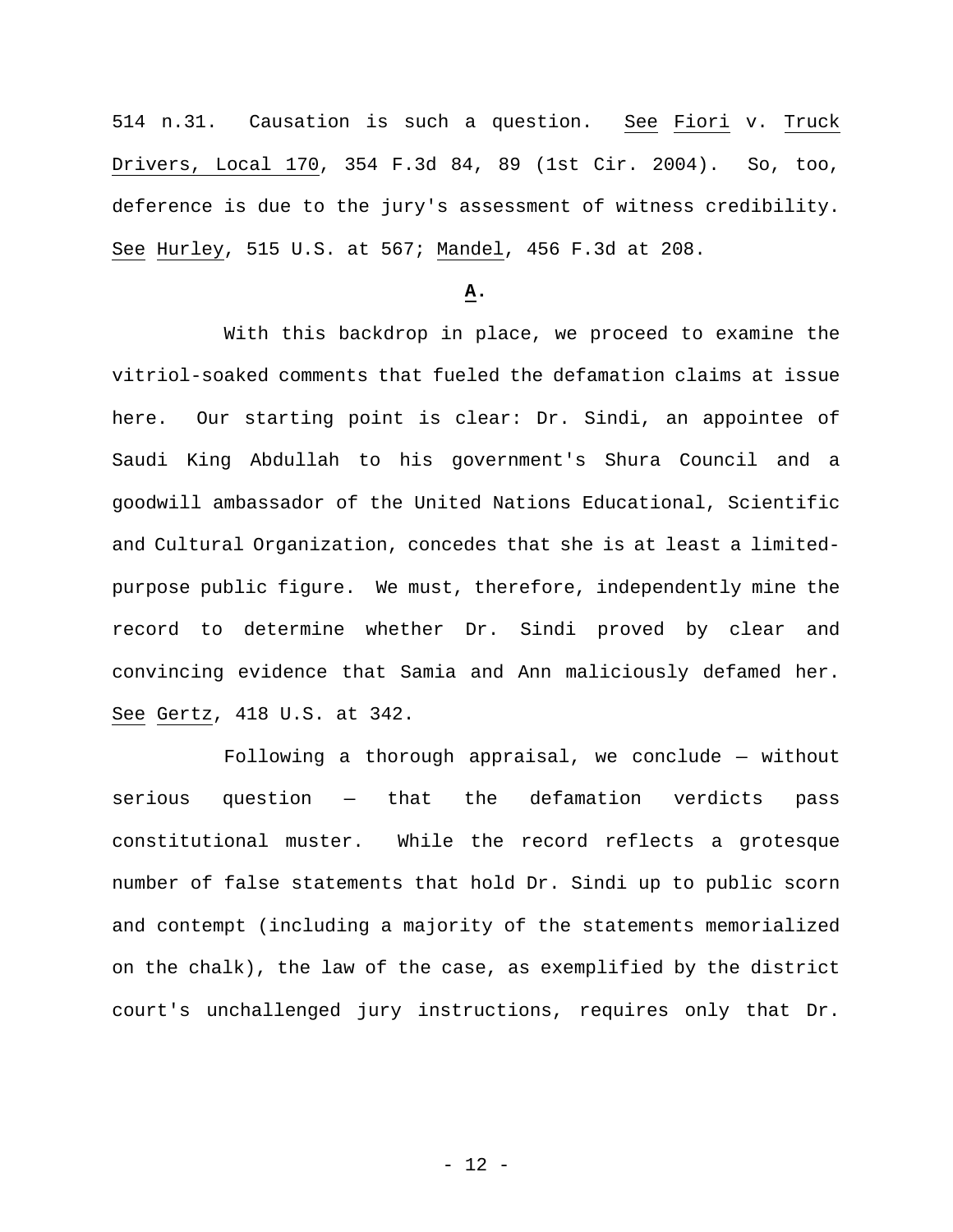514 n.31. Causation is such a question. See Fiori v. Truck Drivers, Local 170, 354 F.3d 84, 89 (1st Cir. 2004). So, too, deference is due to the jury's assessment of witness credibility. See Hurley, 515 U.S. at 567; Mandel, 456 F.3d at 208.

**A.**

With this backdrop in place, we proceed to examine the vitriol-soaked comments that fueled the defamation claims at issue here. Our starting point is clear: Dr. Sindi, an appointee of Saudi King Abdullah to his government's Shura Council and a goodwill ambassador of the United Nations Educational, Scientific and Cultural Organization, concedes that she is at least a limited-purpose public figure. We must, therefore, independently mine the record to determine whether Dr. Sindi proved by clear and convincing evidence that Samia and Ann maliciously defamed her. See Gertz, 418 U.S. at 342.

Following a thorough appraisal, we conclude — without serious question — that the defamation verdicts pass constitutional muster. While the record reflects a grotesque number of false statements that hold Dr. Sindi up to public scorn and contempt (including a majority of the statements memorialized on the chalk), the law of the case, as exemplified by the district court's unchallenged jury instructions, requires only that Dr.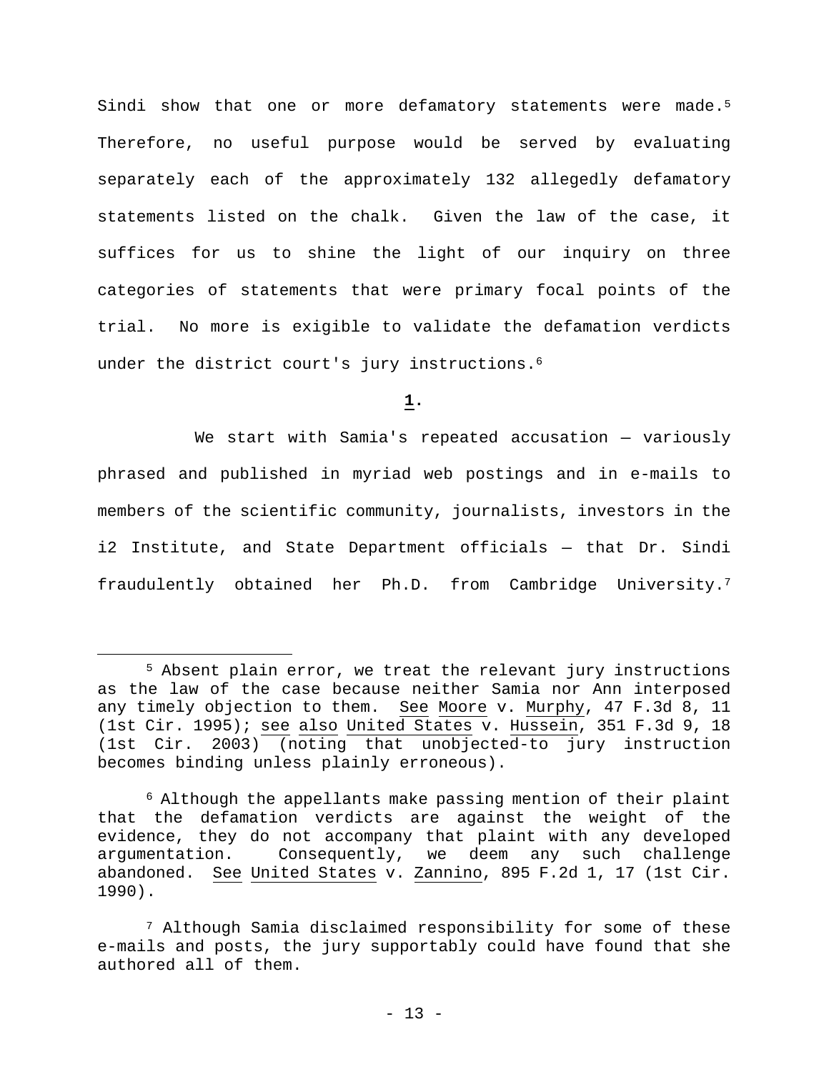Sindi show that one or more defamatory statements were made.[5] Therefore, no useful purpose would be served by evaluating separately each of the approximately 132 allegedly defamatory statements listed on the chalk. Given the law of the case, it suffices for us to shine the light of our inquiry on three categories of statements that were primary focal points of the trial. No more is exigible to validate the defamation verdicts under the district court's jury instructions.[6]

**1.**

We start with Samia's repeated accusation — variously phrased and published in myriad web postings and in e-mails to members of the scientific community, journalists, investors in the i2 Institute, and State Department officials — that Dr. Sindi fraudulently obtained her Ph.D. from Cambridge University.[7]

---

[5] Absent plain error, we treat the relevant jury instructions as the law of the case because neither Samia nor Ann interposed any timely objection to them. See Moore v. Murphy, 47 F.3d 8, 11 (1st Cir. 1995); see also United States v. Hussein, 351 F.3d 9, 18 (1st Cir. 2003) (noting that unobjected-to jury instruction becomes binding unless plainly erroneous).

[6] Although the appellants make passing mention of their plaint that the defamation verdicts are against the weight of the evidence, they do not accompany that plaint with any developed argumentation. Consequently, we deem any such challenge abandoned. See United States v. Zannino, 895 F.2d 1, 17 (1st Cir. 1990).

[7] Although Samia disclaimed responsibility for some of these e-mails and posts, the jury supportably could have found that she authored all of them.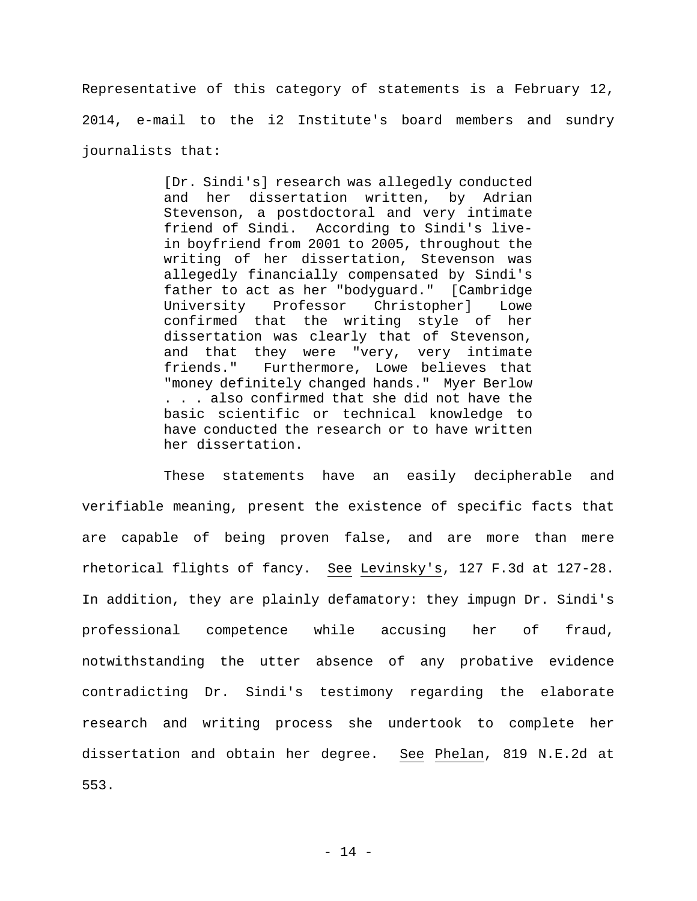Representative of this category of statements is a February 12, 2014, e-mail to the i2 Institute's board members and sundry journalists that:

> [Dr. Sindi's] research was allegedly conducted and her dissertation written, by Adrian Stevenson, a postdoctoral and very intimate friend of Sindi. According to Sindi's live-in boyfriend from 2001 to 2005, throughout the writing of her dissertation, Stevenson was allegedly financially compensated by Sindi's father to act as her "bodyguard." [Cambridge University Professor Christopher] Lowe confirmed that the writing style of her dissertation was clearly that of Stevenson, and that they were "very, very intimate friends." Furthermore, Lowe believes that "money definitely changed hands." Myer Berlow . . . also confirmed that she did not have the basic scientific or technical knowledge to have conducted the research or to have written her dissertation.

These statements have an easily decipherable and verifiable meaning, present the existence of specific facts that are capable of being proven false, and are more than mere rhetorical flights of fancy. See Levinsky's, 127 F.3d at 127-28. In addition, they are plainly defamatory: they impugn Dr. Sindi's professional competence while accusing her of fraud, notwithstanding the utter absence of any probative evidence contradicting Dr. Sindi's testimony regarding the elaborate research and writing process she undertook to complete her dissertation and obtain her degree. See Phelan, 819 N.E.2d at 553.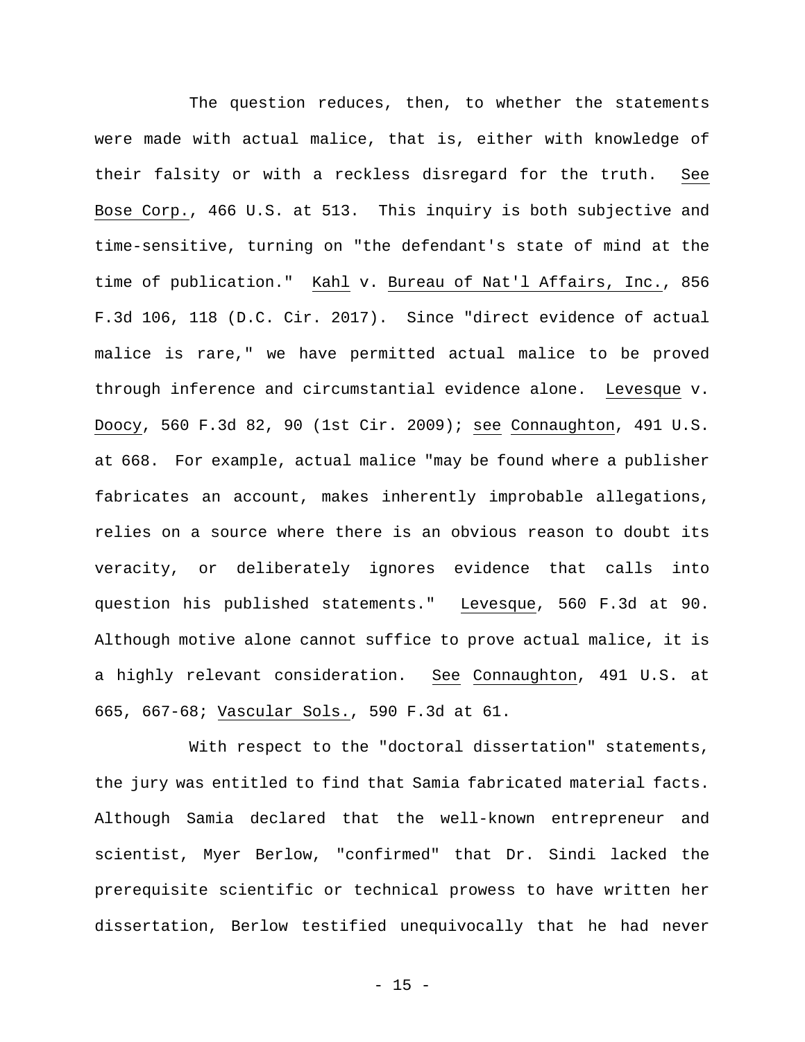The question reduces, then, to whether the statements were made with actual malice, that is, either with knowledge of their falsity or with a reckless disregard for the truth. See Bose Corp., 466 U.S. at 513. This inquiry is both subjective and time-sensitive, turning on "the defendant's state of mind at the time of publication." Kahl v. Bureau of Nat'l Affairs, Inc., 856 F.3d 106, 118 (D.C. Cir. 2017). Since "direct evidence of actual malice is rare," we have permitted actual malice to be proved through inference and circumstantial evidence alone. Levesque v. Doocy, 560 F.3d 82, 90 (1st Cir. 2009); see Connaughton, 491 U.S. at 668. For example, actual malice "may be found where a publisher fabricates an account, makes inherently improbable allegations, relies on a source where there is an obvious reason to doubt its veracity, or deliberately ignores evidence that calls into question his published statements." Levesque, 560 F.3d at 90. Although motive alone cannot suffice to prove actual malice, it is a highly relevant consideration. See Connaughton, 491 U.S. at 665, 667-68; Vascular Sols., 590 F.3d at 61.

With respect to the "doctoral dissertation" statements, the jury was entitled to find that Samia fabricated material facts. Although Samia declared that the well-known entrepreneur and scientist, Myer Berlow, "confirmed" that Dr. Sindi lacked the prerequisite scientific or technical prowess to have written her dissertation, Berlow testified unequivocally that he had never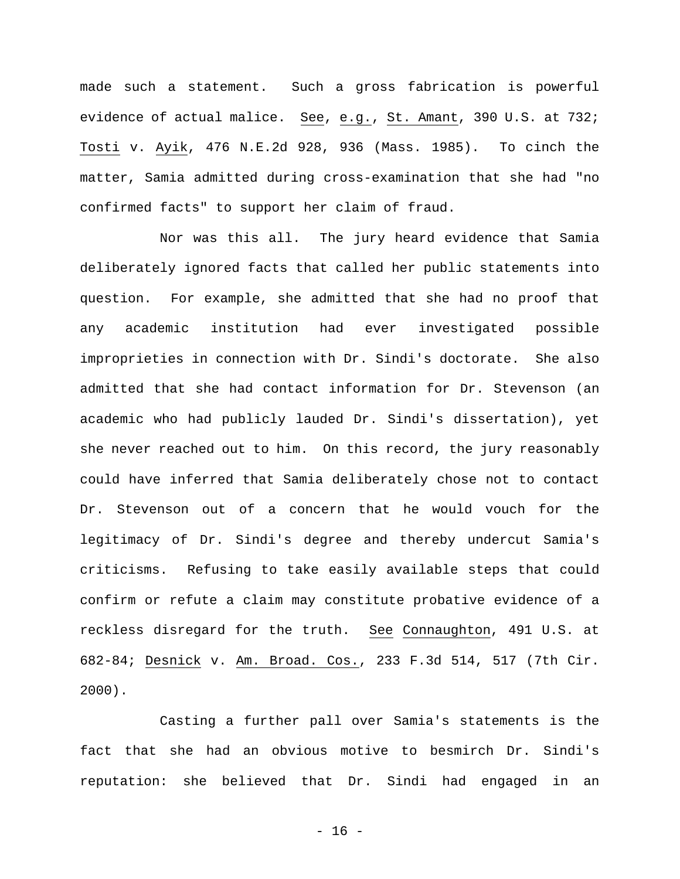made such a statement. Such a gross fabrication is powerful evidence of actual malice. See, e.g., St. Amant, 390 U.S. at 732; Tosti v. Ayik, 476 N.E.2d 928, 936 (Mass. 1985). To cinch the matter, Samia admitted during cross-examination that she had "no confirmed facts" to support her claim of fraud.

Nor was this all. The jury heard evidence that Samia deliberately ignored facts that called her public statements into question. For example, she admitted that she had no proof that any academic institution had ever investigated possible improprieties in connection with Dr. Sindi's doctorate. She also admitted that she had contact information for Dr. Stevenson (an academic who had publicly lauded Dr. Sindi's dissertation), yet she never reached out to him. On this record, the jury reasonably could have inferred that Samia deliberately chose not to contact Dr. Stevenson out of a concern that he would vouch for the legitimacy of Dr. Sindi's degree and thereby undercut Samia's criticisms. Refusing to take easily available steps that could confirm or refute a claim may constitute probative evidence of a reckless disregard for the truth. See Connaughton, 491 U.S. at 682-84; Desnick v. Am. Broad. Cos., 233 F.3d 514, 517 (7th Cir. 2000).

Casting a further pall over Samia's statements is the fact that she had an obvious motive to besmirch Dr. Sindi's reputation: she believed that Dr. Sindi had engaged in an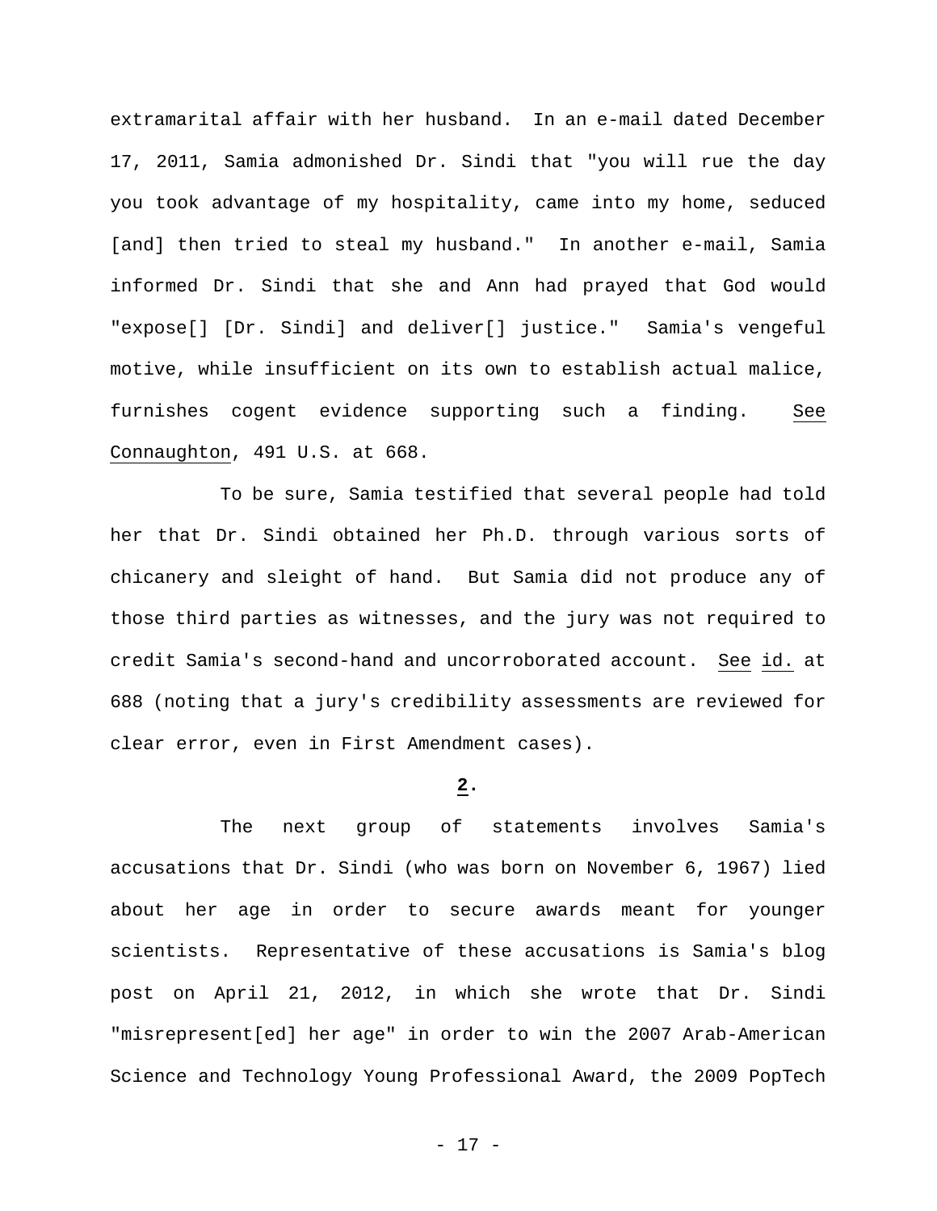extramarital affair with her husband. In an e-mail dated December 17, 2011, Samia admonished Dr. Sindi that "you will rue the day you took advantage of my hospitality, came into my home, seduced [and] then tried to steal my husband." In another e-mail, Samia informed Dr. Sindi that she and Ann had prayed that God would "expose[] [Dr. Sindi] and deliver[] justice." Samia's vengeful motive, while insufficient on its own to establish actual malice, furnishes cogent evidence supporting such a finding. See Connaughton, 491 U.S. at 668.

To be sure, Samia testified that several people had told her that Dr. Sindi obtained her Ph.D. through various sorts of chicanery and sleight of hand. But Samia did not produce any of those third parties as witnesses, and the jury was not required to credit Samia's second-hand and uncorroborated account. See id. at 688 (noting that a jury's credibility assessments are reviewed for clear error, even in First Amendment cases).

**2.**

The next group of statements involves Samia's accusations that Dr. Sindi (who was born on November 6, 1967) lied about her age in order to secure awards meant for younger scientists. Representative of these accusations is Samia's blog post on April 21, 2012, in which she wrote that Dr. Sindi "misrepresent[ed] her age" in order to win the 2007 Arab-American Science and Technology Young Professional Award, the 2009 PopTech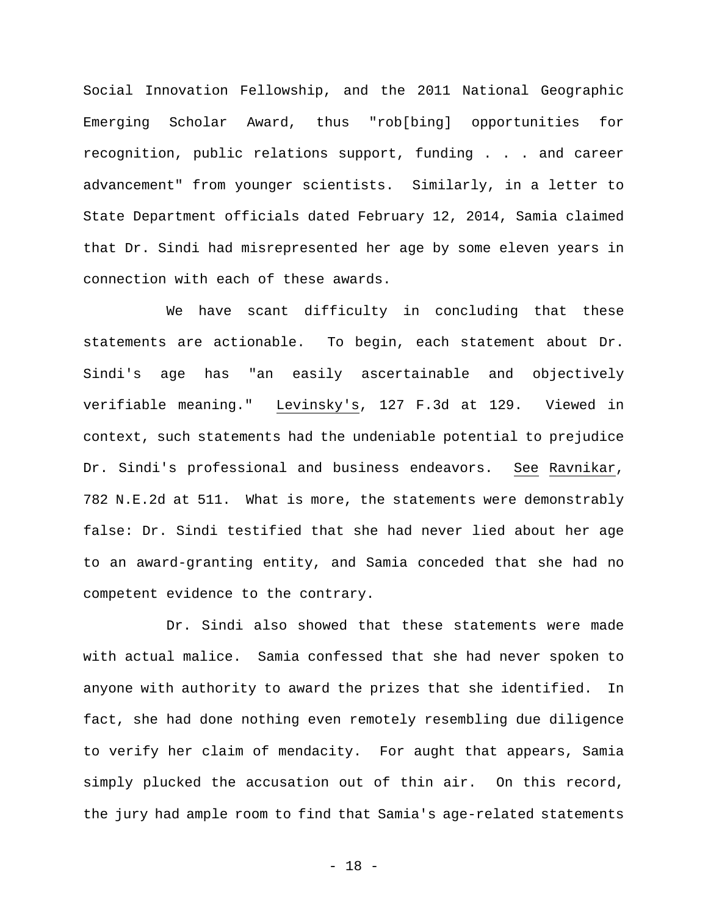Social Innovation Fellowship, and the 2011 National Geographic Emerging Scholar Award, thus "rob[bing] opportunities for recognition, public relations support, funding . . . and career advancement" from younger scientists. Similarly, in a letter to State Department officials dated February 12, 2014, Samia claimed that Dr. Sindi had misrepresented her age by some eleven years in connection with each of these awards.

We have scant difficulty in concluding that these statements are actionable. To begin, each statement about Dr. Sindi's age has "an easily ascertainable and objectively verifiable meaning." Levinsky's, 127 F.3d at 129. Viewed in context, such statements had the undeniable potential to prejudice Dr. Sindi's professional and business endeavors. See Ravnikar, 782 N.E.2d at 511. What is more, the statements were demonstrably false: Dr. Sindi testified that she had never lied about her age to an award-granting entity, and Samia conceded that she had no competent evidence to the contrary.

Dr. Sindi also showed that these statements were made with actual malice. Samia confessed that she had never spoken to anyone with authority to award the prizes that she identified. In fact, she had done nothing even remotely resembling due diligence to verify her claim of mendacity. For aught that appears, Samia simply plucked the accusation out of thin air. On this record, the jury had ample room to find that Samia's age-related statements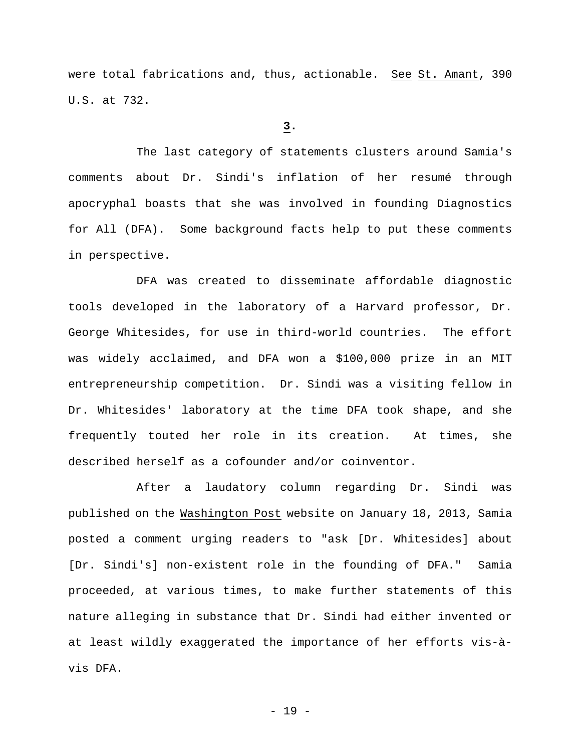were total fabrications and, thus, actionable. See St. Amant, 390 U.S. at 732.

**3.**

The last category of statements clusters around Samia's comments about Dr. Sindi's inflation of her resumé through apocryphal boasts that she was involved in founding Diagnostics for All (DFA). Some background facts help to put these comments in perspective.

DFA was created to disseminate affordable diagnostic tools developed in the laboratory of a Harvard professor, Dr. George Whitesides, for use in third-world countries. The effort was widely acclaimed, and DFA won a $100,000 prize in an MIT entrepreneurship competition. Dr. Sindi was a visiting fellow in Dr. Whitesides' laboratory at the time DFA took shape, and she frequently touted her role in its creation. At times, she described herself as a cofounder and/or coinventor.

After a laudatory column regarding Dr. Sindi was published on the Washington Post website on January 18, 2013, Samia posted a comment urging readers to "ask [Dr. Whitesides] about [Dr. Sindi's] non-existent role in the founding of DFA." Samia proceeded, at various times, to make further statements of this nature alleging in substance that Dr. Sindi had either invented or at least wildly exaggerated the importance of her efforts vis-à-vis DFA.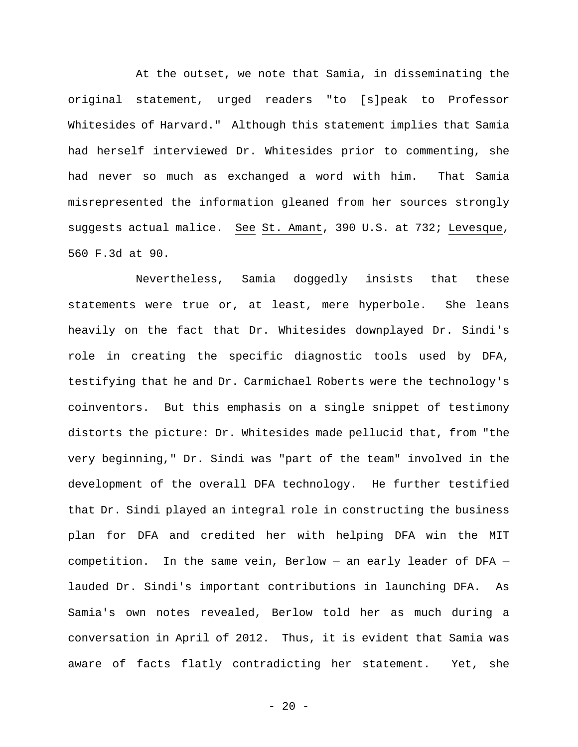At the outset, we note that Samia, in disseminating the original statement, urged readers "to [s]peak to Professor Whitesides of Harvard." Although this statement implies that Samia had herself interviewed Dr. Whitesides prior to commenting, she had never so much as exchanged a word with him. That Samia misrepresented the information gleaned from her sources strongly suggests actual malice. See St. Amant, 390 U.S. at 732; Levesque, 560 F.3d at 90.

Nevertheless, Samia doggedly insists that these statements were true or, at least, mere hyperbole. She leans heavily on the fact that Dr. Whitesides downplayed Dr. Sindi's role in creating the specific diagnostic tools used by DFA, testifying that he and Dr. Carmichael Roberts were the technology's coinventors. But this emphasis on a single snippet of testimony distorts the picture: Dr. Whitesides made pellucid that, from "the very beginning," Dr. Sindi was "part of the team" involved in the development of the overall DFA technology. He further testified that Dr. Sindi played an integral role in constructing the business plan for DFA and credited her with helping DFA win the MIT competition. In the same vein, Berlow — an early leader of DFA — lauded Dr. Sindi's important contributions in launching DFA. As Samia's own notes revealed, Berlow told her as much during a conversation in April of 2012. Thus, it is evident that Samia was aware of facts flatly contradicting her statement. Yet, she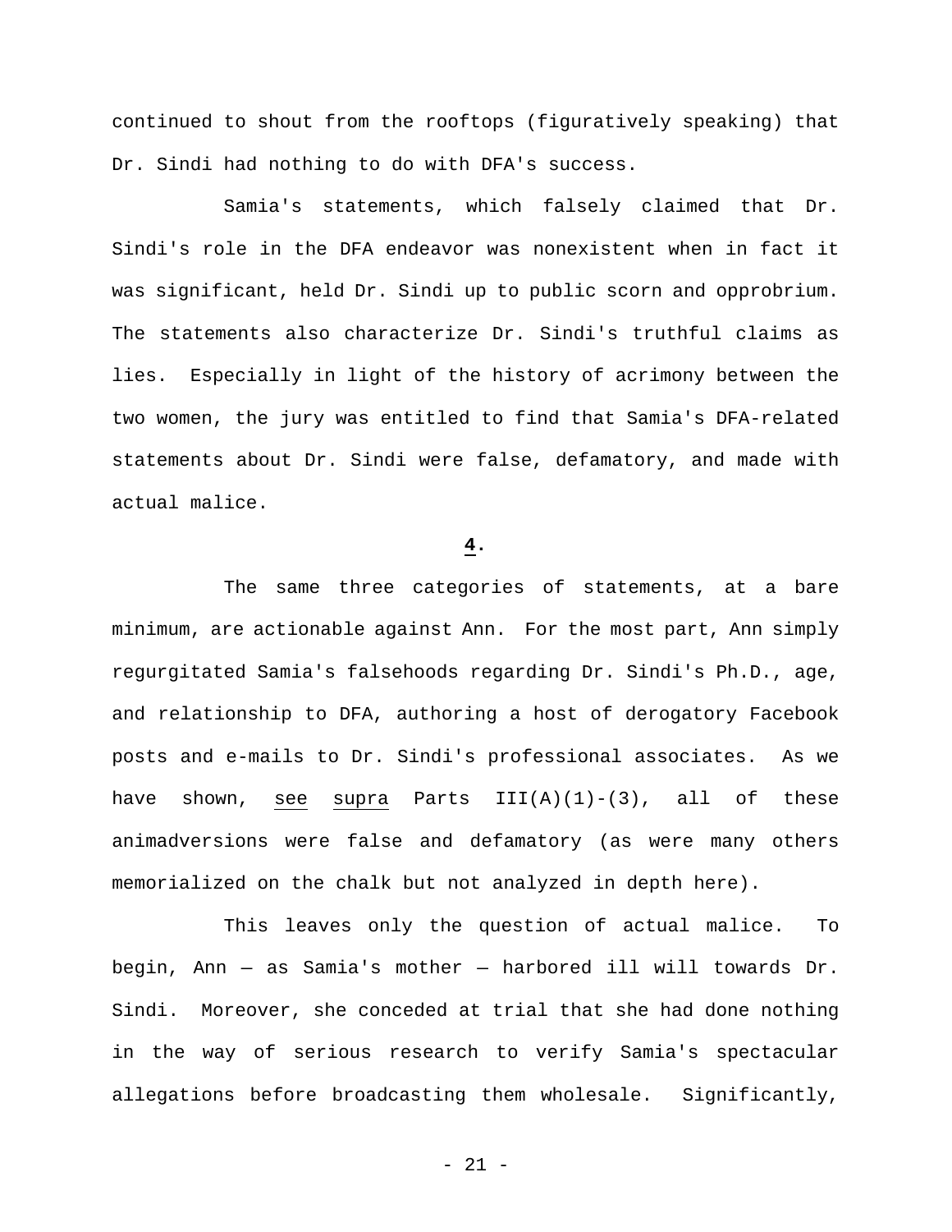continued to shout from the rooftops (figuratively speaking) that Dr. Sindi had nothing to do with DFA's success.

Samia's statements, which falsely claimed that Dr. Sindi's role in the DFA endeavor was nonexistent when in fact it was significant, held Dr. Sindi up to public scorn and opprobrium. The statements also characterize Dr. Sindi's truthful claims as lies. Especially in light of the history of acrimony between the two women, the jury was entitled to find that Samia's DFA-related statements about Dr. Sindi were false, defamatory, and made with actual malice.

**4.**

The same three categories of statements, at a bare minimum, are actionable against Ann. For the most part, Ann simply regurgitated Samia's falsehoods regarding Dr. Sindi's Ph.D., age, and relationship to DFA, authoring a host of derogatory Facebook posts and e-mails to Dr. Sindi's professional associates. As we have shown, see supra Parts III(A)(1)-(3), all of these animadversions were false and defamatory (as were many others memorialized on the chalk but not analyzed in depth here).

This leaves only the question of actual malice. To begin, Ann — as Samia's mother — harbored ill will towards Dr. Sindi. Moreover, she conceded at trial that she had done nothing in the way of serious research to verify Samia's spectacular allegations before broadcasting them wholesale. Significantly,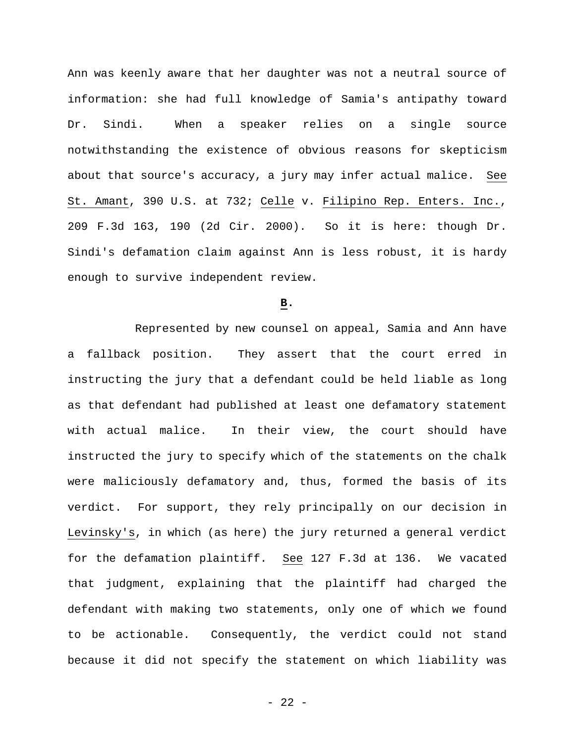Ann was keenly aware that her daughter was not a neutral source of information: she had full knowledge of Samia's antipathy toward Dr. Sindi. When a speaker relies on a single source notwithstanding the existence of obvious reasons for skepticism about that source's accuracy, a jury may infer actual malice. See St. Amant, 390 U.S. at 732; Celle v. Filipino Rep. Enters. Inc., 209 F.3d 163, 190 (2d Cir. 2000). So it is here: though Dr. Sindi's defamation claim against Ann is less robust, it is hardy enough to survive independent review.

**B.**

Represented by new counsel on appeal, Samia and Ann have a fallback position. They assert that the court erred in instructing the jury that a defendant could be held liable as long as that defendant had published at least one defamatory statement with actual malice. In their view, the court should have instructed the jury to specify which of the statements on the chalk were maliciously defamatory and, thus, formed the basis of its verdict. For support, they rely principally on our decision in Levinsky's, in which (as here) the jury returned a general verdict for the defamation plaintiff. See 127 F.3d at 136. We vacated that judgment, explaining that the plaintiff had charged the defendant with making two statements, only one of which we found to be actionable. Consequently, the verdict could not stand because it did not specify the statement on which liability was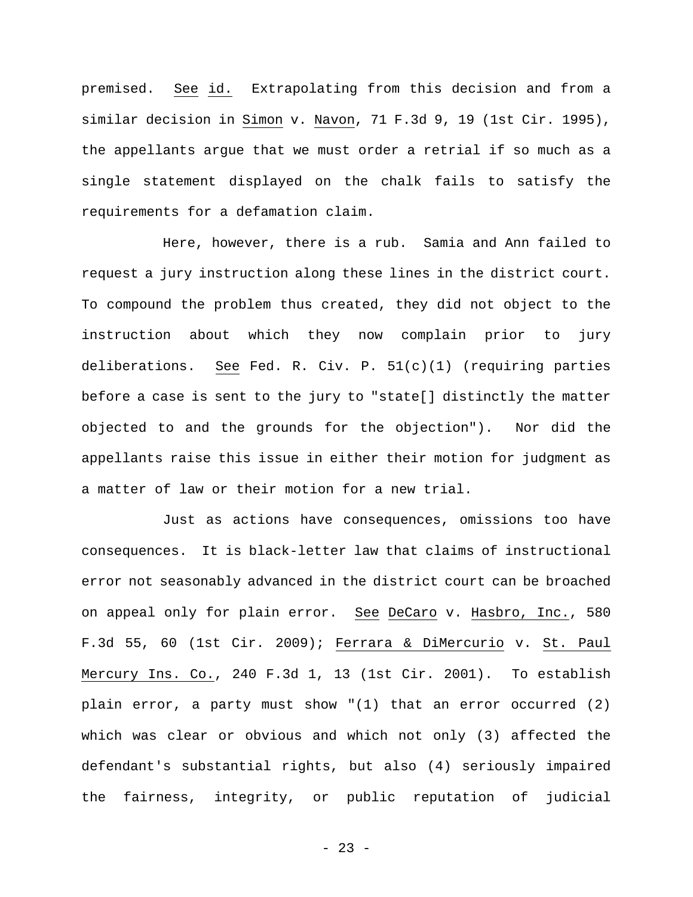premised. *See id.* Extrapolating from this decision and from a similar decision in *Simon* v. *Navon*, 71 F.3d 9, 19 (1st Cir. 1995), the appellants argue that we must order a retrial if so much as a single statement displayed on the chalk fails to satisfy the requirements for a defamation claim.

Here, however, there is a rub. Samia and Ann failed to request a jury instruction along these lines in the district court. To compound the problem thus created, they did not object to the instruction about which they now complain prior to jury deliberations. *See* Fed. R. Civ. P. 51(c)(1) (requiring parties before a case is sent to the jury to "state[] distinctly the matter objected to and the grounds for the objection"). Nor did the appellants raise this issue in either their motion for judgment as a matter of law or their motion for a new trial.

Just as actions have consequences, omissions too have consequences. It is black-letter law that claims of instructional error not seasonably advanced in the district court can be broached on appeal only for plain error. *See DeCaro* v. *Hasbro, Inc.*, 580 F.3d 55, 60 (1st Cir. 2009); *Ferrara & DiMercurio* v. *St. Paul Mercury Ins. Co.*, 240 F.3d 1, 13 (1st Cir. 2001). To establish plain error, a party must show "(1) that an error occurred (2) which was clear or obvious and which not only (3) affected the defendant's substantial rights, but also (4) seriously impaired the fairness, integrity, or public reputation of judicial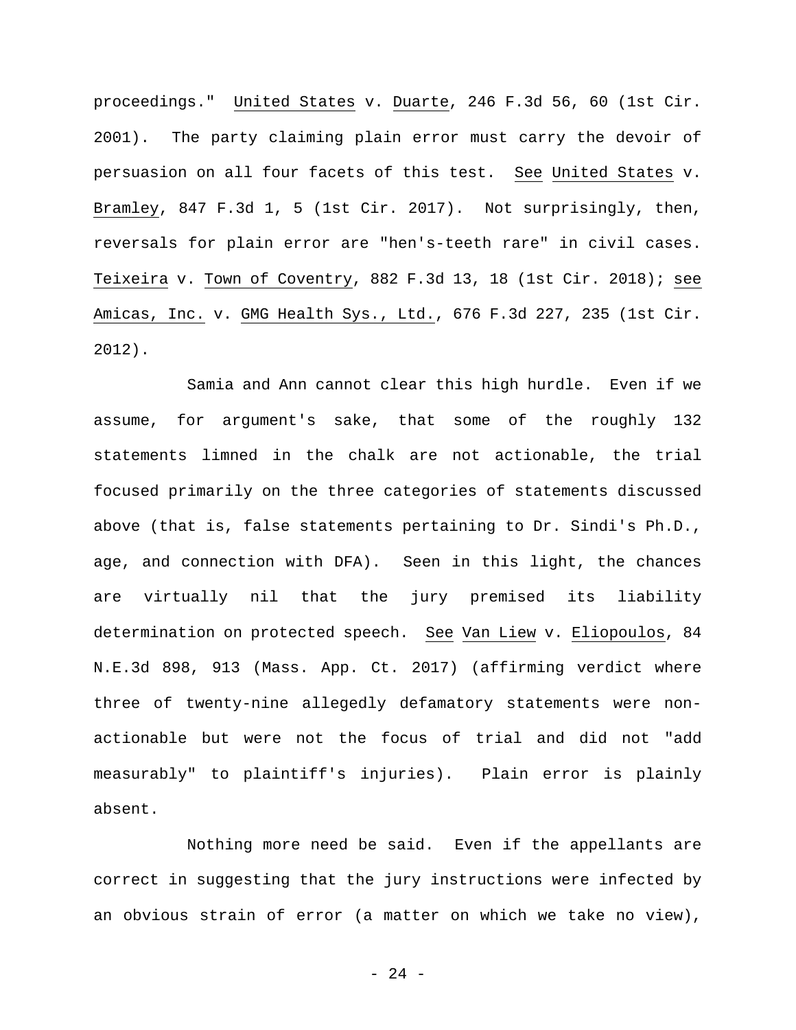proceedings." United States v. Duarte, 246 F.3d 56, 60 (1st Cir. 2001). The party claiming plain error must carry the devoir of persuasion on all four facets of this test. See United States v. Bramley, 847 F.3d 1, 5 (1st Cir. 2017). Not surprisingly, then, reversals for plain error are "hen's-teeth rare" in civil cases. Teixeira v. Town of Coventry, 882 F.3d 13, 18 (1st Cir. 2018); see Amicas, Inc. v. GMG Health Sys., Ltd., 676 F.3d 227, 235 (1st Cir. 2012).

Samia and Ann cannot clear this high hurdle. Even if we assume, for argument's sake, that some of the roughly 132 statements limned in the chalk are not actionable, the trial focused primarily on the three categories of statements discussed above (that is, false statements pertaining to Dr. Sindi's Ph.D., age, and connection with DFA). Seen in this light, the chances are virtually nil that the jury premised its liability determination on protected speech. See Van Liew v. Eliopoulos, 84 N.E.3d 898, 913 (Mass. App. Ct. 2017) (affirming verdict where three of twenty-nine allegedly defamatory statements were non-actionable but were not the focus of trial and did not "add measurably" to plaintiff's injuries). Plain error is plainly absent.

Nothing more need be said. Even if the appellants are correct in suggesting that the jury instructions were infected by an obvious strain of error (a matter on which we take no view),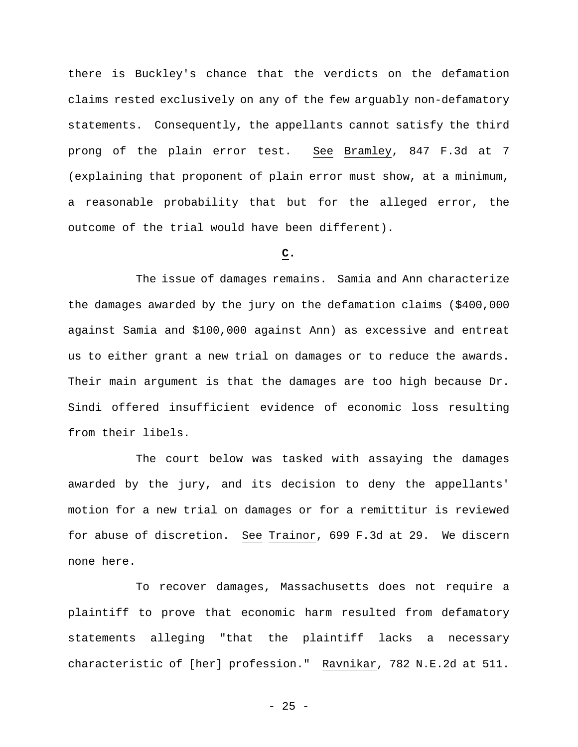there is Buckley's chance that the verdicts on the defamation claims rested exclusively on any of the few arguably non-defamatory statements. Consequently, the appellants cannot satisfy the third prong of the plain error test. See Bramley, 847 F.3d at 7 (explaining that proponent of plain error must show, at a minimum, a reasonable probability that but for the alleged error, the outcome of the trial would have been different).

**C.**

The issue of damages remains. Samia and Ann characterize the damages awarded by the jury on the defamation claims ($400,000 against Samia and $100,000 against Ann) as excessive and entreat us to either grant a new trial on damages or to reduce the awards. Their main argument is that the damages are too high because Dr. Sindi offered insufficient evidence of economic loss resulting from their libels.

The court below was tasked with assaying the damages awarded by the jury, and its decision to deny the appellants' motion for a new trial on damages or for a remittitur is reviewed for abuse of discretion. See Trainor, 699 F.3d at 29. We discern none here.

To recover damages, Massachusetts does not require a plaintiff to prove that economic harm resulted from defamatory statements alleging "that the plaintiff lacks a necessary characteristic of [her] profession." Ravnikar, 782 N.E.2d at 511.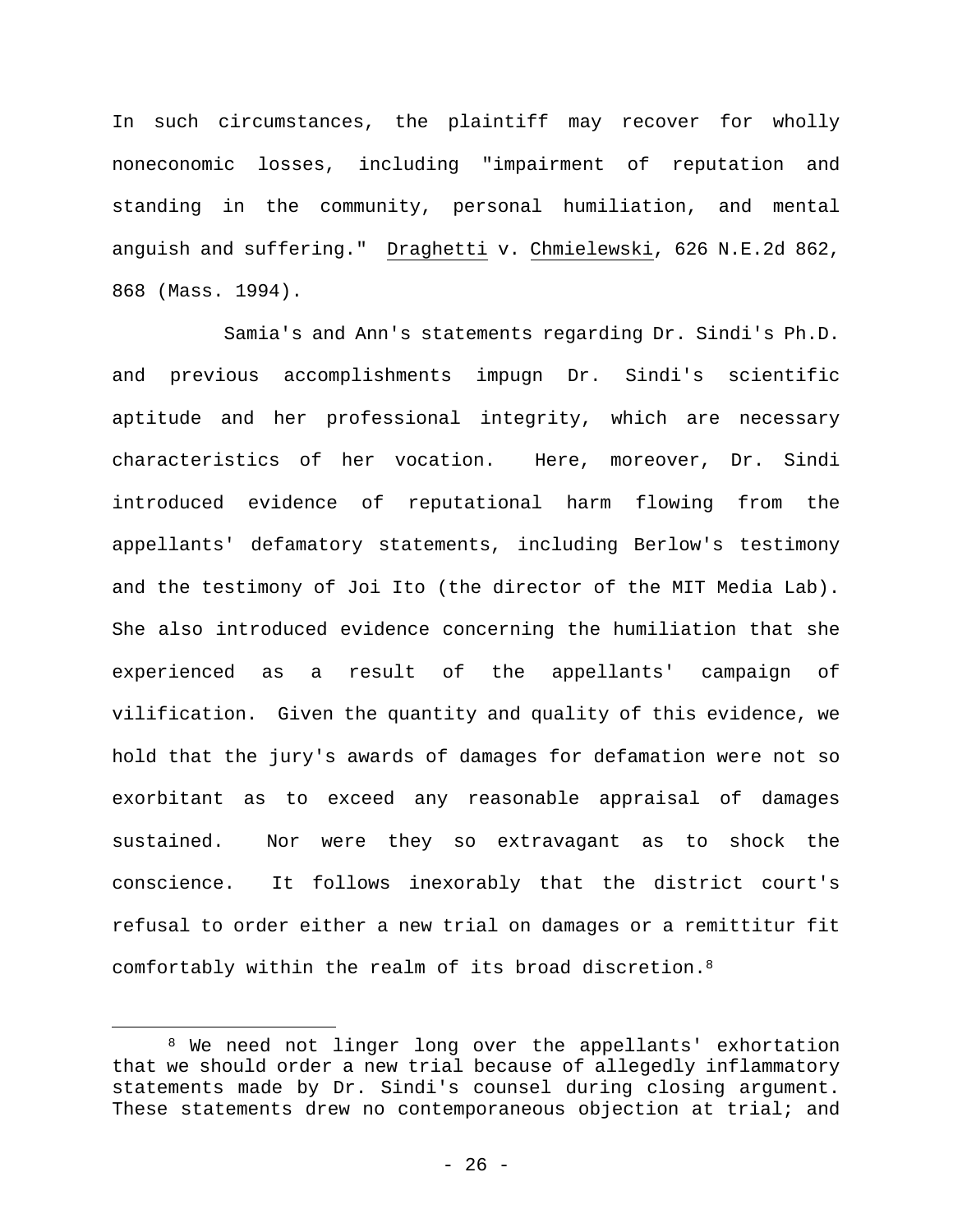In such circumstances, the plaintiff may recover for wholly noneconomic losses, including "impairment of reputation and standing in the community, personal humiliation, and mental anguish and suffering." Draghetti v. Chmielewski, 626 N.E.2d 862, 868 (Mass. 1994).

Samia's and Ann's statements regarding Dr. Sindi's Ph.D. and previous accomplishments impugn Dr. Sindi's scientific aptitude and her professional integrity, which are necessary characteristics of her vocation. Here, moreover, Dr. Sindi introduced evidence of reputational harm flowing from the appellants' defamatory statements, including Berlow's testimony and the testimony of Joi Ito (the director of the MIT Media Lab). She also introduced evidence concerning the humiliation that she experienced as a result of the appellants' campaign of vilification. Given the quantity and quality of this evidence, we hold that the jury's awards of damages for defamation were not so exorbitant as to exceed any reasonable appraisal of damages sustained. Nor were they so extravagant as to shock the conscience. It follows inexorably that the district court's refusal to order either a new trial on damages or a remittitur fit comfortably within the realm of its broad discretion.[8]

---

[8] We need not linger long over the appellants' exhortation that we should order a new trial because of allegedly inflammatory statements made by Dr. Sindi's counsel during closing argument. These statements drew no contemporaneous objection at trial; and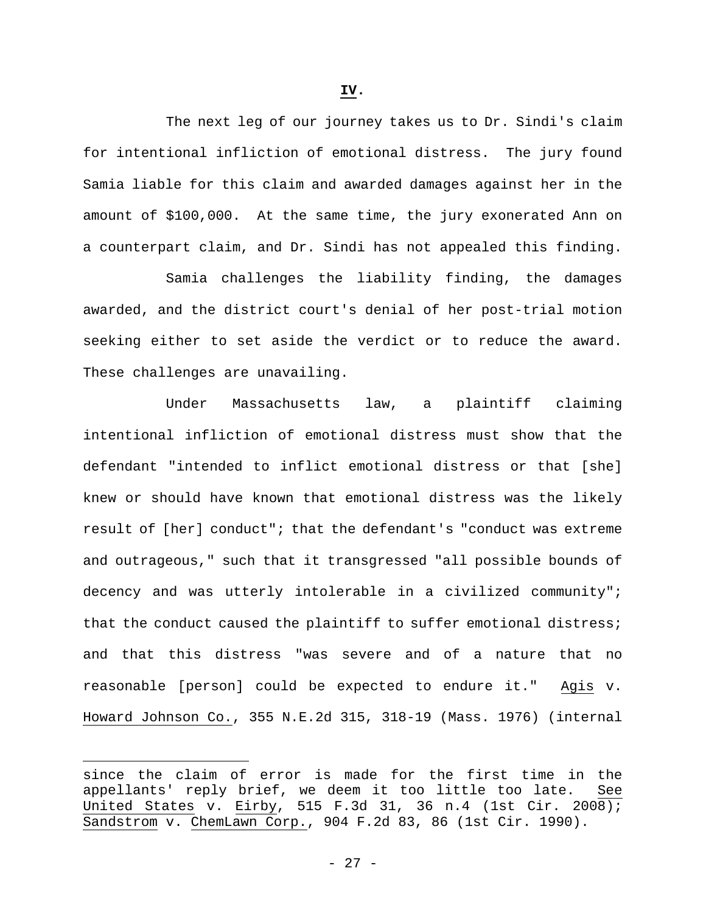**IV.**

The next leg of our journey takes us to Dr. Sindi's claim for intentional infliction of emotional distress. The jury found Samia liable for this claim and awarded damages against her in the amount of $100,000. At the same time, the jury exonerated Ann on a counterpart claim, and Dr. Sindi has not appealed this finding.

Samia challenges the liability finding, the damages awarded, and the district court's denial of her post-trial motion seeking either to set aside the verdict or to reduce the award. These challenges are unavailing.

Under Massachusetts law, a plaintiff claiming intentional infliction of emotional distress must show that the defendant "intended to inflict emotional distress or that [she] knew or should have known that emotional distress was the likely result of [her] conduct"; that the defendant's "conduct was extreme and outrageous," such that it transgressed "all possible bounds of decency and was utterly intolerable in a civilized community"; that the conduct caused the plaintiff to suffer emotional distress; and that this distress "was severe and of a nature that no reasonable [person] could be expected to endure it." Agis v. Howard Johnson Co., 355 N.E.2d 315, 318-19 (Mass. 1976) (internal

---

since the claim of error is made for the first time in the appellants' reply brief, we deem it too little too late. See United States v. Eirby, 515 F.3d 31, 36 n.4 (1st Cir. 2008); Sandstrom v. ChemLawn Corp., 904 F.2d 83, 86 (1st Cir. 1990).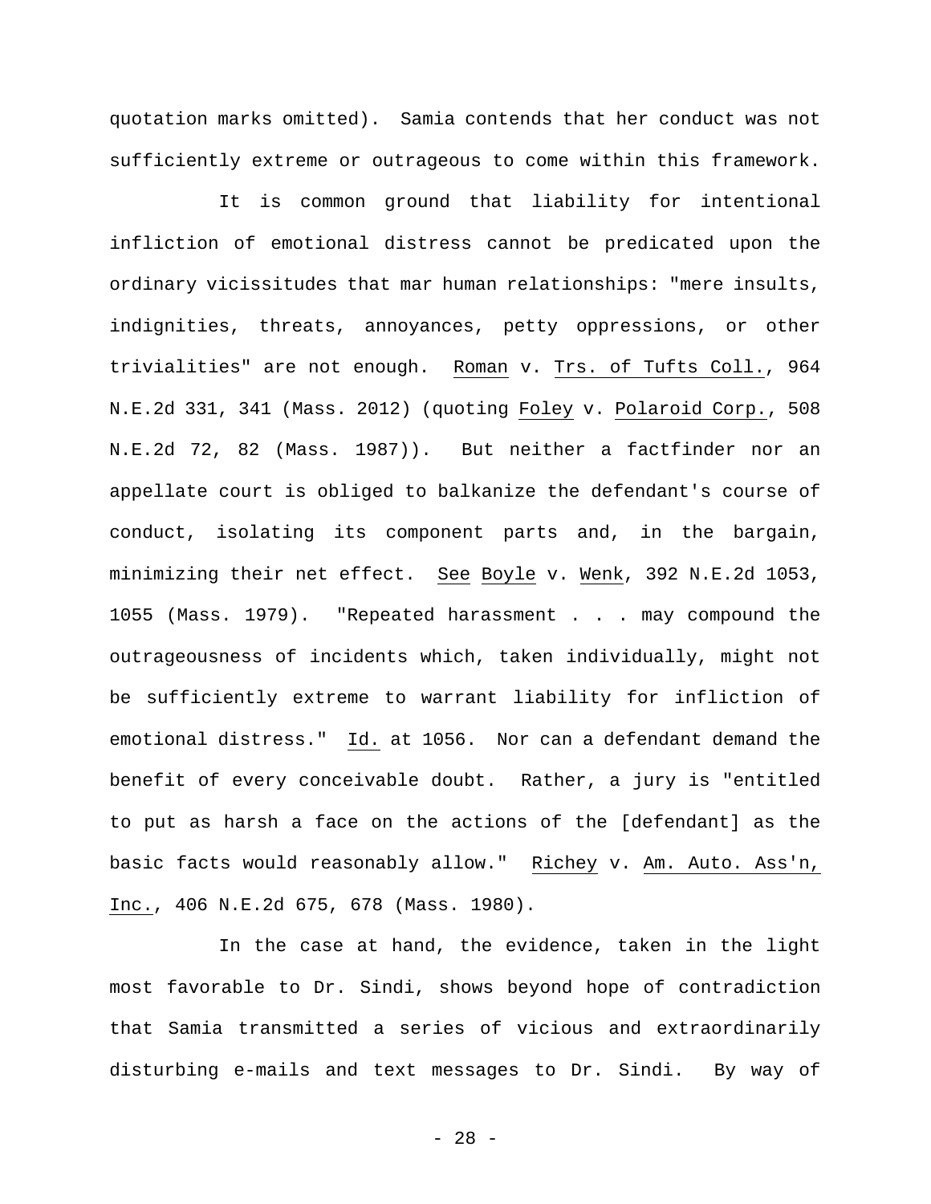quotation marks omitted). Samia contends that her conduct was not sufficiently extreme or outrageous to come within this framework.

It is common ground that liability for intentional infliction of emotional distress cannot be predicated upon the ordinary vicissitudes that mar human relationships: "mere insults, indignities, threats, annoyances, petty oppressions, or other trivialities" are not enough. Roman v. Trs. of Tufts Coll., 964 N.E.2d 331, 341 (Mass. 2012) (quoting Foley v. Polaroid Corp., 508 N.E.2d 72, 82 (Mass. 1987)). But neither a factfinder nor an appellate court is obliged to balkanize the defendant's course of conduct, isolating its component parts and, in the bargain, minimizing their net effect. See Boyle v. Wenk, 392 N.E.2d 1053, 1055 (Mass. 1979). "Repeated harassment . . . may compound the outrageousness of incidents which, taken individually, might not be sufficiently extreme to warrant liability for infliction of emotional distress." Id. at 1056. Nor can a defendant demand the benefit of every conceivable doubt. Rather, a jury is "entitled to put as harsh a face on the actions of the [defendant] as the basic facts would reasonably allow." Richey v. Am. Auto. Ass'n, Inc., 406 N.E.2d 675, 678 (Mass. 1980).

In the case at hand, the evidence, taken in the light most favorable to Dr. Sindi, shows beyond hope of contradiction that Samia transmitted a series of vicious and extraordinarily disturbing e-mails and text messages to Dr. Sindi. By way of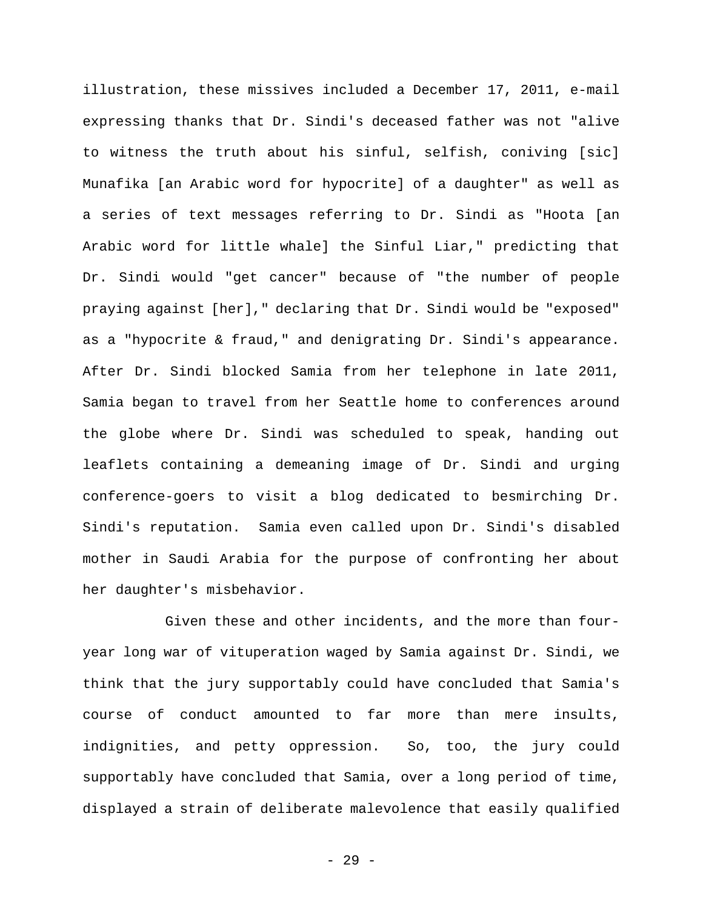illustration, these missives included a December 17, 2011, e-mail expressing thanks that Dr. Sindi's deceased father was not "alive to witness the truth about his sinful, selfish, coniving [sic] Munafika [an Arabic word for hypocrite] of a daughter" as well as a series of text messages referring to Dr. Sindi as "Hoota [an Arabic word for little whale] the Sinful Liar," predicting that Dr. Sindi would "get cancer" because of "the number of people praying against [her]," declaring that Dr. Sindi would be "exposed" as a "hypocrite & fraud," and denigrating Dr. Sindi's appearance. After Dr. Sindi blocked Samia from her telephone in late 2011, Samia began to travel from her Seattle home to conferences around the globe where Dr. Sindi was scheduled to speak, handing out leaflets containing a demeaning image of Dr. Sindi and urging conference-goers to visit a blog dedicated to besmirching Dr. Sindi's reputation. Samia even called upon Dr. Sindi's disabled mother in Saudi Arabia for the purpose of confronting her about her daughter's misbehavior.

Given these and other incidents, and the more than four-year long war of vituperation waged by Samia against Dr. Sindi, we think that the jury supportably could have concluded that Samia's course of conduct amounted to far more than mere insults, indignities, and petty oppression. So, too, the jury could supportably have concluded that Samia, over a long period of time, displayed a strain of deliberate malevolence that easily qualified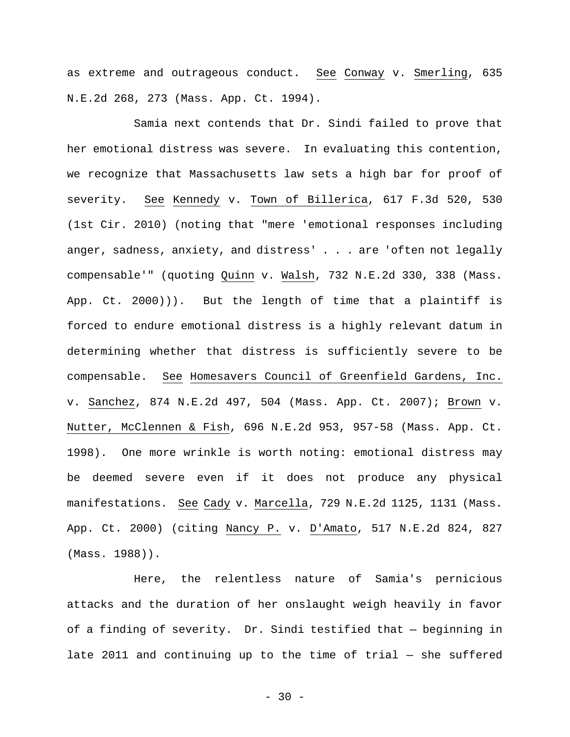as extreme and outrageous conduct. See Conway v. Smerling, 635 N.E.2d 268, 273 (Mass. App. Ct. 1994).

Samia next contends that Dr. Sindi failed to prove that her emotional distress was severe. In evaluating this contention, we recognize that Massachusetts law sets a high bar for proof of severity. See Kennedy v. Town of Billerica, 617 F.3d 520, 530 (1st Cir. 2010) (noting that "mere 'emotional responses including anger, sadness, anxiety, and distress' . . . are 'often not legally compensable'" (quoting Quinn v. Walsh, 732 N.E.2d 330, 338 (Mass. App. Ct. 2000))). But the length of time that a plaintiff is forced to endure emotional distress is a highly relevant datum in determining whether that distress is sufficiently severe to be compensable. See Homesavers Council of Greenfield Gardens, Inc. v. Sanchez, 874 N.E.2d 497, 504 (Mass. App. Ct. 2007); Brown v. Nutter, McClennen & Fish, 696 N.E.2d 953, 957-58 (Mass. App. Ct. 1998). One more wrinkle is worth noting: emotional distress may be deemed severe even if it does not produce any physical manifestations. See Cady v. Marcella, 729 N.E.2d 1125, 1131 (Mass. App. Ct. 2000) (citing Nancy P. v. D'Amato, 517 N.E.2d 824, 827 (Mass. 1988)).

Here, the relentless nature of Samia's pernicious attacks and the duration of her onslaught weigh heavily in favor of a finding of severity. Dr. Sindi testified that — beginning in late 2011 and continuing up to the time of trial — she suffered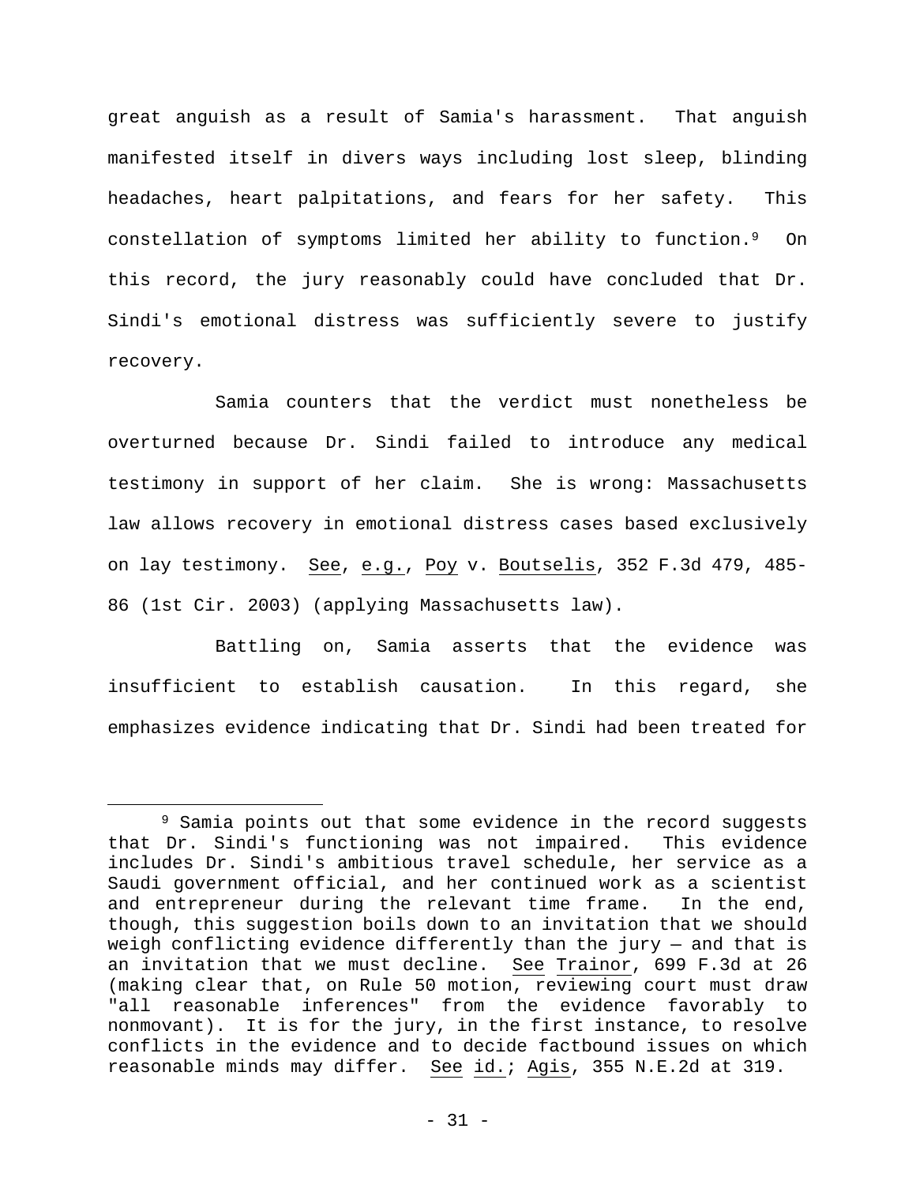great anguish as a result of Samia's harassment. That anguish manifested itself in divers ways including lost sleep, blinding headaches, heart palpitations, and fears for her safety. This constellation of symptoms limited her ability to function.[9] On this record, the jury reasonably could have concluded that Dr. Sindi's emotional distress was sufficiently severe to justify recovery.

Samia counters that the verdict must nonetheless be overturned because Dr. Sindi failed to introduce any medical testimony in support of her claim. She is wrong: Massachusetts law allows recovery in emotional distress cases based exclusively on lay testimony. See, e.g., Poy v. Boutselis, 352 F.3d 479, 485-86 (1st Cir. 2003) (applying Massachusetts law).

Battling on, Samia asserts that the evidence was insufficient to establish causation. In this regard, she emphasizes evidence indicating that Dr. Sindi had been treated for

---

[9] Samia points out that some evidence in the record suggests that Dr. Sindi's functioning was not impaired. This evidence includes Dr. Sindi's ambitious travel schedule, her service as a Saudi government official, and her continued work as a scientist and entrepreneur during the relevant time frame. In the end, though, this suggestion boils down to an invitation that we should weigh conflicting evidence differently than the jury — and that is an invitation that we must decline. See Trainor, 699 F.3d at 26 (making clear that, on Rule 50 motion, reviewing court must draw "all reasonable inferences" from the evidence favorably to nonmovant). It is for the jury, in the first instance, to resolve conflicts in the evidence and to decide factbound issues on which reasonable minds may differ. See id.; Agis, 355 N.E.2d at 319.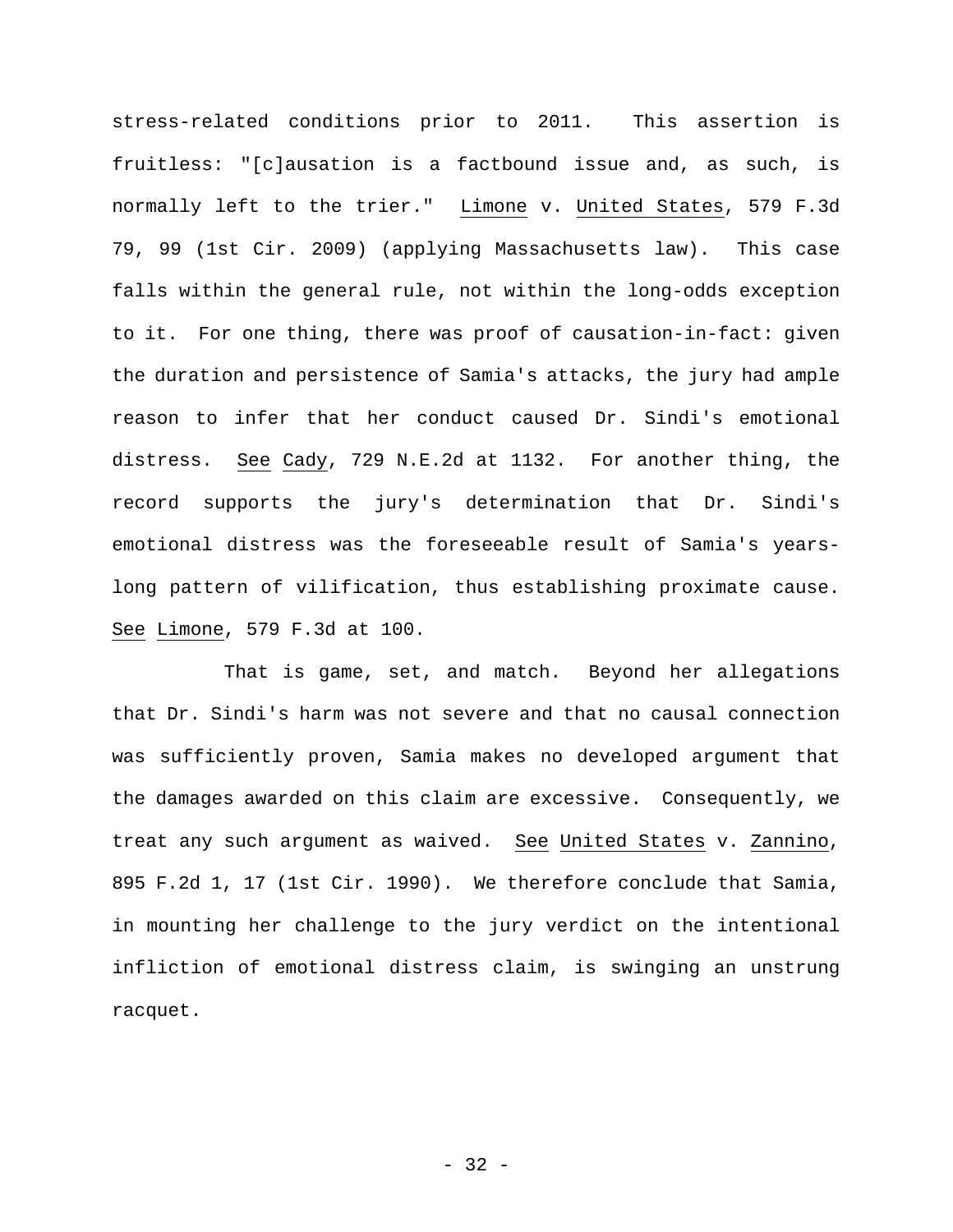stress-related conditions prior to 2011. This assertion is fruitless: "[c]ausation is a factbound issue and, as such, is normally left to the trier." Limone v. United States, 579 F.3d 79, 99 (1st Cir. 2009) (applying Massachusetts law). This case falls within the general rule, not within the long-odds exception to it. For one thing, there was proof of causation-in-fact: given the duration and persistence of Samia's attacks, the jury had ample reason to infer that her conduct caused Dr. Sindi's emotional distress. See Cady, 729 N.E.2d at 1132. For another thing, the record supports the jury's determination that Dr. Sindi's emotional distress was the foreseeable result of Samia's years-long pattern of vilification, thus establishing proximate cause. See Limone, 579 F.3d at 100.

That is game, set, and match. Beyond her allegations that Dr. Sindi's harm was not severe and that no causal connection was sufficiently proven, Samia makes no developed argument that the damages awarded on this claim are excessive. Consequently, we treat any such argument as waived. See United States v. Zannino, 895 F.2d 1, 17 (1st Cir. 1990). We therefore conclude that Samia, in mounting her challenge to the jury verdict on the intentional infliction of emotional distress claim, is swinging an unstrung racquet.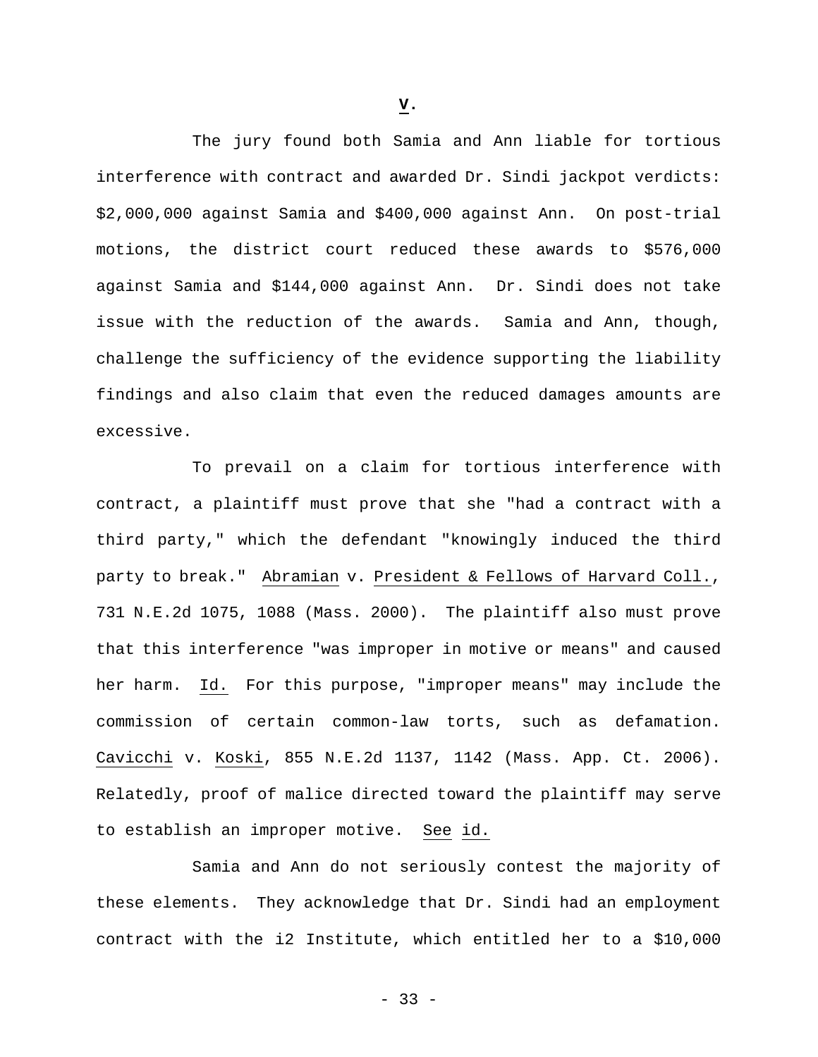## **V.**

The jury found both Samia and Ann liable for tortious interference with contract and awarded Dr. Sindi jackpot verdicts: $2,000,000 against Samia and $400,000 against Ann. On post-trial motions, the district court reduced these awards to $576,000 against Samia and $144,000 against Ann. Dr. Sindi does not take issue with the reduction of the awards. Samia and Ann, though, challenge the sufficiency of the evidence supporting the liability findings and also claim that even the reduced damages amounts are excessive.

To prevail on a claim for tortious interference with contract, a plaintiff must prove that she "had a contract with a third party," which the defendant "knowingly induced the third party to break." Abramian v. President & Fellows of Harvard Coll., 731 N.E.2d 1075, 1088 (Mass. 2000). The plaintiff also must prove that this interference "was improper in motive or means" and caused her harm. Id. For this purpose, "improper means" may include the commission of certain common-law torts, such as defamation. Cavicchi v. Koski, 855 N.E.2d 1137, 1142 (Mass. App. Ct. 2006). Relatedly, proof of malice directed toward the plaintiff may serve to establish an improper motive. See id.

Samia and Ann do not seriously contest the majority of these elements. They acknowledge that Dr. Sindi had an employment contract with the i2 Institute, which entitled her to a $10,000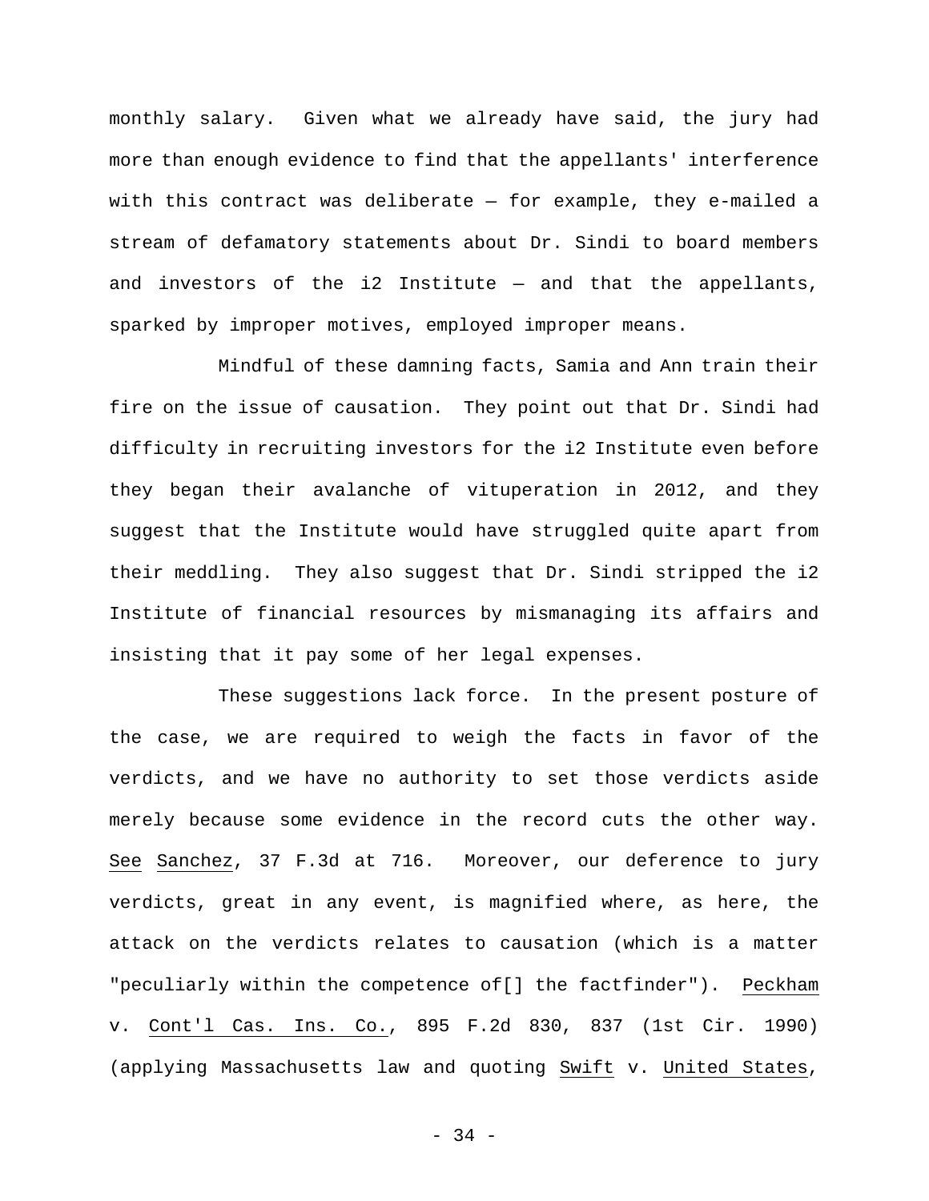monthly salary. Given what we already have said, the jury had more than enough evidence to find that the appellants' interference with this contract was deliberate — for example, they e-mailed a stream of defamatory statements about Dr. Sindi to board members and investors of the i2 Institute — and that the appellants, sparked by improper motives, employed improper means.

Mindful of these damning facts, Samia and Ann train their fire on the issue of causation. They point out that Dr. Sindi had difficulty in recruiting investors for the i2 Institute even before they began their avalanche of vituperation in 2012, and they suggest that the Institute would have struggled quite apart from their meddling. They also suggest that Dr. Sindi stripped the i2 Institute of financial resources by mismanaging its affairs and insisting that it pay some of her legal expenses.

These suggestions lack force. In the present posture of the case, we are required to weigh the facts in favor of the verdicts, and we have no authority to set those verdicts aside merely because some evidence in the record cuts the other way. See Sanchez, 37 F.3d at 716. Moreover, our deference to jury verdicts, great in any event, is magnified where, as here, the attack on the verdicts relates to causation (which is a matter "peculiarly within the competence of[] the factfinder"). Peckham v. Cont'l Cas. Ins. Co., 895 F.2d 830, 837 (1st Cir. 1990) (applying Massachusetts law and quoting Swift v. United States,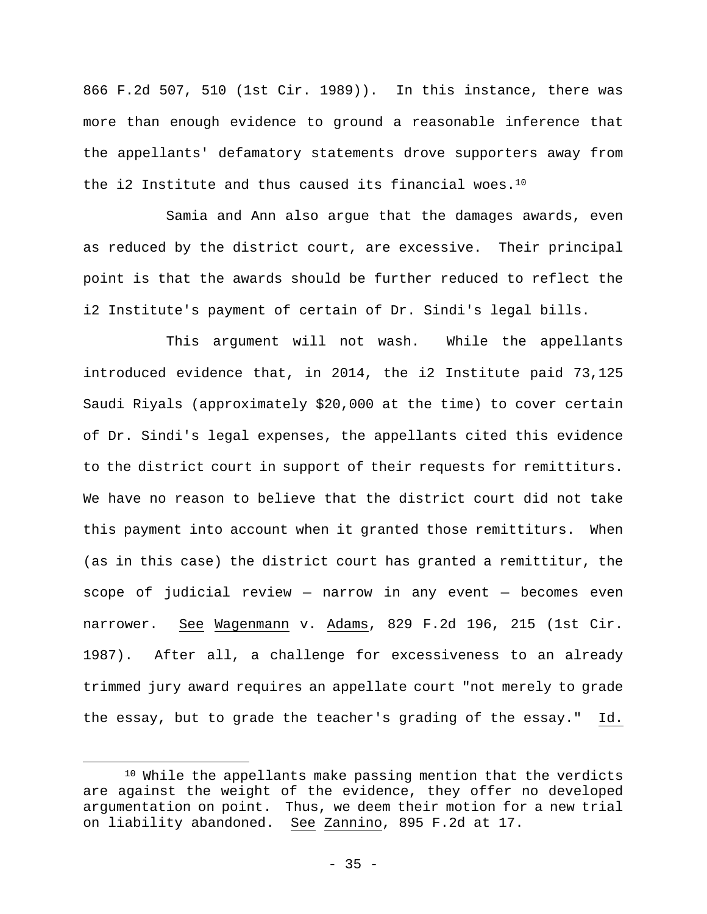866 F.2d 507, 510 (1st Cir. 1989)). In this instance, there was more than enough evidence to ground a reasonable inference that the appellants' defamatory statements drove supporters away from the i2 Institute and thus caused its financial woes.[10]

Samia and Ann also argue that the damages awards, even as reduced by the district court, are excessive. Their principal point is that the awards should be further reduced to reflect the i2 Institute's payment of certain of Dr. Sindi's legal bills.

This argument will not wash. While the appellants introduced evidence that, in 2014, the i2 Institute paid 73,125 Saudi Riyals (approximately $20,000 at the time) to cover certain of Dr. Sindi's legal expenses, the appellants cited this evidence to the district court in support of their requests for remittiturs. We have no reason to believe that the district court did not take this payment into account when it granted those remittiturs. When (as in this case) the district court has granted a remittitur, the scope of judicial review — narrow in any event — becomes even narrower. See Wagenmann v. Adams, 829 F.2d 196, 215 (1st Cir. 1987). After all, a challenge for excessiveness to an already trimmed jury award requires an appellate court "not merely to grade the essay, but to grade the teacher's grading of the essay." Id.

[10] While the appellants make passing mention that the verdicts are against the weight of the evidence, they offer no developed argumentation on point. Thus, we deem their motion for a new trial on liability abandoned. See Zannino, 895 F.2d at 17.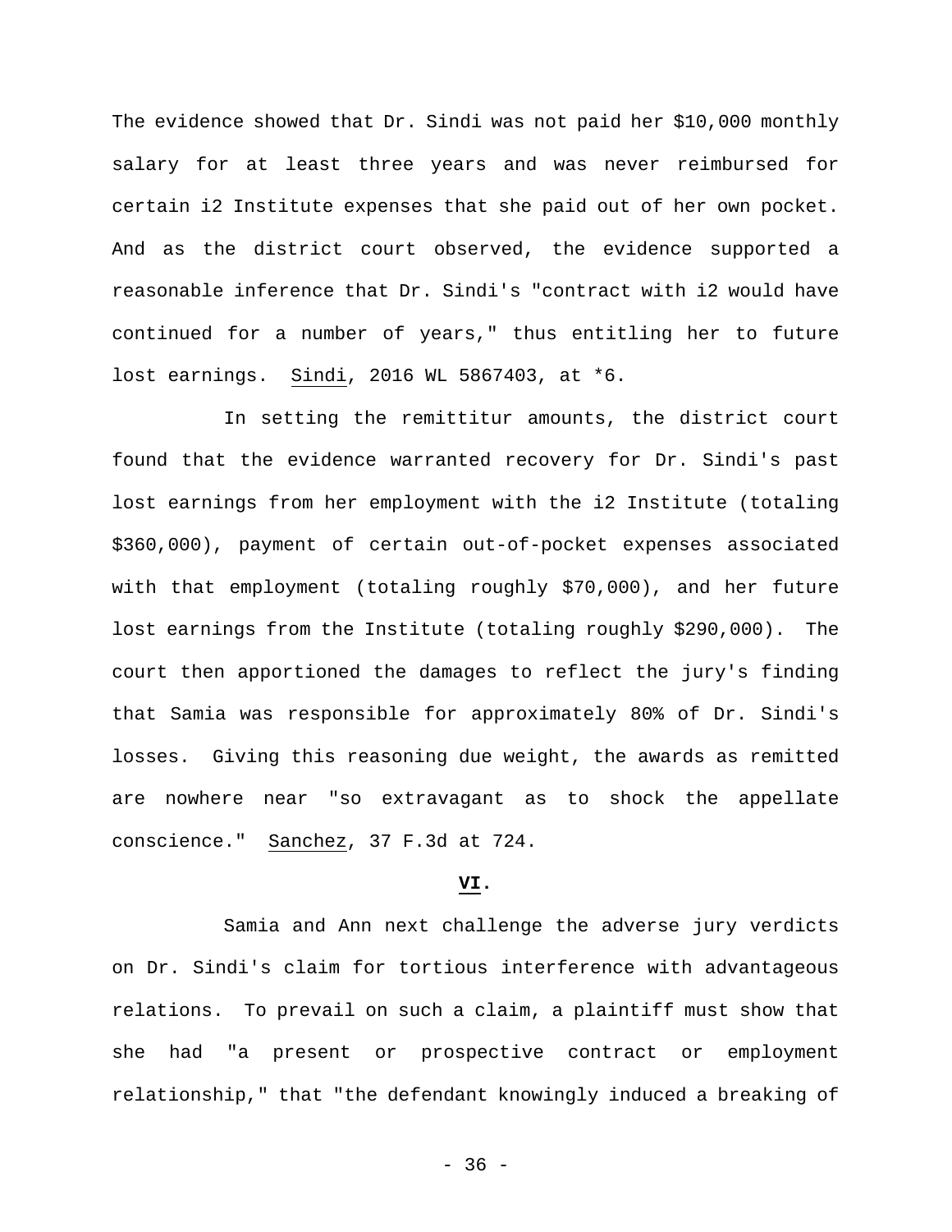The evidence showed that Dr. Sindi was not paid her $10,000 monthly salary for at least three years and was never reimbursed for certain i2 Institute expenses that she paid out of her own pocket. And as the district court observed, the evidence supported a reasonable inference that Dr. Sindi's "contract with i2 would have continued for a number of years," thus entitling her to future lost earnings. Sindi, 2016 WL 5867403, at *6.

In setting the remittitur amounts, the district court found that the evidence warranted recovery for Dr. Sindi's past lost earnings from her employment with the i2 Institute (totaling $360,000), payment of certain out-of-pocket expenses associated with that employment (totaling roughly $70,000), and her future lost earnings from the Institute (totaling roughly $290,000). The court then apportioned the damages to reflect the jury's finding that Samia was responsible for approximately 80% of Dr. Sindi's losses. Giving this reasoning due weight, the awards as remitted are nowhere near "so extravagant as to shock the appellate conscience." Sanchez, 37 F.3d at 724.

## VI.

Samia and Ann next challenge the adverse jury verdicts on Dr. Sindi's claim for tortious interference with advantageous relations. To prevail on such a claim, a plaintiff must show that she had "a present or prospective contract or employment relationship," that "the defendant knowingly induced a breaking of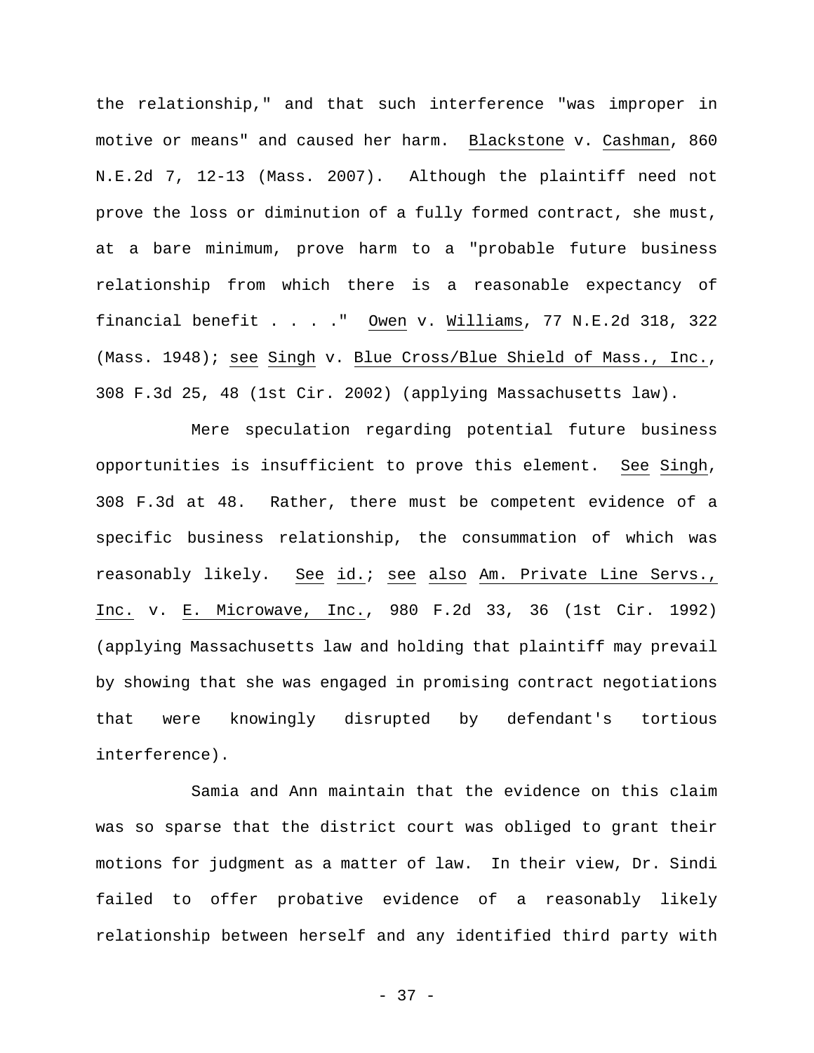the relationship," and that such interference "was improper in motive or means" and caused her harm. Blackstone v. Cashman, 860 N.E.2d 7, 12-13 (Mass. 2007). Although the plaintiff need not prove the loss or diminution of a fully formed contract, she must, at a bare minimum, prove harm to a "probable future business relationship from which there is a reasonable expectancy of financial benefit . . . ." Owen v. Williams, 77 N.E.2d 318, 322 (Mass. 1948); see Singh v. Blue Cross/Blue Shield of Mass., Inc., 308 F.3d 25, 48 (1st Cir. 2002) (applying Massachusetts law).

Mere speculation regarding potential future business opportunities is insufficient to prove this element. See Singh, 308 F.3d at 48. Rather, there must be competent evidence of a specific business relationship, the consummation of which was reasonably likely. See id.; see also Am. Private Line Servs., Inc. v. E. Microwave, Inc., 980 F.2d 33, 36 (1st Cir. 1992) (applying Massachusetts law and holding that plaintiff may prevail by showing that she was engaged in promising contract negotiations that were knowingly disrupted by defendant's tortious interference).

Samia and Ann maintain that the evidence on this claim was so sparse that the district court was obliged to grant their motions for judgment as a matter of law. In their view, Dr. Sindi failed to offer probative evidence of a reasonably likely relationship between herself and any identified third party with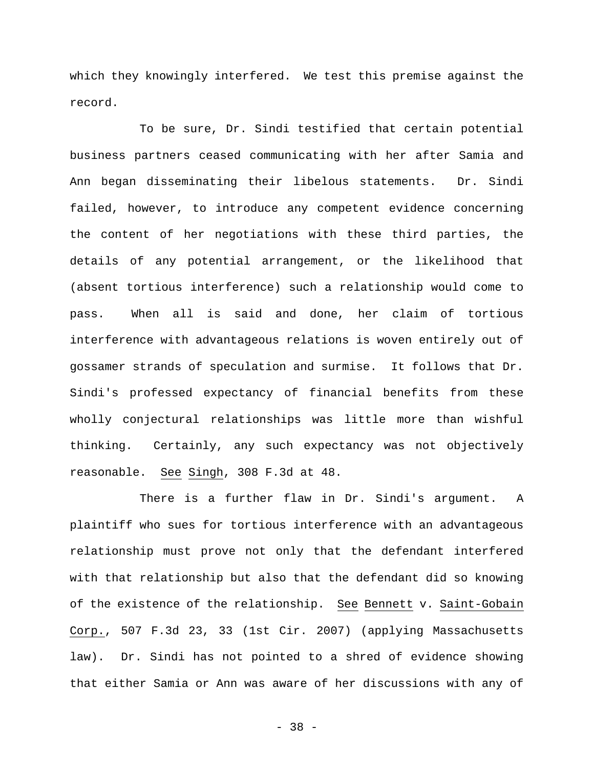which they knowingly interfered. We test this premise against the record.

To be sure, Dr. Sindi testified that certain potential business partners ceased communicating with her after Samia and Ann began disseminating their libelous statements. Dr. Sindi failed, however, to introduce any competent evidence concerning the content of her negotiations with these third parties, the details of any potential arrangement, or the likelihood that (absent tortious interference) such a relationship would come to pass. When all is said and done, her claim of tortious interference with advantageous relations is woven entirely out of gossamer strands of speculation and surmise. It follows that Dr. Sindi's professed expectancy of financial benefits from these wholly conjectural relationships was little more than wishful thinking. Certainly, any such expectancy was not objectively reasonable. See Singh, 308 F.3d at 48.

There is a further flaw in Dr. Sindi's argument. A plaintiff who sues for tortious interference with an advantageous relationship must prove not only that the defendant interfered with that relationship but also that the defendant did so knowing of the existence of the relationship. See Bennett v. Saint-Gobain Corp., 507 F.3d 23, 33 (1st Cir. 2007) (applying Massachusetts law). Dr. Sindi has not pointed to a shred of evidence showing that either Samia or Ann was aware of her discussions with any of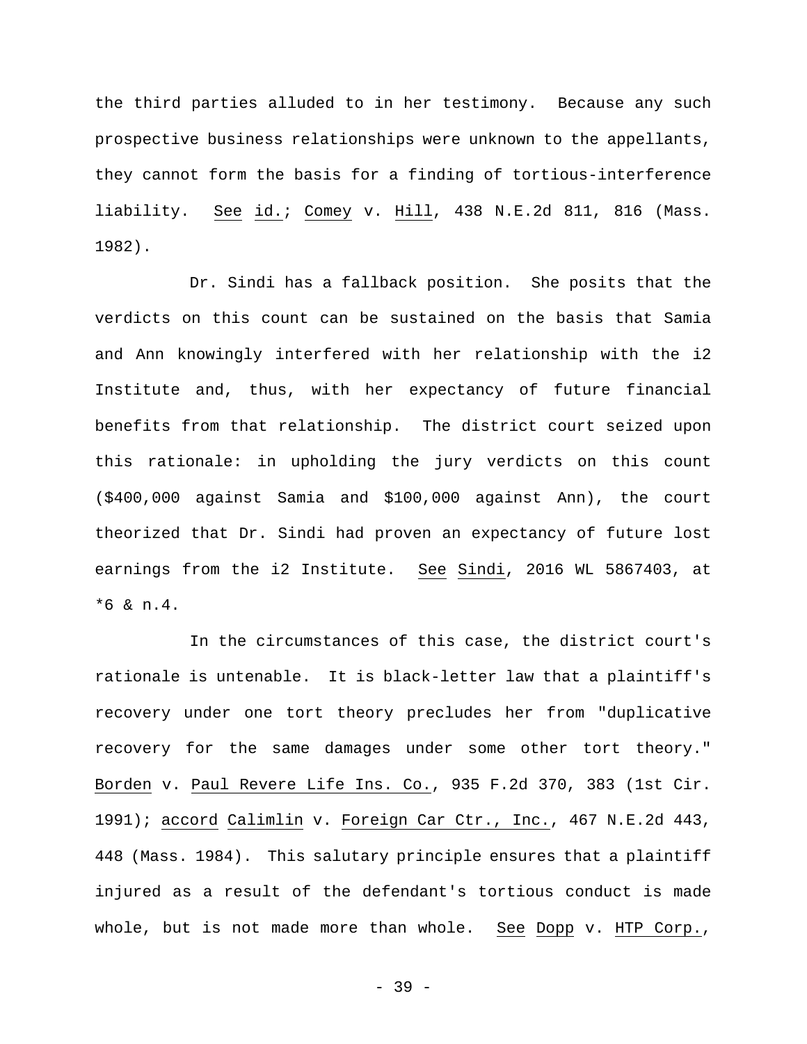the third parties alluded to in her testimony. Because any such prospective business relationships were unknown to the appellants, they cannot form the basis for a finding of tortious-interference liability. See id.; Comey v. Hill, 438 N.E.2d 811, 816 (Mass. 1982).

Dr. Sindi has a fallback position. She posits that the verdicts on this count can be sustained on the basis that Samia and Ann knowingly interfered with her relationship with the i2 Institute and, thus, with her expectancy of future financial benefits from that relationship. The district court seized upon this rationale: in upholding the jury verdicts on this count ($400,000 against Samia and $100,000 against Ann), the court theorized that Dr. Sindi had proven an expectancy of future lost earnings from the i2 Institute. See Sindi, 2016 WL 5867403, at *6 & n.4.

In the circumstances of this case, the district court's rationale is untenable. It is black-letter law that a plaintiff's recovery under one tort theory precludes her from "duplicative recovery for the same damages under some other tort theory." Borden v. Paul Revere Life Ins. Co., 935 F.2d 370, 383 (1st Cir. 1991); accord Calimlin v. Foreign Car Ctr., Inc., 467 N.E.2d 443, 448 (Mass. 1984). This salutary principle ensures that a plaintiff injured as a result of the defendant's tortious conduct is made whole, but is not made more than whole. See Dopp v. HTP Corp.,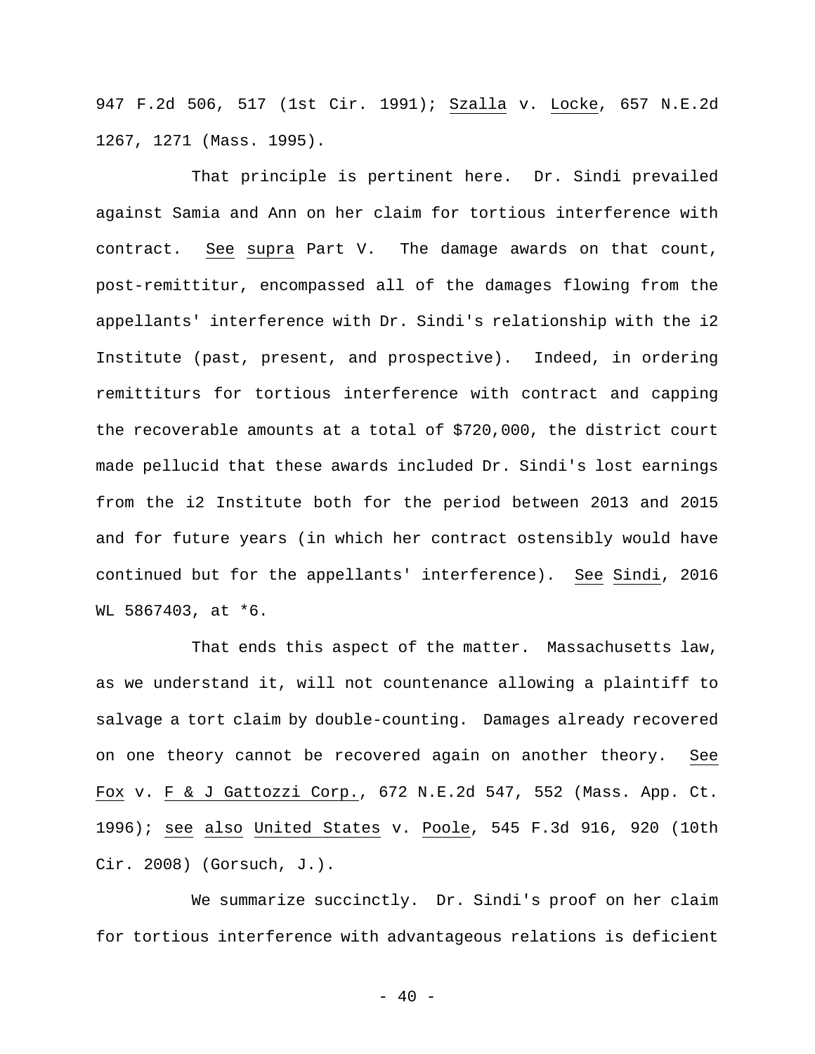947 F.2d 506, 517 (1st Cir. 1991); Szalla v. Locke, 657 N.E.2d 1267, 1271 (Mass. 1995).

That principle is pertinent here. Dr. Sindi prevailed against Samia and Ann on her claim for tortious interference with contract. See supra Part V. The damage awards on that count, post-remittitur, encompassed all of the damages flowing from the appellants' interference with Dr. Sindi's relationship with the i2 Institute (past, present, and prospective). Indeed, in ordering remittiturs for tortious interference with contract and capping the recoverable amounts at a total of $720,000, the district court made pellucid that these awards included Dr. Sindi's lost earnings from the i2 Institute both for the period between 2013 and 2015 and for future years (in which her contract ostensibly would have continued but for the appellants' interference). See Sindi, 2016 WL 5867403, at *6.

That ends this aspect of the matter. Massachusetts law, as we understand it, will not countenance allowing a plaintiff to salvage a tort claim by double-counting. Damages already recovered on one theory cannot be recovered again on another theory. See Fox v. F & J Gattozzi Corp., 672 N.E.2d 547, 552 (Mass. App. Ct. 1996); see also United States v. Poole, 545 F.3d 916, 920 (10th Cir. 2008) (Gorsuch, J.).

We summarize succinctly. Dr. Sindi's proof on her claim for tortious interference with advantageous relations is deficient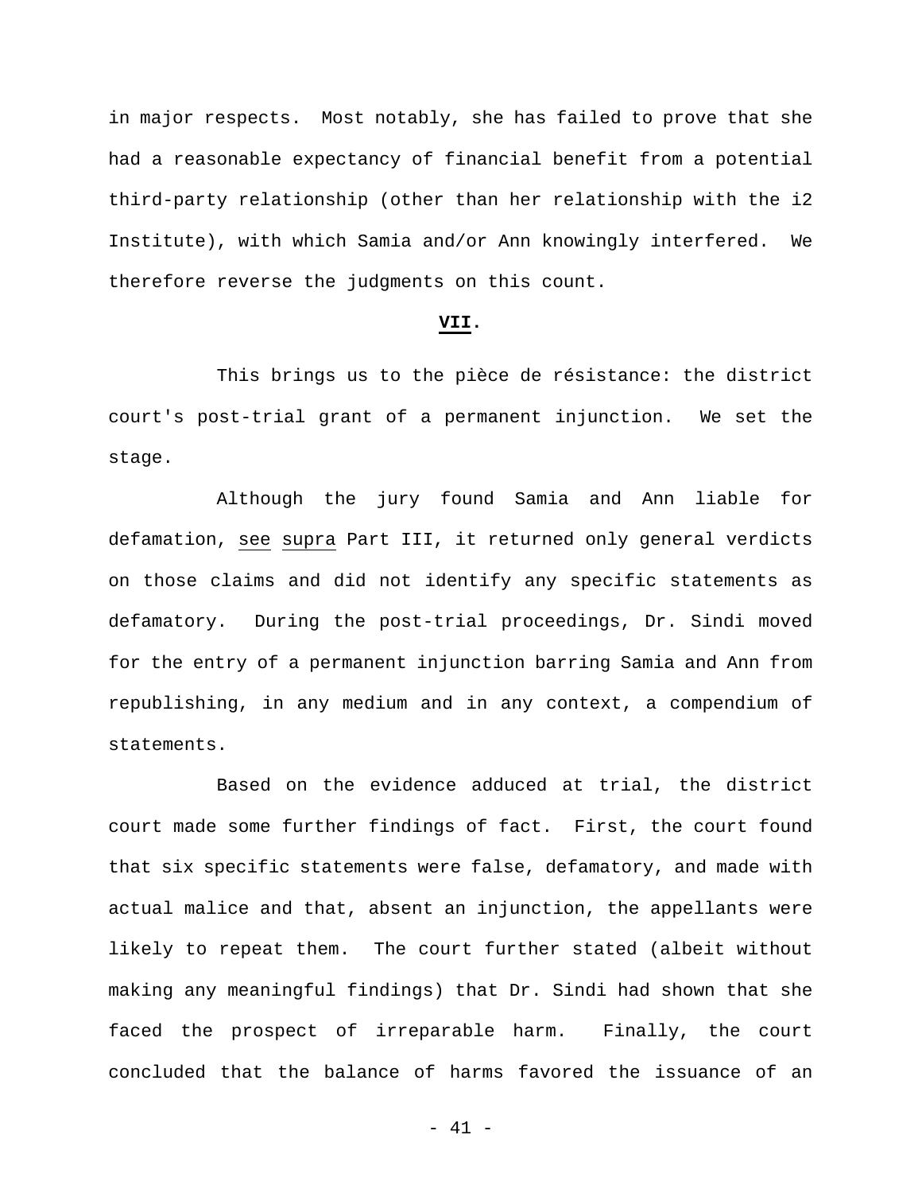in major respects. Most notably, she has failed to prove that she had a reasonable expectancy of financial benefit from a potential third-party relationship (other than her relationship with the i2 Institute), with which Samia and/or Ann knowingly interfered. We therefore reverse the judgments on this count.

## **VII.**

This brings us to the pièce de résistance: the district court's post-trial grant of a permanent injunction. We set the stage.

Although the jury found Samia and Ann liable for defamation, see supra Part III, it returned only general verdicts on those claims and did not identify any specific statements as defamatory. During the post-trial proceedings, Dr. Sindi moved for the entry of a permanent injunction barring Samia and Ann from republishing, in any medium and in any context, a compendium of statements.

Based on the evidence adduced at trial, the district court made some further findings of fact. First, the court found that six specific statements were false, defamatory, and made with actual malice and that, absent an injunction, the appellants were likely to repeat them. The court further stated (albeit without making any meaningful findings) that Dr. Sindi had shown that she faced the prospect of irreparable harm. Finally, the court concluded that the balance of harms favored the issuance of an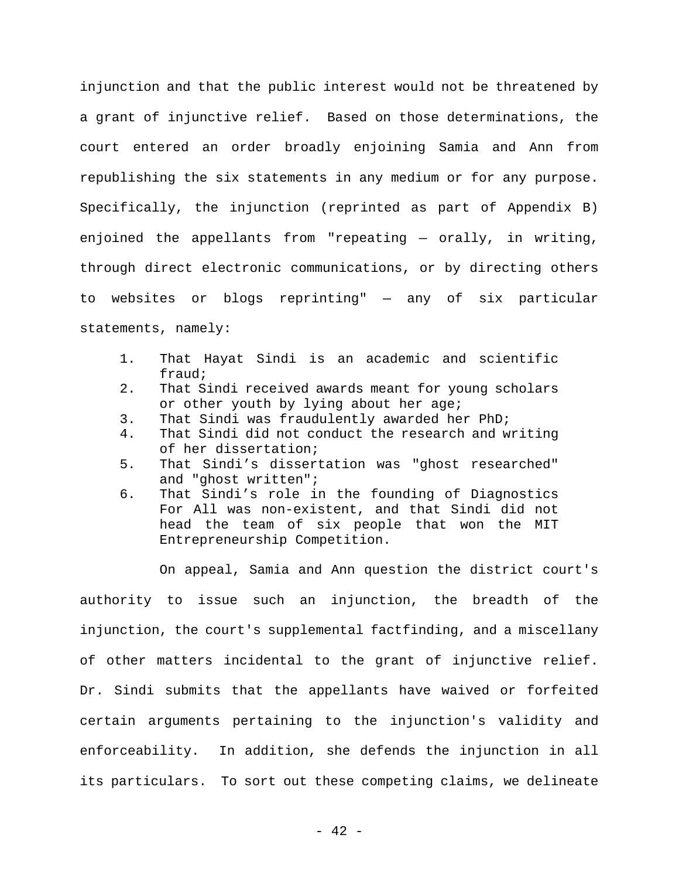injunction and that the public interest would not be threatened by a grant of injunctive relief. Based on those determinations, the court entered an order broadly enjoining Samia and Ann from republishing the six statements in any medium or for any purpose. Specifically, the injunction (reprinted as part of Appendix B) enjoined the appellants from "repeating — orally, in writing, through direct electronic communications, or by directing others to websites or blogs reprinting" — any of six particular statements, namely:

1. That Hayat Sindi is an academic and scientific fraud;
2. That Sindi received awards meant for young scholars or other youth by lying about her age;
3. That Sindi was fraudulently awarded her PhD;
4. That Sindi did not conduct the research and writing of her dissertation;
5. That Sindi's dissertation was "ghost researched" and "ghost written";
6. That Sindi's role in the founding of Diagnostics For All was non-existent, and that Sindi did not head the team of six people that won the MIT Entrepreneurship Competition.

On appeal, Samia and Ann question the district court's authority to issue such an injunction, the breadth of the injunction, the court's supplemental factfinding, and a miscellany of other matters incidental to the grant of injunctive relief. Dr. Sindi submits that the appellants have waived or forfeited certain arguments pertaining to the injunction's validity and enforceability. In addition, she defends the injunction in all its particulars. To sort out these competing claims, we delineate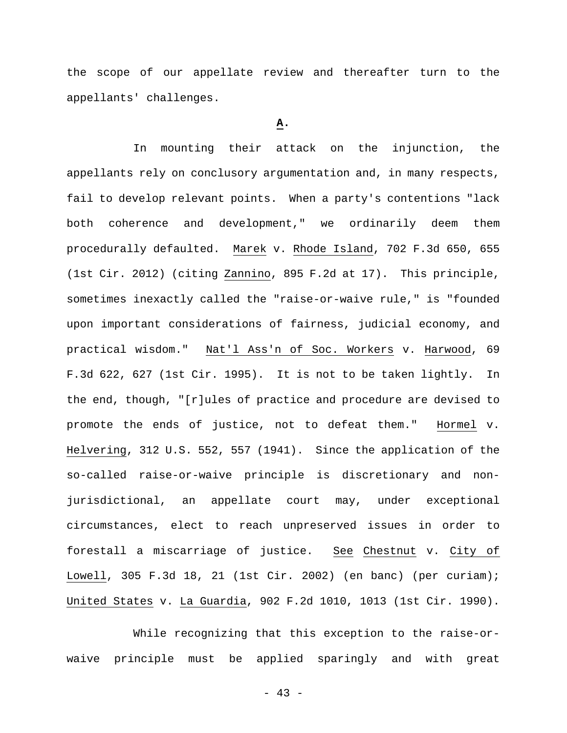the scope of our appellate review and thereafter turn to the appellants' challenges.

**A.**

In mounting their attack on the injunction, the appellants rely on conclusory argumentation and, in many respects, fail to develop relevant points. When a party's contentions "lack both coherence and development," we ordinarily deem them procedurally defaulted. Marek v. Rhode Island, 702 F.3d 650, 655 (1st Cir. 2012) (citing Zannino, 895 F.2d at 17). This principle, sometimes inexactly called the "raise-or-waive rule," is "founded upon important considerations of fairness, judicial economy, and practical wisdom." Nat'l Ass'n of Soc. Workers v. Harwood, 69 F.3d 622, 627 (1st Cir. 1995). It is not to be taken lightly. In the end, though, "[r]ules of practice and procedure are devised to promote the ends of justice, not to defeat them." Hormel v. Helvering, 312 U.S. 552, 557 (1941). Since the application of the so-called raise-or-waive principle is discretionary and non-jurisdictional, an appellate court may, under exceptional circumstances, elect to reach unpreserved issues in order to forestall a miscarriage of justice. See Chestnut v. City of Lowell, 305 F.3d 18, 21 (1st Cir. 2002) (en banc) (per curiam); United States v. La Guardia, 902 F.2d 1010, 1013 (1st Cir. 1990).

While recognizing that this exception to the raise-or-waive principle must be applied sparingly and with great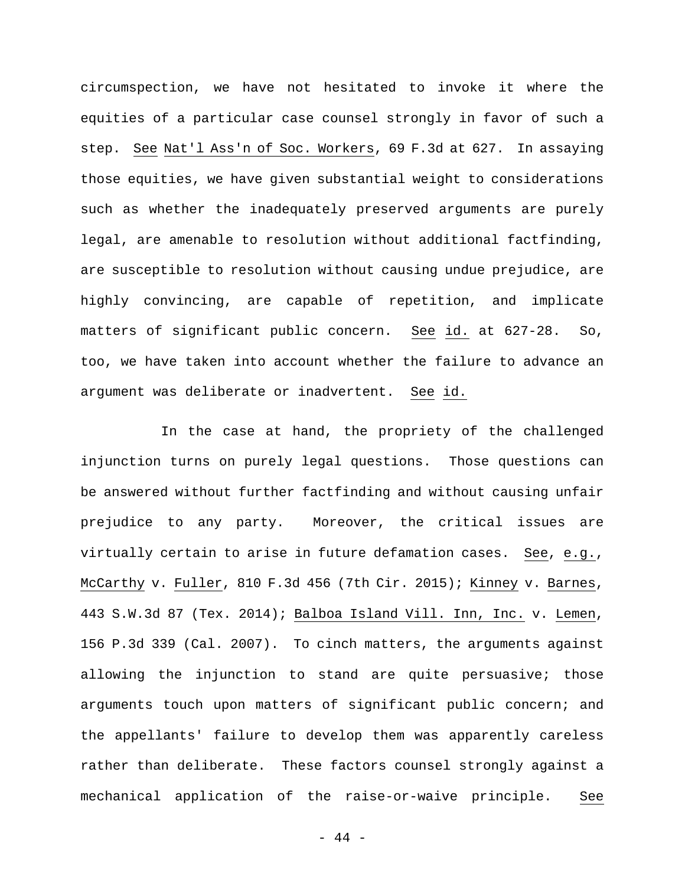circumspection, we have not hesitated to invoke it where the equities of a particular case counsel strongly in favor of such a step. See Nat'l Ass'n of Soc. Workers, 69 F.3d at 627. In assaying those equities, we have given substantial weight to considerations such as whether the inadequately preserved arguments are purely legal, are amenable to resolution without additional factfinding, are susceptible to resolution without causing undue prejudice, are highly convincing, are capable of repetition, and implicate matters of significant public concern. See id. at 627-28. So, too, we have taken into account whether the failure to advance an argument was deliberate or inadvertent. See id.

In the case at hand, the propriety of the challenged injunction turns on purely legal questions. Those questions can be answered without further factfinding and without causing unfair prejudice to any party. Moreover, the critical issues are virtually certain to arise in future defamation cases. See, e.g., McCarthy v. Fuller, 810 F.3d 456 (7th Cir. 2015); Kinney v. Barnes, 443 S.W.3d 87 (Tex. 2014); Balboa Island Vill. Inn, Inc. v. Lemen, 156 P.3d 339 (Cal. 2007). To cinch matters, the arguments against allowing the injunction to stand are quite persuasive; those arguments touch upon matters of significant public concern; and the appellants' failure to develop them was apparently careless rather than deliberate. These factors counsel strongly against a mechanical application of the raise-or-waive principle. See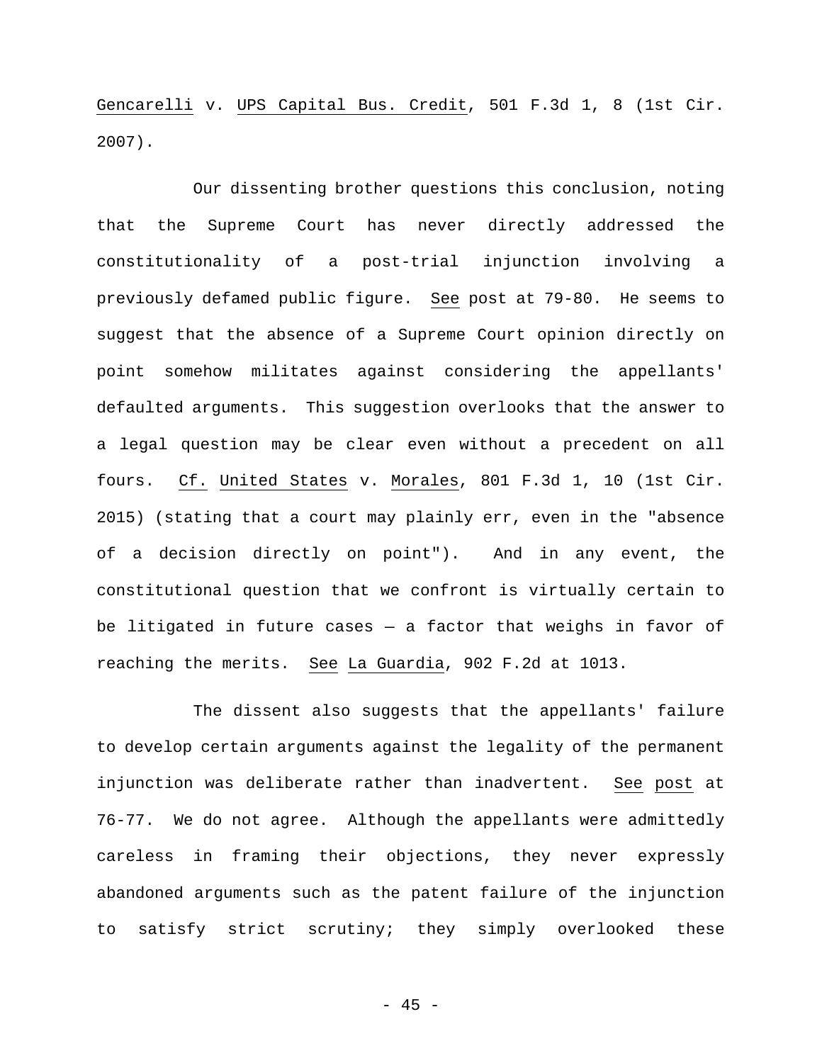Gencarelli v. UPS Capital Bus. Credit, 501 F.3d 1, 8 (1st Cir. 2007).

Our dissenting brother questions this conclusion, noting that the Supreme Court has never directly addressed the constitutionality of a post-trial injunction involving a previously defamed public figure. See post at 79-80. He seems to suggest that the absence of a Supreme Court opinion directly on point somehow militates against considering the appellants' defaulted arguments. This suggestion overlooks that the answer to a legal question may be clear even without a precedent on all fours. Cf. United States v. Morales, 801 F.3d 1, 10 (1st Cir. 2015) (stating that a court may plainly err, even in the "absence of a decision directly on point"). And in any event, the constitutional question that we confront is virtually certain to be litigated in future cases — a factor that weighs in favor of reaching the merits. See La Guardia, 902 F.2d at 1013.

The dissent also suggests that the appellants' failure to develop certain arguments against the legality of the permanent injunction was deliberate rather than inadvertent. See post at 76-77. We do not agree. Although the appellants were admittedly careless in framing their objections, they never expressly abandoned arguments such as the patent failure of the injunction to satisfy strict scrutiny; they simply overlooked these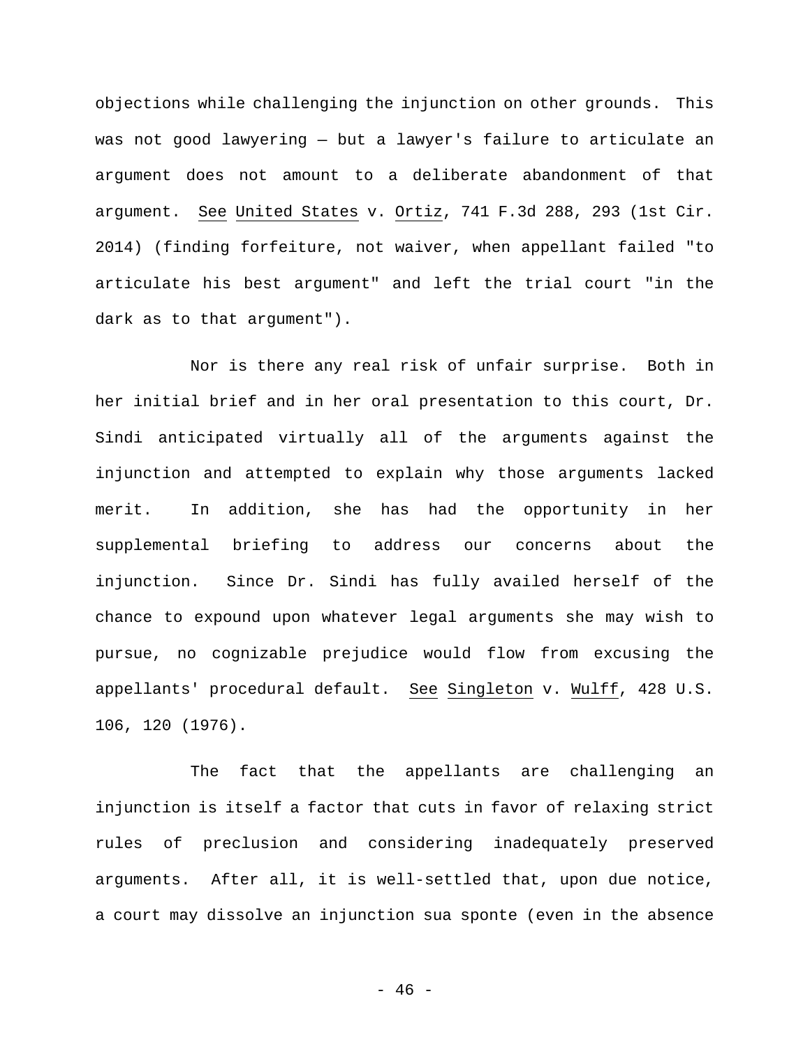objections while challenging the injunction on other grounds. This was not good lawyering — but a lawyer's failure to articulate an argument does not amount to a deliberate abandonment of that argument. See United States v. Ortiz, 741 F.3d 288, 293 (1st Cir. 2014) (finding forfeiture, not waiver, when appellant failed "to articulate his best argument" and left the trial court "in the dark as to that argument").

Nor is there any real risk of unfair surprise. Both in her initial brief and in her oral presentation to this court, Dr. Sindi anticipated virtually all of the arguments against the injunction and attempted to explain why those arguments lacked merit. In addition, she has had the opportunity in her supplemental briefing to address our concerns about the injunction. Since Dr. Sindi has fully availed herself of the chance to expound upon whatever legal arguments she may wish to pursue, no cognizable prejudice would flow from excusing the appellants' procedural default. See Singleton v. Wulff, 428 U.S. 106, 120 (1976).

The fact that the appellants are challenging an injunction is itself a factor that cuts in favor of relaxing strict rules of preclusion and considering inadequately preserved arguments. After all, it is well-settled that, upon due notice, a court may dissolve an injunction sua sponte (even in the absence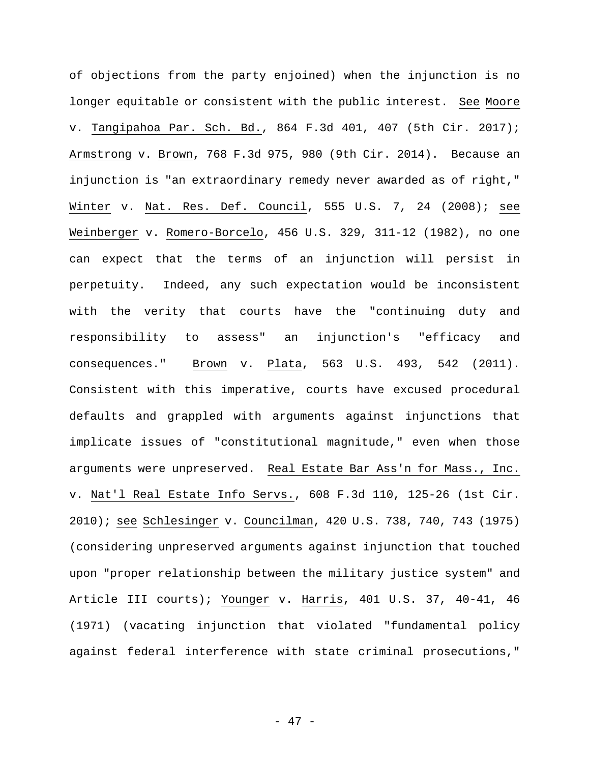of objections from the party enjoined) when the injunction is no longer equitable or consistent with the public interest. See Moore v. Tangipahoa Par. Sch. Bd., 864 F.3d 401, 407 (5th Cir. 2017); Armstrong v. Brown, 768 F.3d 975, 980 (9th Cir. 2014). Because an injunction is "an extraordinary remedy never awarded as of right," Winter v. Nat. Res. Def. Council, 555 U.S. 7, 24 (2008); see Weinberger v. Romero-Borcelo, 456 U.S. 329, 311-12 (1982), no one can expect that the terms of an injunction will persist in perpetuity. Indeed, any such expectation would be inconsistent with the verity that courts have the "continuing duty and responsibility to assess" an injunction's "efficacy and consequences." Brown v. Plata, 563 U.S. 493, 542 (2011). Consistent with this imperative, courts have excused procedural defaults and grappled with arguments against injunctions that implicate issues of "constitutional magnitude," even when those arguments were unpreserved. Real Estate Bar Ass'n for Mass., Inc. v. Nat'l Real Estate Info Servs., 608 F.3d 110, 125-26 (1st Cir. 2010); see Schlesinger v. Councilman, 420 U.S. 738, 740, 743 (1975) (considering unpreserved arguments against injunction that touched upon "proper relationship between the military justice system" and Article III courts); Younger v. Harris, 401 U.S. 37, 40-41, 46 (1971) (vacating injunction that violated "fundamental policy against federal interference with state criminal prosecutions,"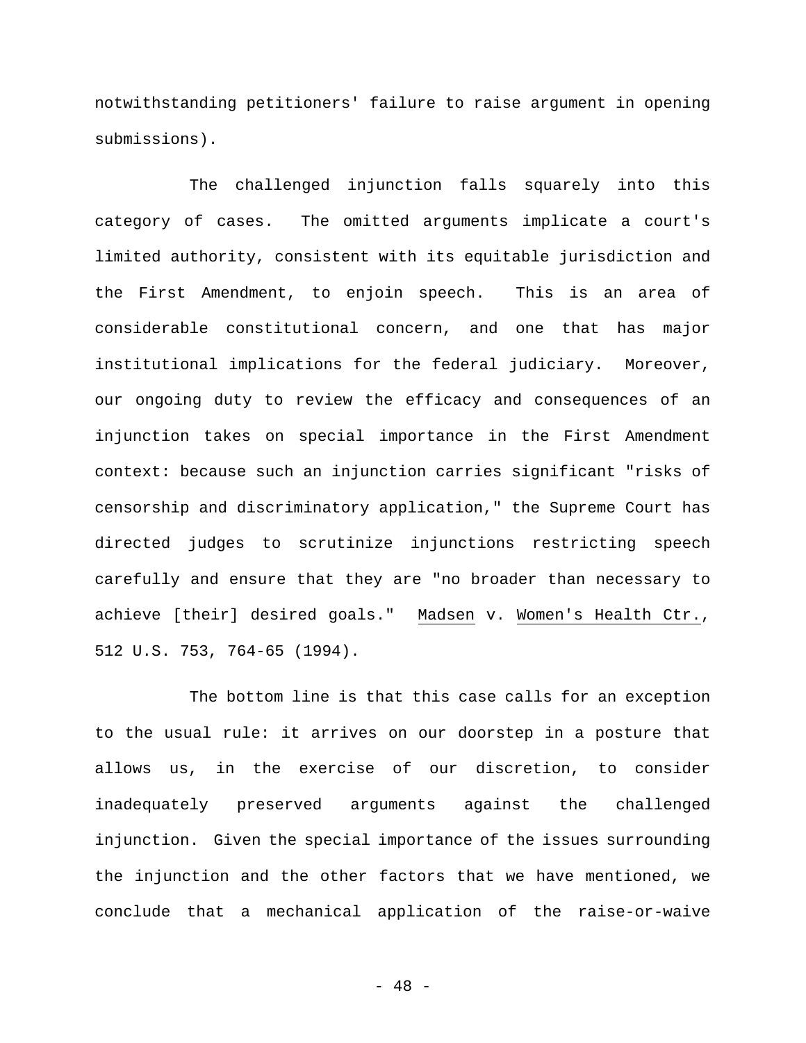notwithstanding petitioners' failure to raise argument in opening submissions).

The challenged injunction falls squarely into this category of cases. The omitted arguments implicate a court's limited authority, consistent with its equitable jurisdiction and the First Amendment, to enjoin speech. This is an area of considerable constitutional concern, and one that has major institutional implications for the federal judiciary. Moreover, our ongoing duty to review the efficacy and consequences of an injunction takes on special importance in the First Amendment context: because such an injunction carries significant "risks of censorship and discriminatory application," the Supreme Court has directed judges to scrutinize injunctions restricting speech carefully and ensure that they are "no broader than necessary to achieve [their] desired goals." Madsen v. Women's Health Ctr., 512 U.S. 753, 764-65 (1994).

The bottom line is that this case calls for an exception to the usual rule: it arrives on our doorstep in a posture that allows us, in the exercise of our discretion, to consider inadequately preserved arguments against the challenged injunction. Given the special importance of the issues surrounding the injunction and the other factors that we have mentioned, we conclude that a mechanical application of the raise-or-waive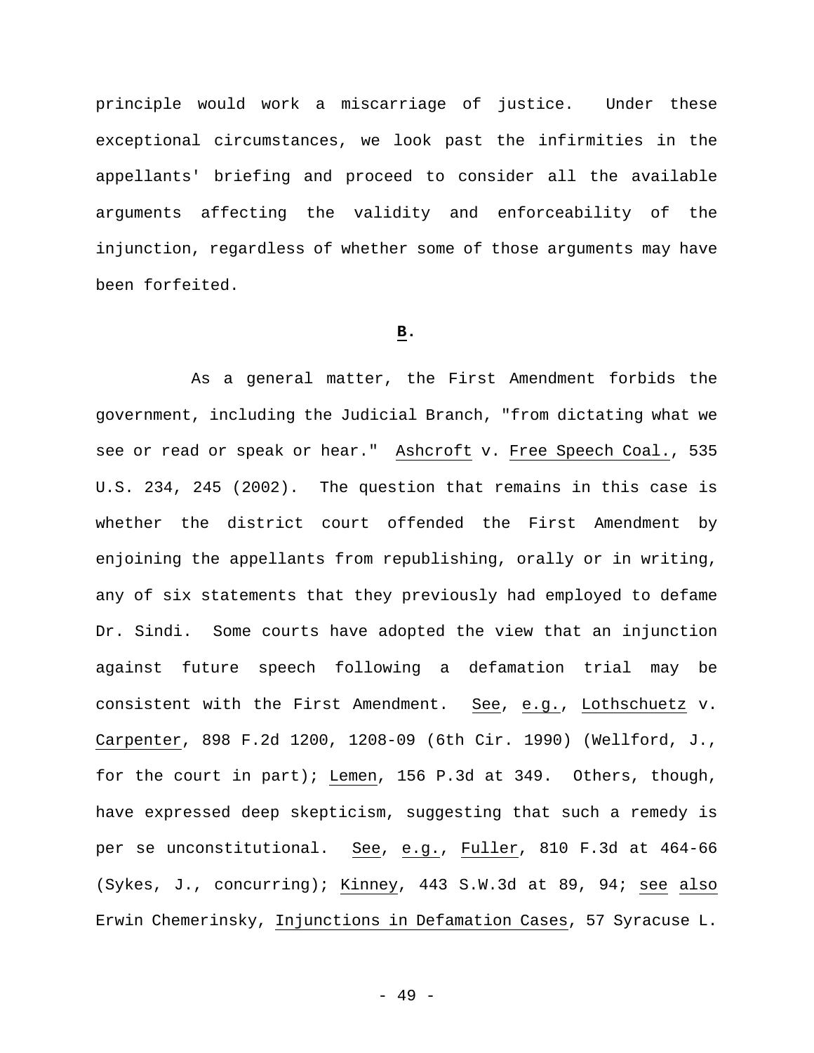principle would work a miscarriage of justice. Under these exceptional circumstances, we look past the infirmities in the appellants' briefing and proceed to consider all the available arguments affecting the validity and enforceability of the injunction, regardless of whether some of those arguments may have been forfeited.

**B.**

As a general matter, the First Amendment forbids the government, including the Judicial Branch, "from dictating what we see or read or speak or hear." Ashcroft v. Free Speech Coal., 535 U.S. 234, 245 (2002). The question that remains in this case is whether the district court offended the First Amendment by enjoining the appellants from republishing, orally or in writing, any of six statements that they previously had employed to defame Dr. Sindi. Some courts have adopted the view that an injunction against future speech following a defamation trial may be consistent with the First Amendment. See, e.g., Lothschuetz v. Carpenter, 898 F.2d 1200, 1208-09 (6th Cir. 1990) (Wellford, J., for the court in part); Lemen, 156 P.3d at 349. Others, though, have expressed deep skepticism, suggesting that such a remedy is per se unconstitutional. See, e.g., Fuller, 810 F.3d at 464-66 (Sykes, J., concurring); Kinney, 443 S.W.3d at 89, 94; see also Erwin Chemerinsky, Injunctions in Defamation Cases, 57 Syracuse L.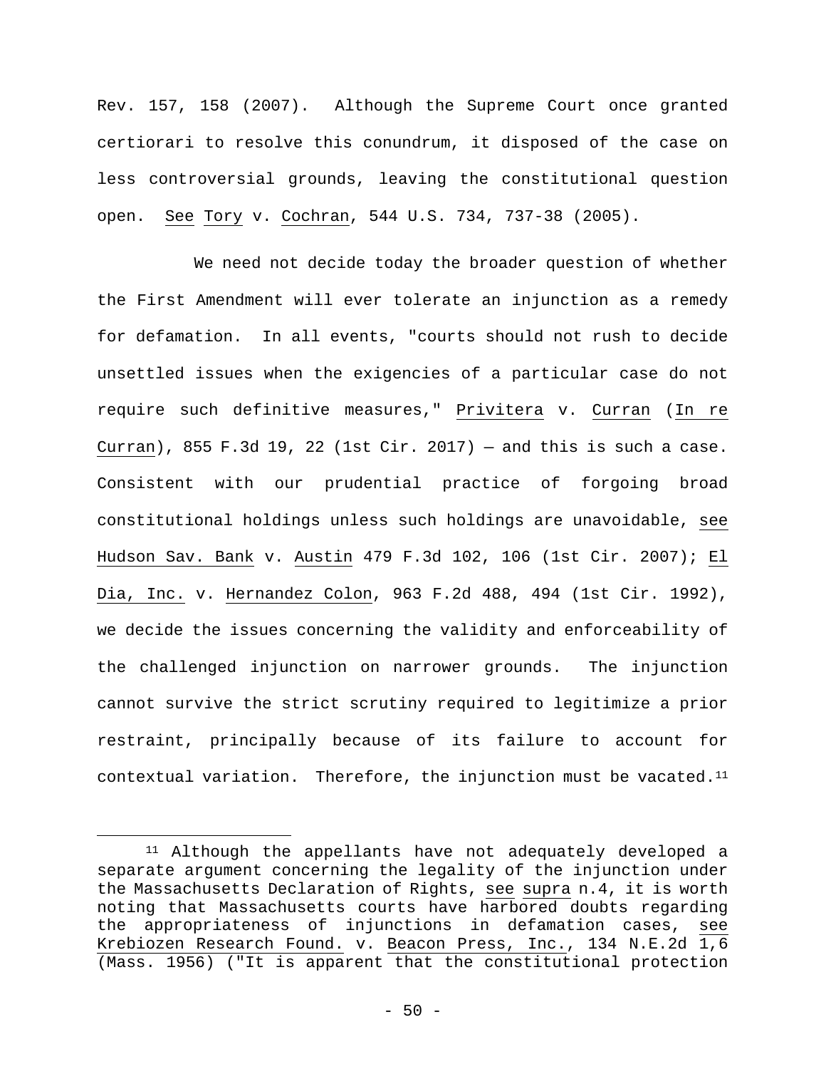Rev. 157, 158 (2007). Although the Supreme Court once granted certiorari to resolve this conundrum, it disposed of the case on less controversial grounds, leaving the constitutional question open. See Tory v. Cochran, 544 U.S. 734, 737-38 (2005).

We need not decide today the broader question of whether the First Amendment will ever tolerate an injunction as a remedy for defamation. In all events, "courts should not rush to decide unsettled issues when the exigencies of a particular case do not require such definitive measures," Privitera v. Curran (In re Curran), 855 F.3d 19, 22 (1st Cir. 2017) — and this is such a case. Consistent with our prudential practice of forgoing broad constitutional holdings unless such holdings are unavoidable, see Hudson Sav. Bank v. Austin 479 F.3d 102, 106 (1st Cir. 2007); El Dia, Inc. v. Hernandez Colon, 963 F.2d 488, 494 (1st Cir. 1992), we decide the issues concerning the validity and enforceability of the challenged injunction on narrower grounds. The injunction cannot survive the strict scrutiny required to legitimize a prior restraint, principally because of its failure to account for contextual variation. Therefore, the injunction must be vacated.[11]

---

[11] Although the appellants have not adequately developed a separate argument concerning the legality of the injunction under the Massachusetts Declaration of Rights, see supra n.4, it is worth noting that Massachusetts courts have harbored doubts regarding the appropriateness of injunctions in defamation cases, see Krebiozen Research Found. v. Beacon Press, Inc., 134 N.E.2d 1,6 (Mass. 1956) ("It is apparent that the constitutional protection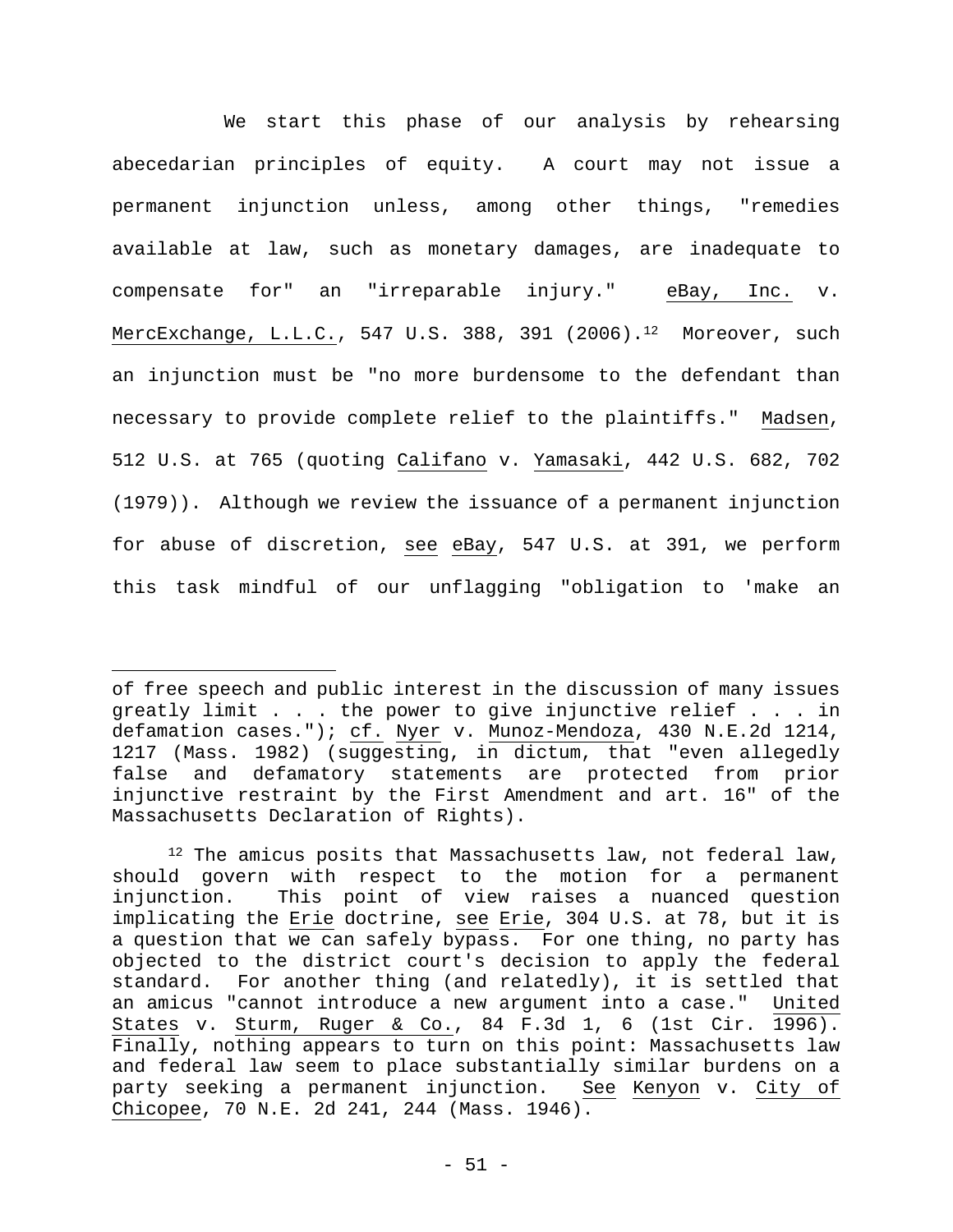We start this phase of our analysis by rehearsing abecedarian principles of equity. A court may not issue a permanent injunction unless, among other things, "remedies available at law, such as monetary damages, are inadequate to compensate for" an "irreparable injury." eBay, Inc. v. MercExchange, L.L.C., 547 U.S. 388, 391 (2006).[12] Moreover, such an injunction must be "no more burdensome to the defendant than necessary to provide complete relief to the plaintiffs." Madsen, 512 U.S. at 765 (quoting Califano v. Yamasaki, 442 U.S. 682, 702 (1979)). Although we review the issuance of a permanent injunction for abuse of discretion, see eBay, 547 U.S. at 391, we perform this task mindful of our unflagging "obligation to 'make an

---

of free speech and public interest in the discussion of many issues greatly limit . . . the power to give injunctive relief . . . in defamation cases."); cf. Nyer v. Munoz-Mendoza, 430 N.E.2d 1214, 1217 (Mass. 1982) (suggesting, in dictum, that "even allegedly false and defamatory statements are protected from prior injunctive restraint by the First Amendment and art. 16" of the Massachusetts Declaration of Rights).

[12] The amicus posits that Massachusetts law, not federal law, should govern with respect to the motion for a permanent injunction. This point of view raises a nuanced question implicating the Erie doctrine, see Erie, 304 U.S. at 78, but it is a question that we can safely bypass. For one thing, no party has objected to the district court's decision to apply the federal standard. For another thing (and relatedly), it is settled that an amicus "cannot introduce a new argument into a case." United States v. Sturm, Ruger & Co., 84 F.3d 1, 6 (1st Cir. 1996). Finally, nothing appears to turn on this point: Massachusetts law and federal law seem to place substantially similar burdens on a party seeking a permanent injunction. See Kenyon v. City of Chicopee, 70 N.E. 2d 241, 244 (Mass. 1946).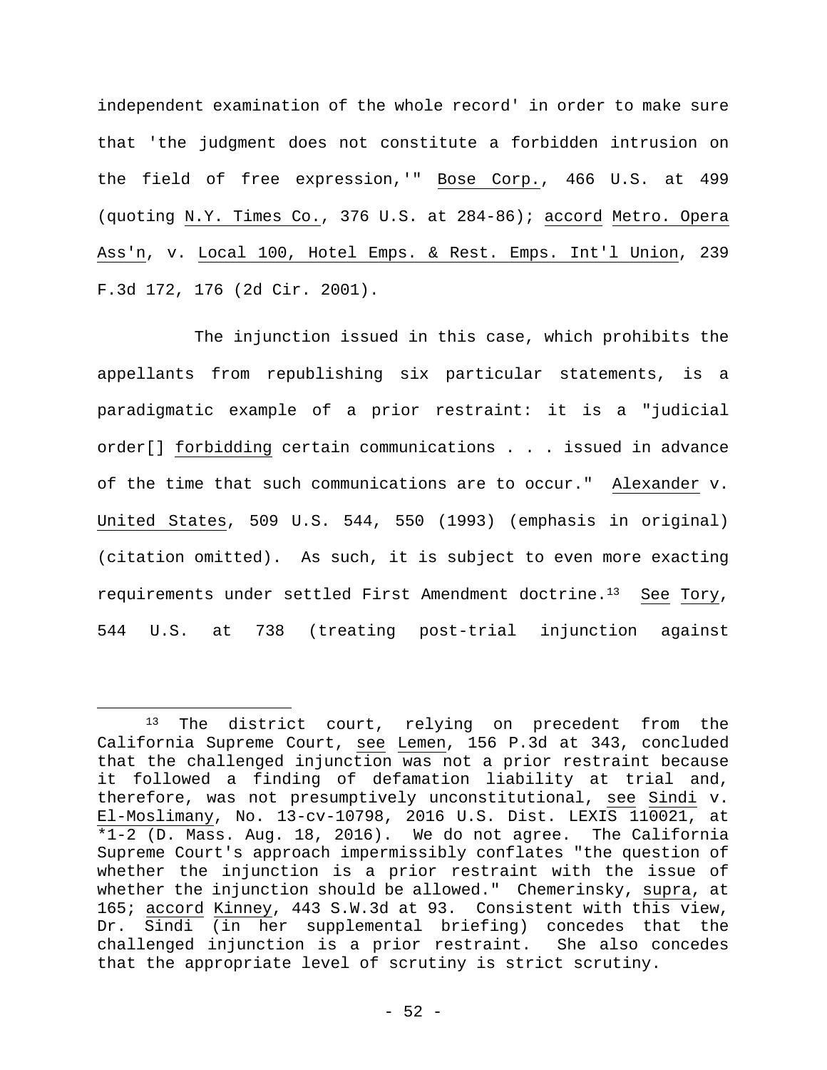independent examination of the whole record' in order to make sure that 'the judgment does not constitute a forbidden intrusion on the field of free expression,'" Bose Corp., 466 U.S. at 499 (quoting N.Y. Times Co., 376 U.S. at 284-86); accord Metro. Opera Ass'n, v. Local 100, Hotel Emps. & Rest. Emps. Int'l Union, 239 F.3d 172, 176 (2d Cir. 2001).

The injunction issued in this case, which prohibits the appellants from republishing six particular statements, is a paradigmatic example of a prior restraint: it is a "judicial order[] forbidding certain communications . . . issued in advance of the time that such communications are to occur." Alexander v. United States, 509 U.S. 544, 550 (1993) (emphasis in original) (citation omitted). As such, it is subject to even more exacting requirements under settled First Amendment doctrine.[13] See Tory, 544 U.S. at 738 (treating post-trial injunction against

---

[13] The district court, relying on precedent from the California Supreme Court, see Lemen, 156 P.3d at 343, concluded that the challenged injunction was not a prior restraint because it followed a finding of defamation liability at trial and, therefore, was not presumptively unconstitutional, see Sindi v. El-Moslimany, No. 13-cv-10798, 2016 U.S. Dist. LEXIS 110021, at *1-2 (D. Mass. Aug. 18, 2016). We do not agree. The California Supreme Court's approach impermissibly conflates "the question of whether the injunction is a prior restraint with the issue of whether the injunction should be allowed." Chemerinsky, supra, at 165; accord Kinney, 443 S.W.3d at 93. Consistent with this view, Dr. Sindi (in her supplemental briefing) concedes that the challenged injunction is a prior restraint. She also concedes that the appropriate level of scrutiny is strict scrutiny.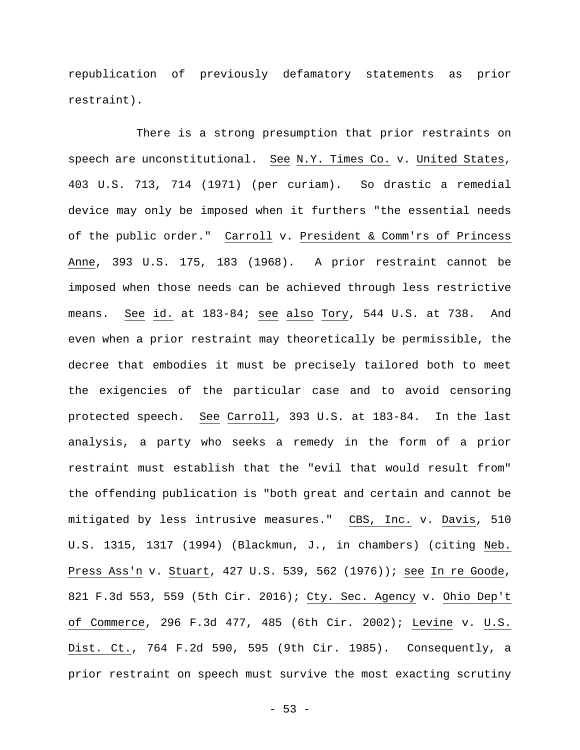republication of previously defamatory statements as prior restraint).

There is a strong presumption that prior restraints on speech are unconstitutional. See N.Y. Times Co. v. United States, 403 U.S. 713, 714 (1971) (per curiam). So drastic a remedial device may only be imposed when it furthers "the essential needs of the public order." Carroll v. President & Comm'rs of Princess Anne, 393 U.S. 175, 183 (1968). A prior restraint cannot be imposed when those needs can be achieved through less restrictive means. See id. at 183-84; see also Tory, 544 U.S. at 738. And even when a prior restraint may theoretically be permissible, the decree that embodies it must be precisely tailored both to meet the exigencies of the particular case and to avoid censoring protected speech. See Carroll, 393 U.S. at 183-84. In the last analysis, a party who seeks a remedy in the form of a prior restraint must establish that the "evil that would result from" the offending publication is "both great and certain and cannot be mitigated by less intrusive measures." CBS, Inc. v. Davis, 510 U.S. 1315, 1317 (1994) (Blackmun, J., in chambers) (citing Neb. Press Ass'n v. Stuart, 427 U.S. 539, 562 (1976)); see In re Goode, 821 F.3d 553, 559 (5th Cir. 2016); Cty. Sec. Agency v. Ohio Dep't of Commerce, 296 F.3d 477, 485 (6th Cir. 2002); Levine v. U.S. Dist. Ct., 764 F.2d 590, 595 (9th Cir. 1985). Consequently, a prior restraint on speech must survive the most exacting scrutiny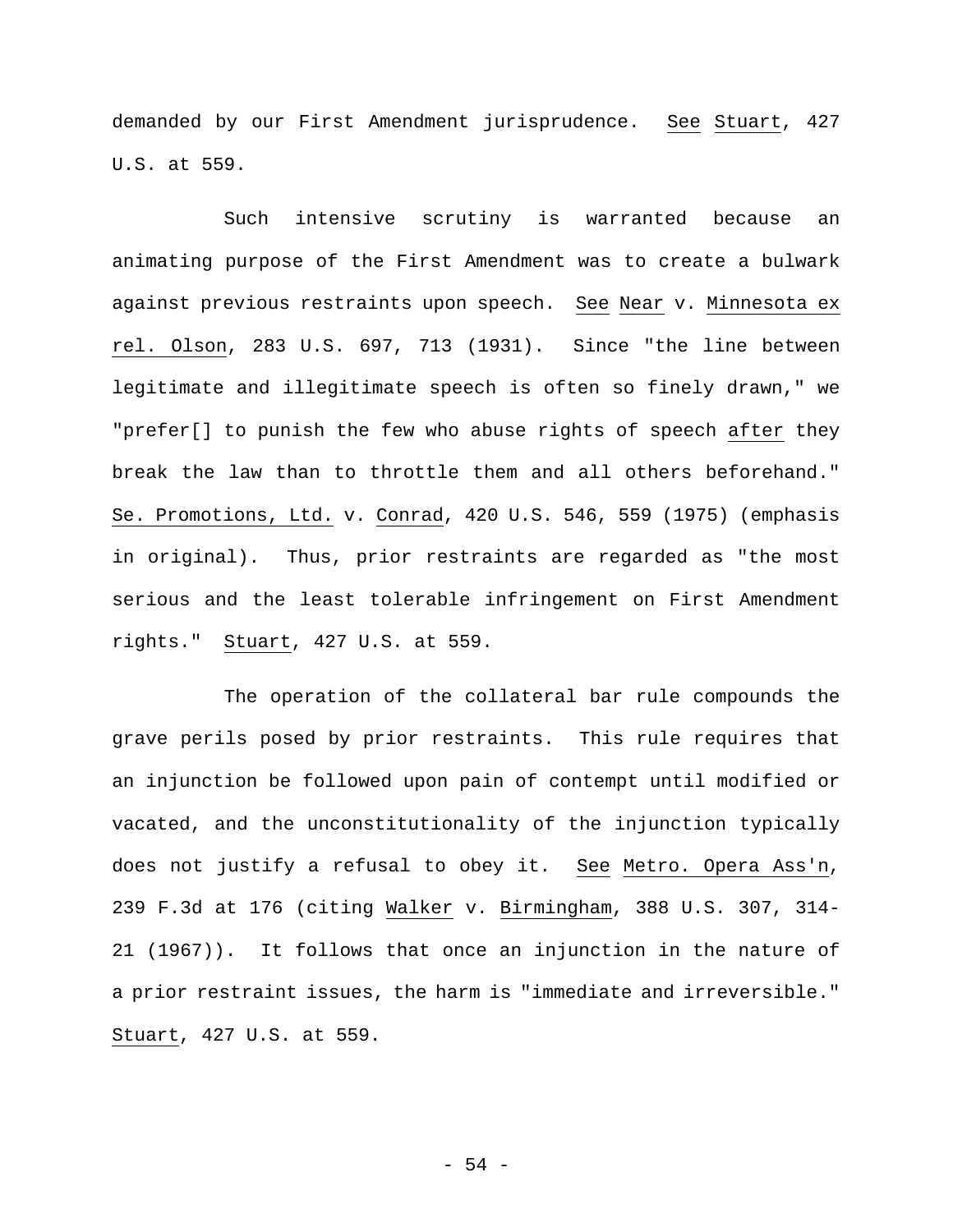demanded by our First Amendment jurisprudence. *See Stuart*, 427 U.S. at 559.

Such intensive scrutiny is warranted because an animating purpose of the First Amendment was to create a bulwark against previous restraints upon speech. *See Near* v. *Minnesota ex rel. Olson*, 283 U.S. 697, 713 (1931). Since "the line between legitimate and illegitimate speech is often so finely drawn," we "prefer[] to punish the few who abuse rights of speech *after* they break the law than to throttle them and all others beforehand." *Se. Promotions, Ltd.* v. *Conrad*, 420 U.S. 546, 559 (1975) (emphasis in original). Thus, prior restraints are regarded as "the most serious and the least tolerable infringement on First Amendment rights." *Stuart*, 427 U.S. at 559.

The operation of the collateral bar rule compounds the grave perils posed by prior restraints. This rule requires that an injunction be followed upon pain of contempt until modified or vacated, and the unconstitutionality of the injunction typically does not justify a refusal to obey it. *See Metro. Opera Ass'n*, 239 F.3d at 176 (citing *Walker* v. *Birmingham*, 388 U.S. 307, 314-21 (1967)). It follows that once an injunction in the nature of a prior restraint issues, the harm is "immediate and irreversible." *Stuart*, 427 U.S. at 559.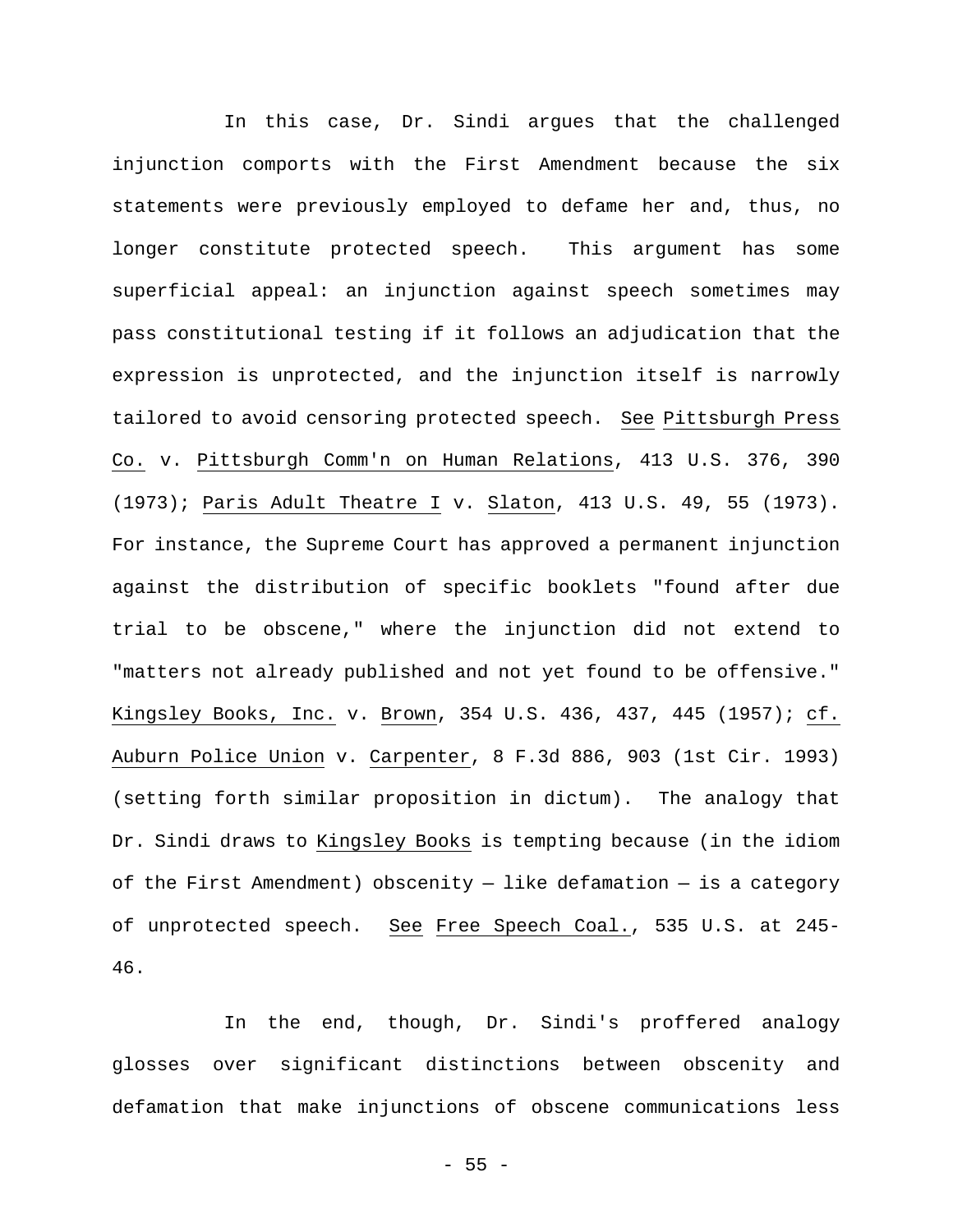In this case, Dr. Sindi argues that the challenged injunction comports with the First Amendment because the six statements were previously employed to defame her and, thus, no longer constitute protected speech. This argument has some superficial appeal: an injunction against speech sometimes may pass constitutional testing if it follows an adjudication that the expression is unprotected, and the injunction itself is narrowly tailored to avoid censoring protected speech. See Pittsburgh Press Co. v. Pittsburgh Comm'n on Human Relations, 413 U.S. 376, 390 (1973); Paris Adult Theatre I v. Slaton, 413 U.S. 49, 55 (1973). For instance, the Supreme Court has approved a permanent injunction against the distribution of specific booklets "found after due trial to be obscene," where the injunction did not extend to "matters not already published and not yet found to be offensive." Kingsley Books, Inc. v. Brown, 354 U.S. 436, 437, 445 (1957); cf. Auburn Police Union v. Carpenter, 8 F.3d 886, 903 (1st Cir. 1993) (setting forth similar proposition in dictum). The analogy that Dr. Sindi draws to Kingsley Books is tempting because (in the idiom of the First Amendment) obscenity — like defamation — is a category of unprotected speech. See Free Speech Coal., 535 U.S. at 245-46.

In the end, though, Dr. Sindi's proffered analogy glosses over significant distinctions between obscenity and defamation that make injunctions of obscene communications less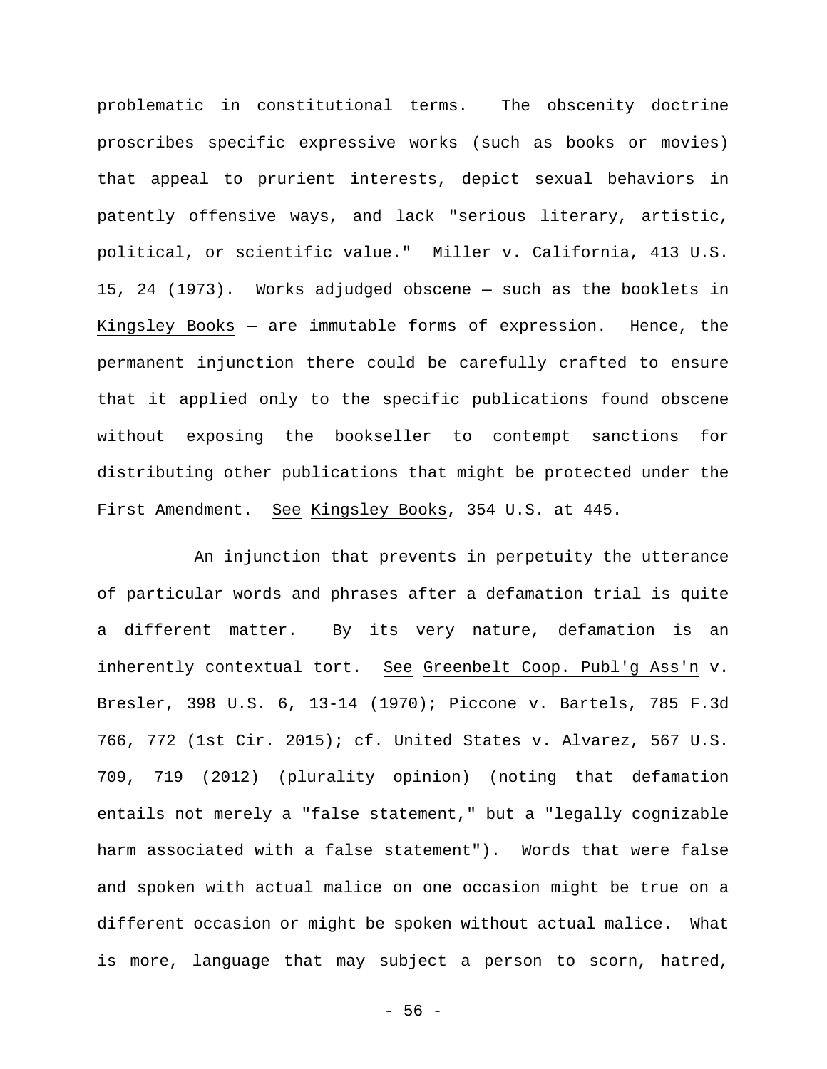problematic in constitutional terms. The obscenity doctrine proscribes specific expressive works (such as books or movies) that appeal to prurient interests, depict sexual behaviors in patently offensive ways, and lack "serious literary, artistic, political, or scientific value." Miller v. California, 413 U.S. 15, 24 (1973). Works adjudged obscene — such as the booklets in Kingsley Books — are immutable forms of expression. Hence, the permanent injunction there could be carefully crafted to ensure that it applied only to the specific publications found obscene without exposing the bookseller to contempt sanctions for distributing other publications that might be protected under the First Amendment. See Kingsley Books, 354 U.S. at 445.

An injunction that prevents in perpetuity the utterance of particular words and phrases after a defamation trial is quite a different matter. By its very nature, defamation is an inherently contextual tort. See Greenbelt Coop. Publ'g Ass'n v. Bresler, 398 U.S. 6, 13-14 (1970); Piccone v. Bartels, 785 F.3d 766, 772 (1st Cir. 2015); cf. United States v. Alvarez, 567 U.S. 709, 719 (2012) (plurality opinion) (noting that defamation entails not merely a "false statement," but a "legally cognizable harm associated with a false statement"). Words that were false and spoken with actual malice on one occasion might be true on a different occasion or might be spoken without actual malice. What is more, language that may subject a person to scorn, hatred,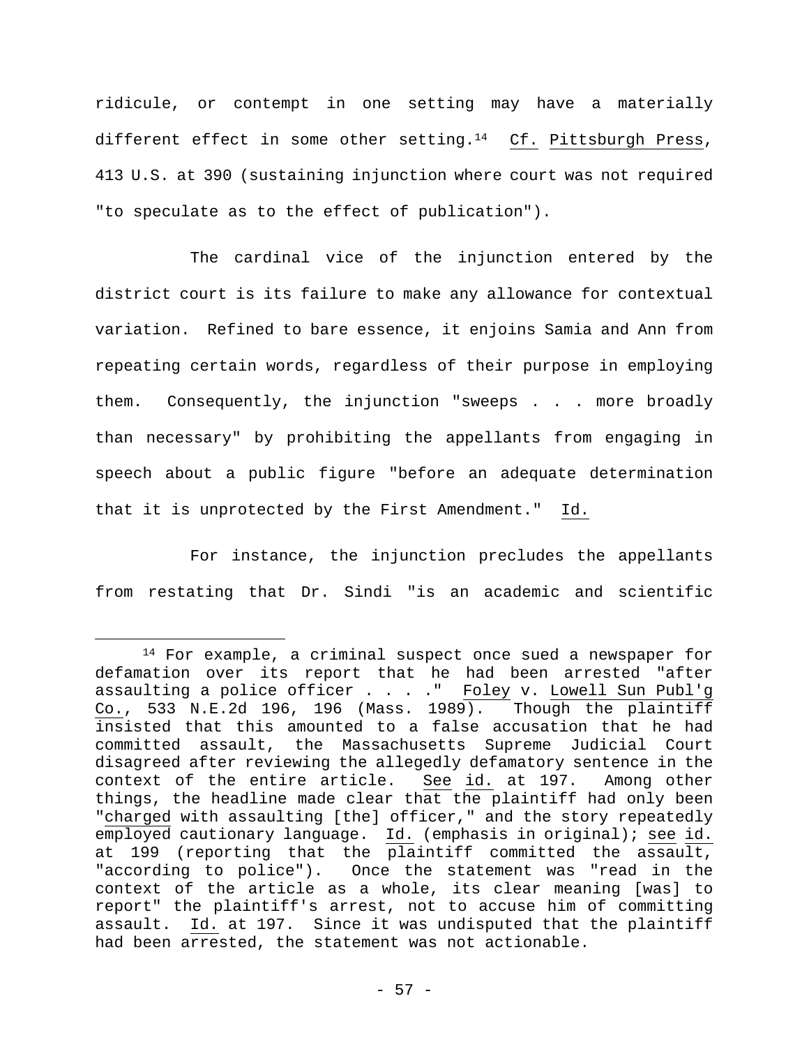ridicule, or contempt in one setting may have a materially different effect in some other setting.[14] Cf. Pittsburgh Press, 413 U.S. at 390 (sustaining injunction where court was not required "to speculate as to the effect of publication").

The cardinal vice of the injunction entered by the district court is its failure to make any allowance for contextual variation. Refined to bare essence, it enjoins Samia and Ann from repeating certain words, regardless of their purpose in employing them. Consequently, the injunction "sweeps . . . more broadly than necessary" by prohibiting the appellants from engaging in speech about a public figure "before an adequate determination that it is unprotected by the First Amendment." Id.

For instance, the injunction precludes the appellants from restating that Dr. Sindi "is an academic and scientific

---

[14] For example, a criminal suspect once sued a newspaper for defamation over its report that he had been arrested "after assaulting a police officer . . . ." Foley v. Lowell Sun Publ'g Co., 533 N.E.2d 196, 196 (Mass. 1989). Though the plaintiff insisted that this amounted to a false accusation that he had committed assault, the Massachusetts Supreme Judicial Court disagreed after reviewing the allegedly defamatory sentence in the context of the entire article. See id. at 197. Among other things, the headline made clear that the plaintiff had only been "*charged* with assaulting [the] officer," and the story repeatedly employed cautionary language. Id. (emphasis in original); see id. at 199 (reporting that the plaintiff committed the assault, "according to police"). Once the statement was "read in the context of the article as a whole, its clear meaning [was] to report" the plaintiff's arrest, not to accuse him of committing assault. Id. at 197. Since it was undisputed that the plaintiff had been arrested, the statement was not actionable.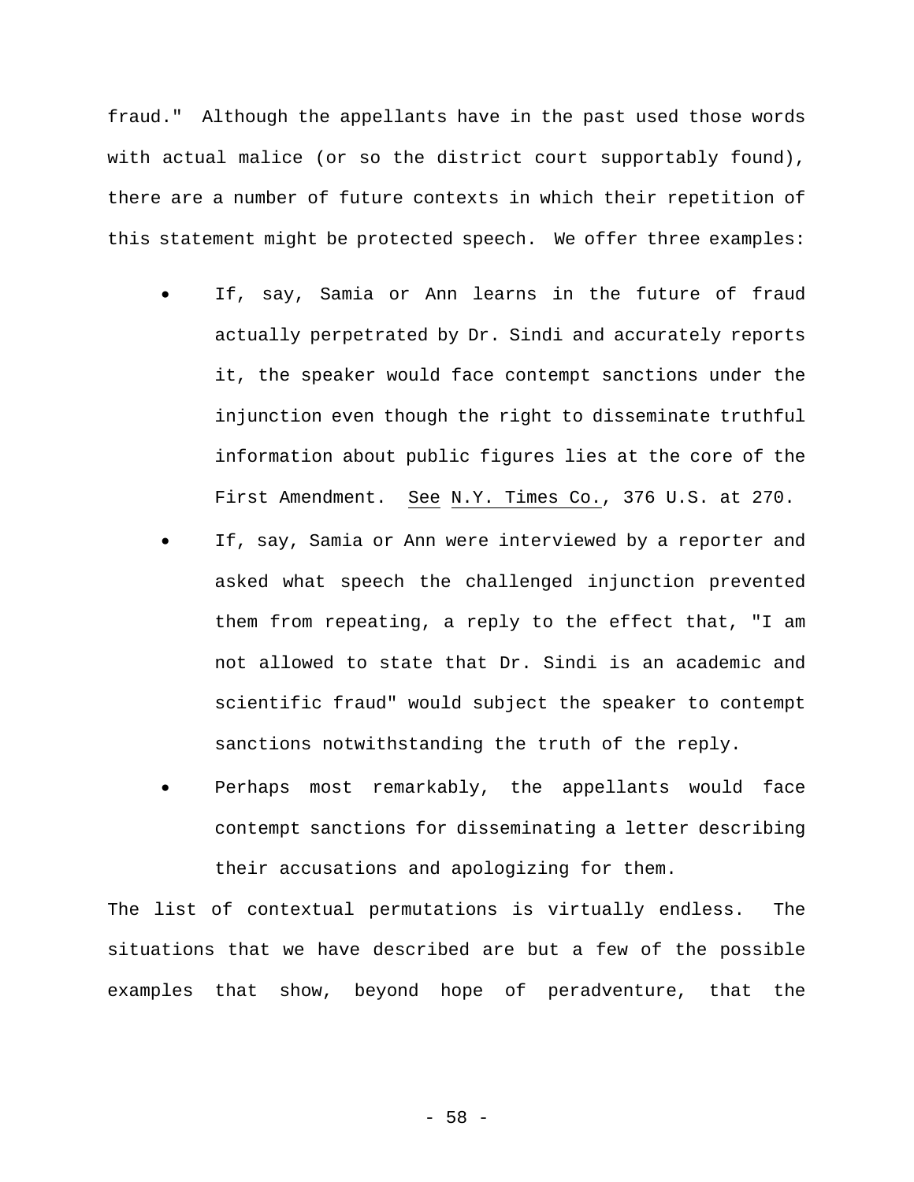fraud." Although the appellants have in the past used those words with actual malice (or so the district court supportably found), there are a number of future contexts in which their repetition of this statement might be protected speech. We offer three examples:

- If, say, Samia or Ann learns in the future of fraud actually perpetrated by Dr. Sindi and accurately reports it, the speaker would face contempt sanctions under the injunction even though the right to disseminate truthful information about public figures lies at the core of the First Amendment. See N.Y. Times Co., 376 U.S. at 270.
- If, say, Samia or Ann were interviewed by a reporter and asked what speech the challenged injunction prevented them from repeating, a reply to the effect that, "I am not allowed to state that Dr. Sindi is an academic and scientific fraud" would subject the speaker to contempt sanctions notwithstanding the truth of the reply.
- Perhaps most remarkably, the appellants would face contempt sanctions for disseminating a letter describing their accusations and apologizing for them.

The list of contextual permutations is virtually endless. The situations that we have described are but a few of the possible examples that show, beyond hope of peradventure, that the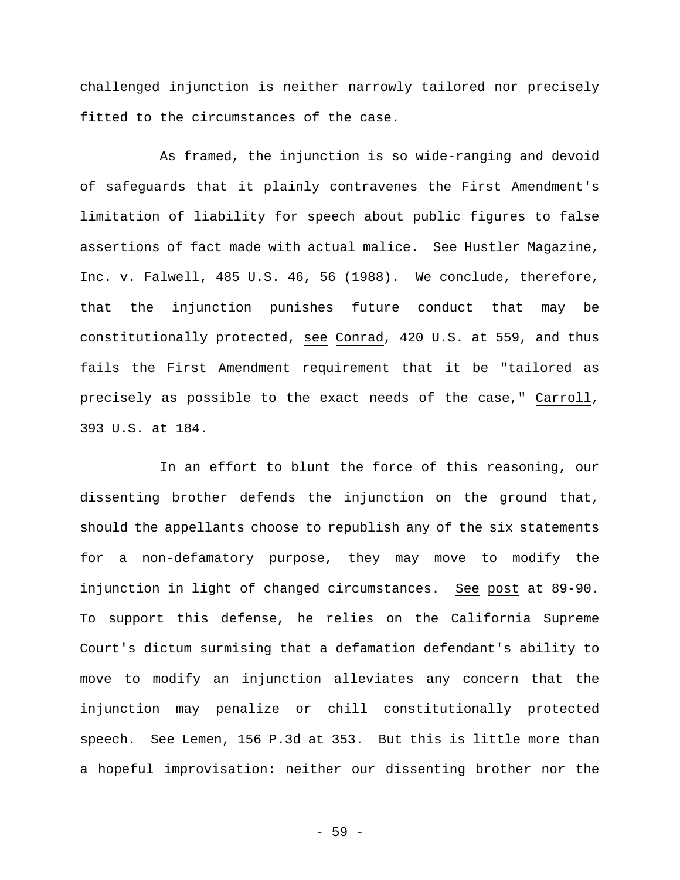challenged injunction is neither narrowly tailored nor precisely fitted to the circumstances of the case.

As framed, the injunction is so wide-ranging and devoid of safeguards that it plainly contravenes the First Amendment's limitation of liability for speech about public figures to false assertions of fact made with actual malice. See Hustler Magazine, Inc. v. Falwell, 485 U.S. 46, 56 (1988). We conclude, therefore, that the injunction punishes future conduct that may be constitutionally protected, see Conrad, 420 U.S. at 559, and thus fails the First Amendment requirement that it be "tailored as precisely as possible to the exact needs of the case," Carroll, 393 U.S. at 184.

In an effort to blunt the force of this reasoning, our dissenting brother defends the injunction on the ground that, should the appellants choose to republish any of the six statements for a non-defamatory purpose, they may move to modify the injunction in light of changed circumstances. See post at 89-90. To support this defense, he relies on the California Supreme Court's dictum surmising that a defamation defendant's ability to move to modify an injunction alleviates any concern that the injunction may penalize or chill constitutionally protected speech. See Lemen, 156 P.3d at 353. But this is little more than a hopeful improvisation: neither our dissenting brother nor the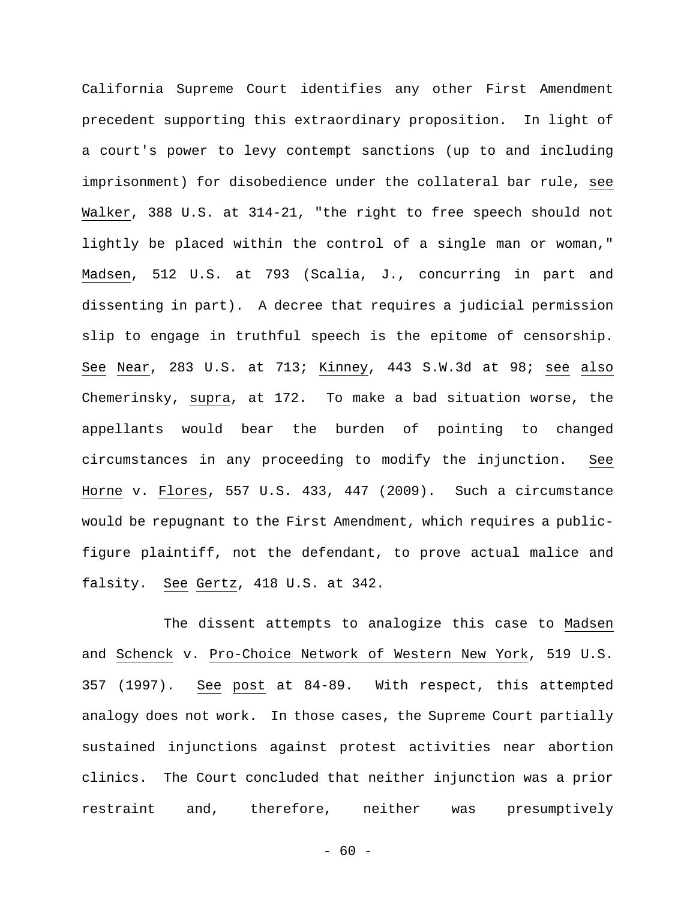California Supreme Court identifies any other First Amendment precedent supporting this extraordinary proposition. In light of a court's power to levy contempt sanctions (up to and including imprisonment) for disobedience under the collateral bar rule, see Walker, 388 U.S. at 314-21, "the right to free speech should not lightly be placed within the control of a single man or woman," Madsen, 512 U.S. at 793 (Scalia, J., concurring in part and dissenting in part). A decree that requires a judicial permission slip to engage in truthful speech is the epitome of censorship. See Near, 283 U.S. at 713; Kinney, 443 S.W.3d at 98; see also Chemerinsky, supra, at 172. To make a bad situation worse, the appellants would bear the burden of pointing to changed circumstances in any proceeding to modify the injunction. See Horne v. Flores, 557 U.S. 433, 447 (2009). Such a circumstance would be repugnant to the First Amendment, which requires a public-figure plaintiff, not the defendant, to prove actual malice and falsity. See Gertz, 418 U.S. at 342.

The dissent attempts to analogize this case to Madsen and Schenck v. Pro-Choice Network of Western New York, 519 U.S. 357 (1997). See post at 84-89. With respect, this attempted analogy does not work. In those cases, the Supreme Court partially sustained injunctions against protest activities near abortion clinics. The Court concluded that neither injunction was a prior restraint and, therefore, neither was presumptively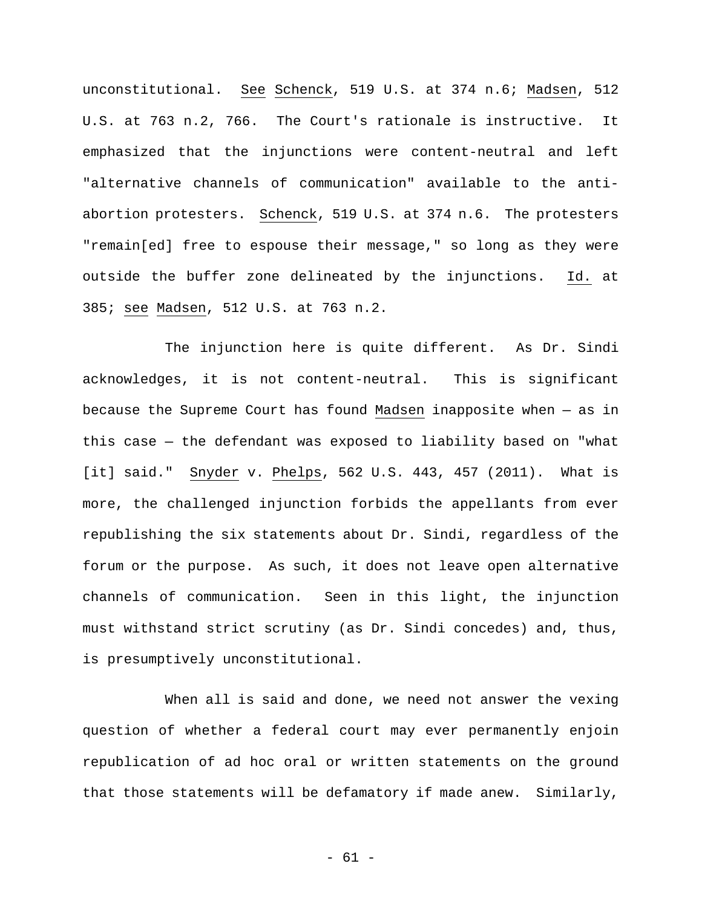unconstitutional. See Schenck, 519 U.S. at 374 n.6; Madsen, 512 U.S. at 763 n.2, 766. The Court's rationale is instructive. It emphasized that the injunctions were content-neutral and left "alternative channels of communication" available to the anti-abortion protesters. Schenck, 519 U.S. at 374 n.6. The protesters "remain[ed] free to espouse their message," so long as they were outside the buffer zone delineated by the injunctions. Id. at 385; see Madsen, 512 U.S. at 763 n.2.

The injunction here is quite different. As Dr. Sindi acknowledges, it is not content-neutral. This is significant because the Supreme Court has found Madsen inapposite when — as in this case — the defendant was exposed to liability based on "what [it] said." Snyder v. Phelps, 562 U.S. 443, 457 (2011). What is more, the challenged injunction forbids the appellants from ever republishing the six statements about Dr. Sindi, regardless of the forum or the purpose. As such, it does not leave open alternative channels of communication. Seen in this light, the injunction must withstand strict scrutiny (as Dr. Sindi concedes) and, thus, is presumptively unconstitutional.

When all is said and done, we need not answer the vexing question of whether a federal court may ever permanently enjoin republication of ad hoc oral or written statements on the ground that those statements will be defamatory if made anew. Similarly,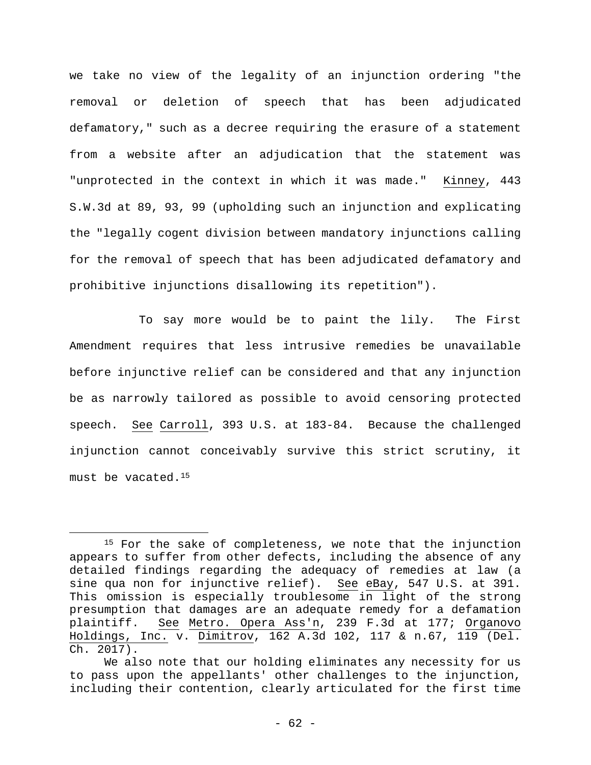we take no view of the legality of an injunction ordering "the removal or deletion of speech that has been adjudicated defamatory," such as a decree requiring the erasure of a statement from a website after an adjudication that the statement was "unprotected in the context in which it was made." Kinney, 443 S.W.3d at 89, 93, 99 (upholding such an injunction and explicating the "legally cogent division between mandatory injunctions calling for the removal of speech that has been adjudicated defamatory and prohibitive injunctions disallowing its repetition").

To say more would be to paint the lily. The First Amendment requires that less intrusive remedies be unavailable before injunctive relief can be considered and that any injunction be as narrowly tailored as possible to avoid censoring protected speech. See Carroll, 393 U.S. at 183-84. Because the challenged injunction cannot conceivably survive this strict scrutiny, it must be vacated.[15]

---

[15] For the sake of completeness, we note that the injunction appears to suffer from other defects, including the absence of any detailed findings regarding the adequacy of remedies at law (a sine qua non for injunctive relief). See eBay, 547 U.S. at 391. This omission is especially troublesome in light of the strong presumption that damages are an adequate remedy for a defamation plaintiff. See Metro. Opera Ass'n, 239 F.3d at 177; Organovo Holdings, Inc. v. Dimitrov, 162 A.3d 102, 117 & n.67, 119 (Del. Ch. 2017).

We also note that our holding eliminates any necessity for us to pass upon the appellants' other challenges to the injunction, including their contention, clearly articulated for the first time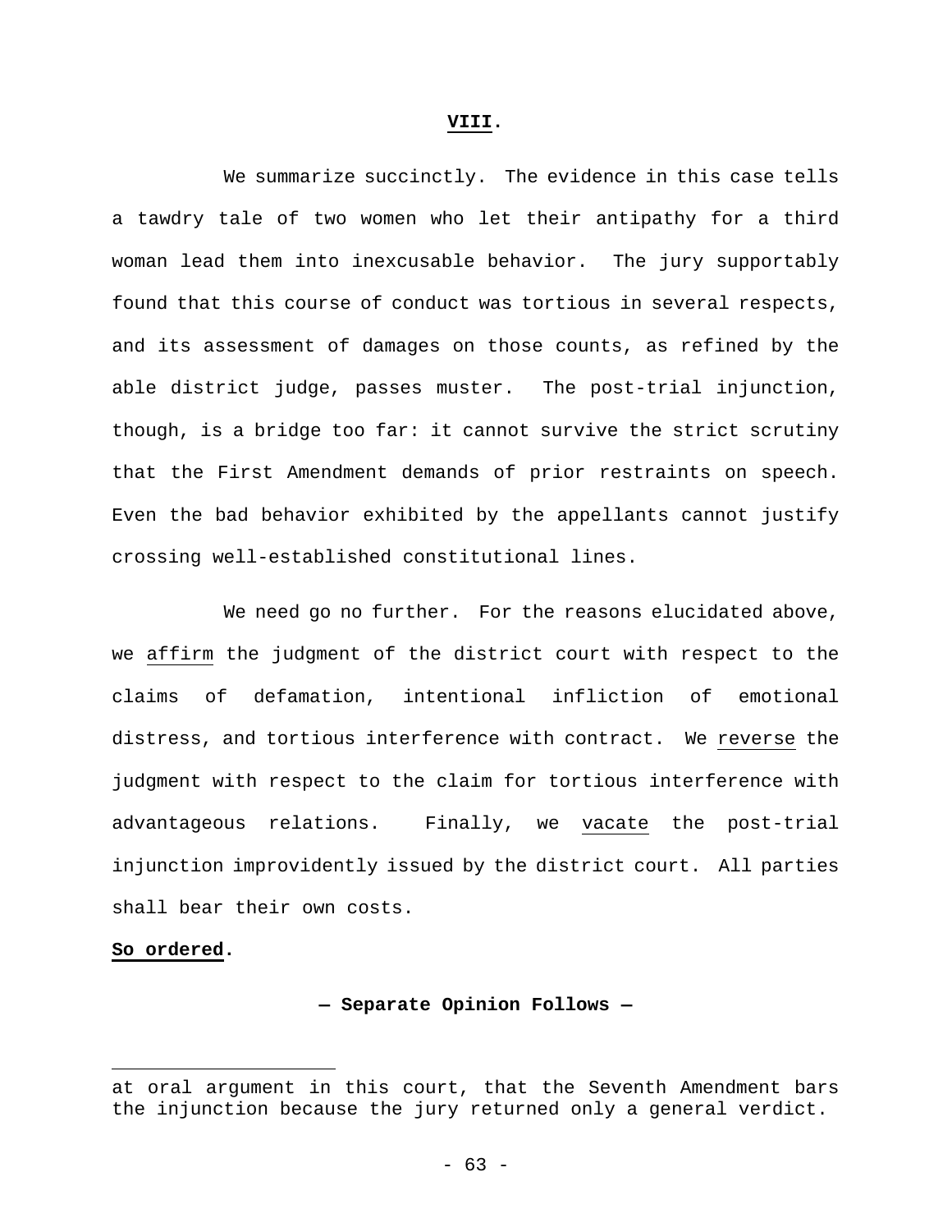## **VIII.**

We summarize succinctly. The evidence in this case tells a tawdry tale of two women who let their antipathy for a third woman lead them into inexcusable behavior. The jury supportably found that this course of conduct was tortious in several respects, and its assessment of damages on those counts, as refined by the able district judge, passes muster. The post-trial injunction, though, is a bridge too far: it cannot survive the strict scrutiny that the First Amendment demands of prior restraints on speech. Even the bad behavior exhibited by the appellants cannot justify crossing well-established constitutional lines.

We need go no further. For the reasons elucidated above, we affirm the judgment of the district court with respect to the claims of defamation, intentional infliction of emotional distress, and tortious interference with contract. We reverse the judgment with respect to the claim for tortious interference with advantageous relations. Finally, we vacate the post-trial injunction improvidently issued by the district court. All parties shall bear their own costs.

**So ordered.**

**— Separate Opinion Follows —**

---

at oral argument in this court, that the Seventh Amendment bars the injunction because the jury returned only a general verdict.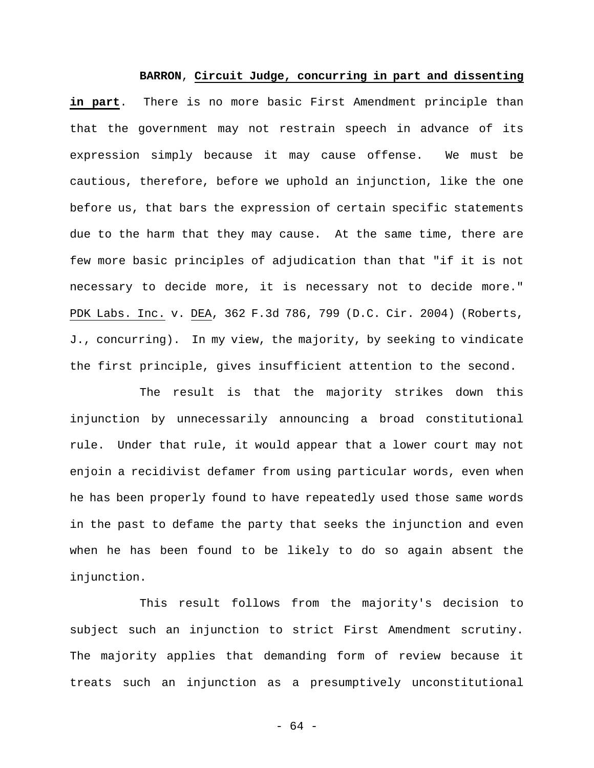**BARRON**, **Circuit Judge, concurring in part and dissenting in part**. There is no more basic First Amendment principle than that the government may not restrain speech in advance of its expression simply because it may cause offense. We must be cautious, therefore, before we uphold an injunction, like the one before us, that bars the expression of certain specific statements due to the harm that they may cause. At the same time, there are few more basic principles of adjudication than that "if it is not necessary to decide more, it is necessary not to decide more." PDK Labs. Inc. v. DEA, 362 F.3d 786, 799 (D.C. Cir. 2004) (Roberts, J., concurring). In my view, the majority, by seeking to vindicate the first principle, gives insufficient attention to the second.

The result is that the majority strikes down this injunction by unnecessarily announcing a broad constitutional rule. Under that rule, it would appear that a lower court may not enjoin a recidivist defamer from using particular words, even when he has been properly found to have repeatedly used those same words in the past to defame the party that seeks the injunction and even when he has been found to be likely to do so again absent the injunction.

This result follows from the majority's decision to subject such an injunction to strict First Amendment scrutiny. The majority applies that demanding form of review because it treats such an injunction as a presumptively unconstitutional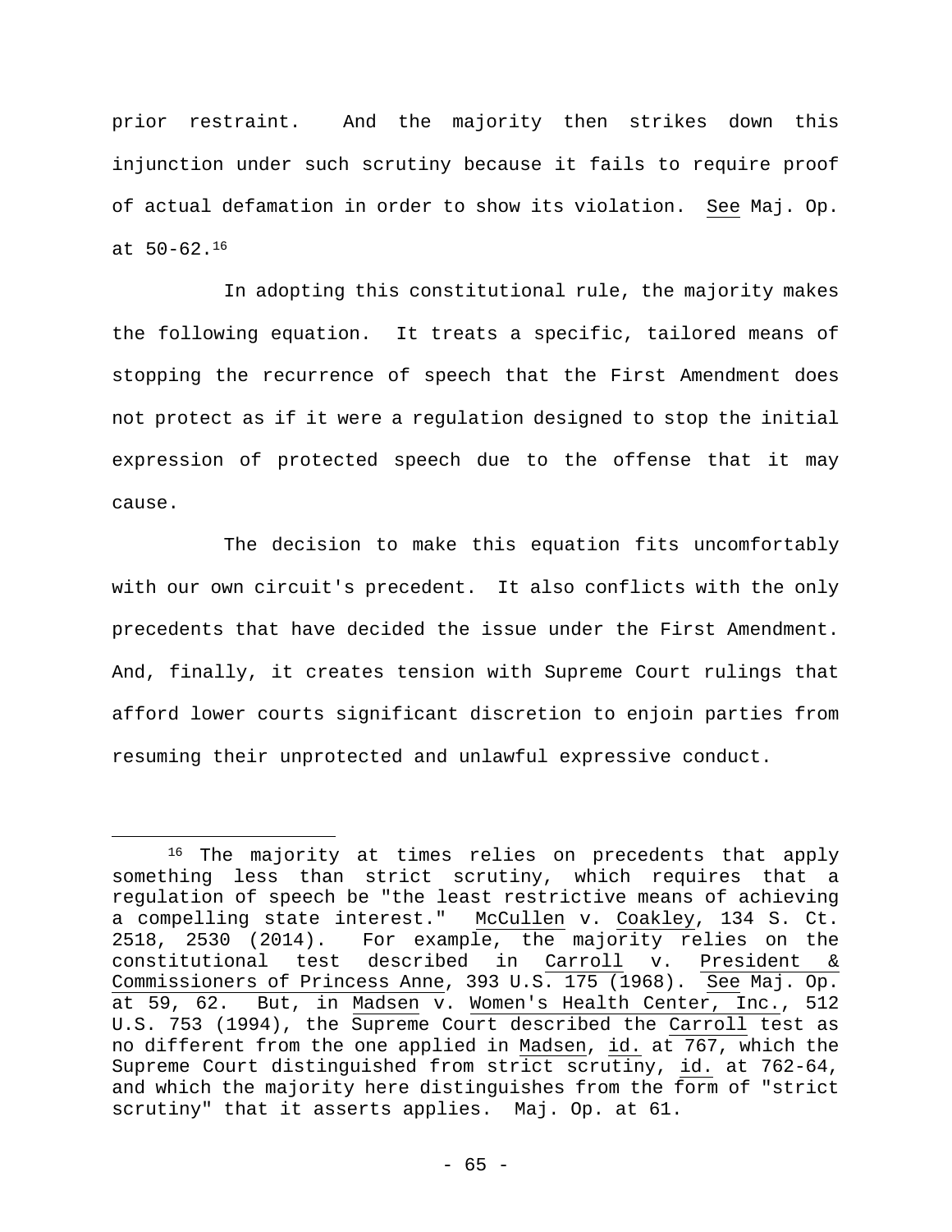prior restraint. And the majority then strikes down this injunction under such scrutiny because it fails to require proof of actual defamation in order to show its violation. See Maj. Op. at 50-62.[16]

In adopting this constitutional rule, the majority makes the following equation. It treats a specific, tailored means of stopping the recurrence of speech that the First Amendment does not protect as if it were a regulation designed to stop the initial expression of protected speech due to the offense that it may cause.

The decision to make this equation fits uncomfortably with our own circuit's precedent. It also conflicts with the only precedents that have decided the issue under the First Amendment. And, finally, it creates tension with Supreme Court rulings that afford lower courts significant discretion to enjoin parties from resuming their unprotected and unlawful expressive conduct.

---

[16] The majority at times relies on precedents that apply something less than strict scrutiny, which requires that a regulation of speech be "the least restrictive means of achieving a compelling state interest." McCullen v. Coakley, 134 S. Ct. 2518, 2530 (2014). For example, the majority relies on the constitutional test described in Carroll v. President & Commissioners of Princess Anne, 393 U.S. 175 (1968). See Maj. Op. at 59, 62. But, in Madsen v. Women's Health Center, Inc., 512 U.S. 753 (1994), the Supreme Court described the Carroll test as no different from the one applied in Madsen, id. at 767, which the Supreme Court distinguished from strict scrutiny, id. at 762-64, and which the majority here distinguishes from the form of "strict scrutiny" that it asserts applies. Maj. Op. at 61.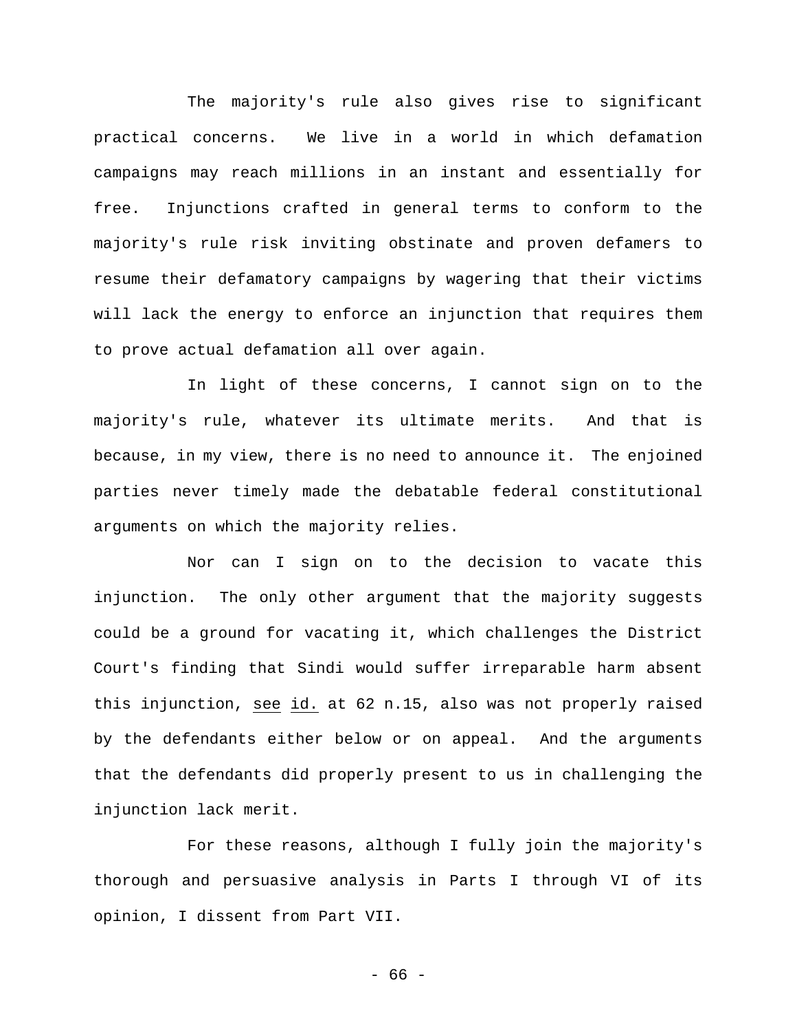The majority's rule also gives rise to significant practical concerns. We live in a world in which defamation campaigns may reach millions in an instant and essentially for free. Injunctions crafted in general terms to conform to the majority's rule risk inviting obstinate and proven defamers to resume their defamatory campaigns by wagering that their victims will lack the energy to enforce an injunction that requires them to prove actual defamation all over again.

In light of these concerns, I cannot sign on to the majority's rule, whatever its ultimate merits. And that is because, in my view, there is no need to announce it. The enjoined parties never timely made the debatable federal constitutional arguments on which the majority relies.

Nor can I sign on to the decision to vacate this injunction. The only other argument that the majority suggests could be a ground for vacating it, which challenges the District Court's finding that Sindi would suffer irreparable harm absent this injunction, see id. at 62 n.15, also was not properly raised by the defendants either below or on appeal. And the arguments that the defendants did properly present to us in challenging the injunction lack merit.

For these reasons, although I fully join the majority's thorough and persuasive analysis in Parts I through VI of its opinion, I dissent from Part VII.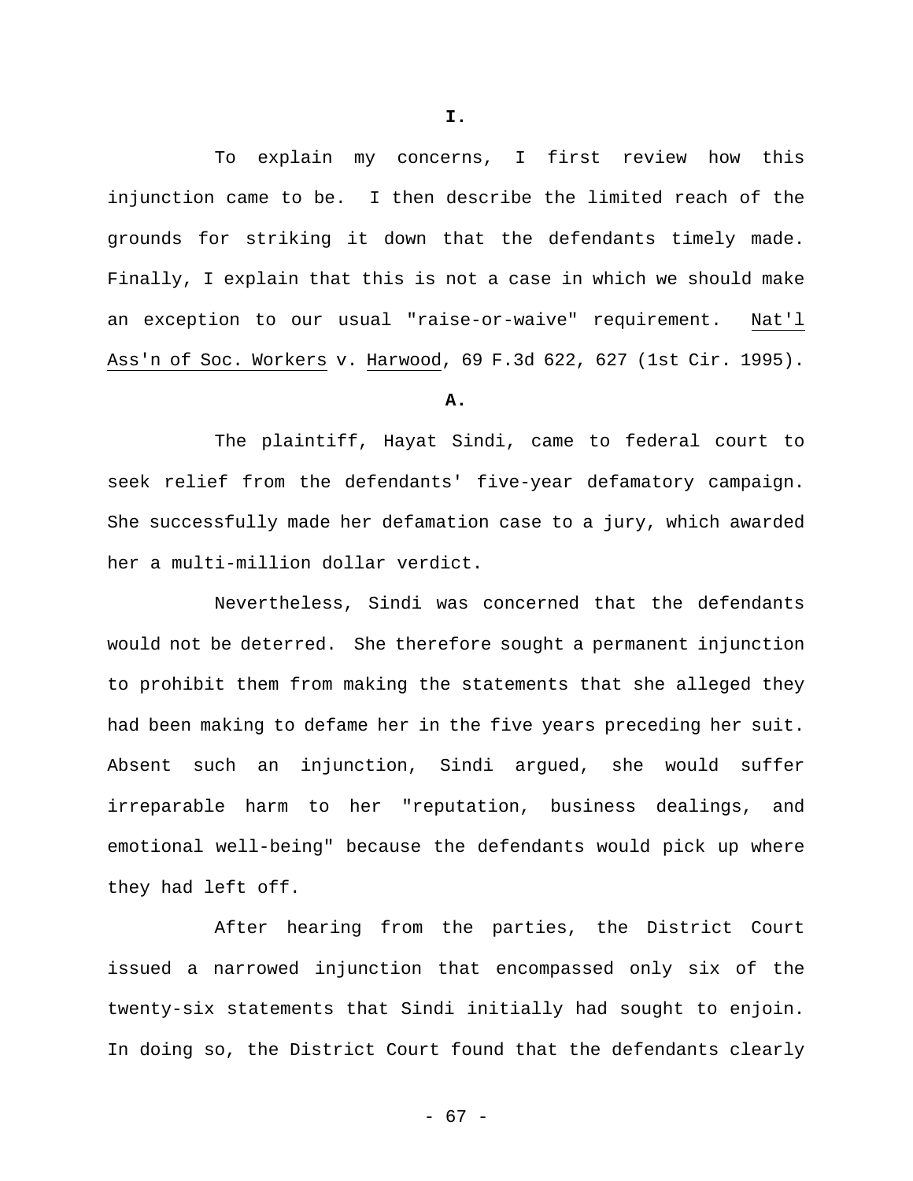**I.**

To explain my concerns, I first review how this injunction came to be. I then describe the limited reach of the grounds for striking it down that the defendants timely made. Finally, I explain that this is not a case in which we should make an exception to our usual "raise-or-waive" requirement. Nat'l Ass'n of Soc. Workers v. Harwood, 69 F.3d 622, 627 (1st Cir. 1995).

**A.**

The plaintiff, Hayat Sindi, came to federal court to seek relief from the defendants' five-year defamatory campaign. She successfully made her defamation case to a jury, which awarded her a multi-million dollar verdict.

Nevertheless, Sindi was concerned that the defendants would not be deterred. She therefore sought a permanent injunction to prohibit them from making the statements that she alleged they had been making to defame her in the five years preceding her suit. Absent such an injunction, Sindi argued, she would suffer irreparable harm to her "reputation, business dealings, and emotional well-being" because the defendants would pick up where they had left off.

After hearing from the parties, the District Court issued a narrowed injunction that encompassed only six of the twenty-six statements that Sindi initially had sought to enjoin. In doing so, the District Court found that the defendants clearly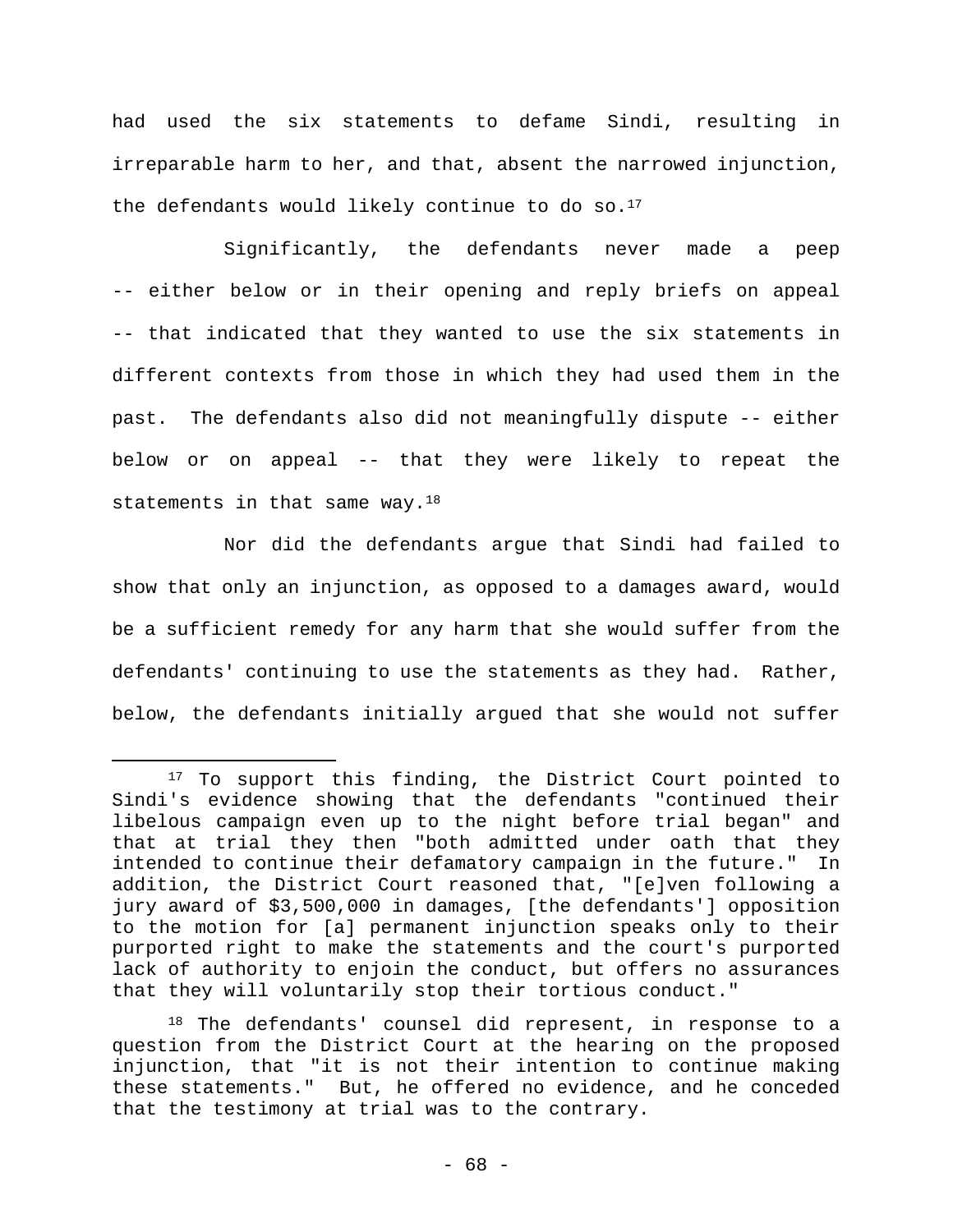had used the six statements to defame Sindi, resulting in irreparable harm to her, and that, absent the narrowed injunction, the defendants would likely continue to do so.[17]

Significantly, the defendants never made a peep -- either below or in their opening and reply briefs on appeal -- that indicated that they wanted to use the six statements in different contexts from those in which they had used them in the past. The defendants also did not meaningfully dispute -- either below or on appeal -- that they were likely to repeat the statements in that same way.[18]

Nor did the defendants argue that Sindi had failed to show that only an injunction, as opposed to a damages award, would be a sufficient remedy for any harm that she would suffer from the defendants' continuing to use the statements as they had. Rather, below, the defendants initially argued that she would not suffer

---

[17] To support this finding, the District Court pointed to Sindi's evidence showing that the defendants "continued their libelous campaign even up to the night before trial began" and that at trial they then "both admitted under oath that they intended to continue their defamatory campaign in the future." In addition, the District Court reasoned that, "[e]ven following a jury award of $3,500,000 in damages, [the defendants'] opposition to the motion for [a] permanent injunction speaks only to their purported right to make the statements and the court's purported lack of authority to enjoin the conduct, but offers no assurances that they will voluntarily stop their tortious conduct."

[18] The defendants' counsel did represent, in response to a question from the District Court at the hearing on the proposed injunction, that "it is not their intention to continue making these statements." But, he offered no evidence, and he conceded that the testimony at trial was to the contrary.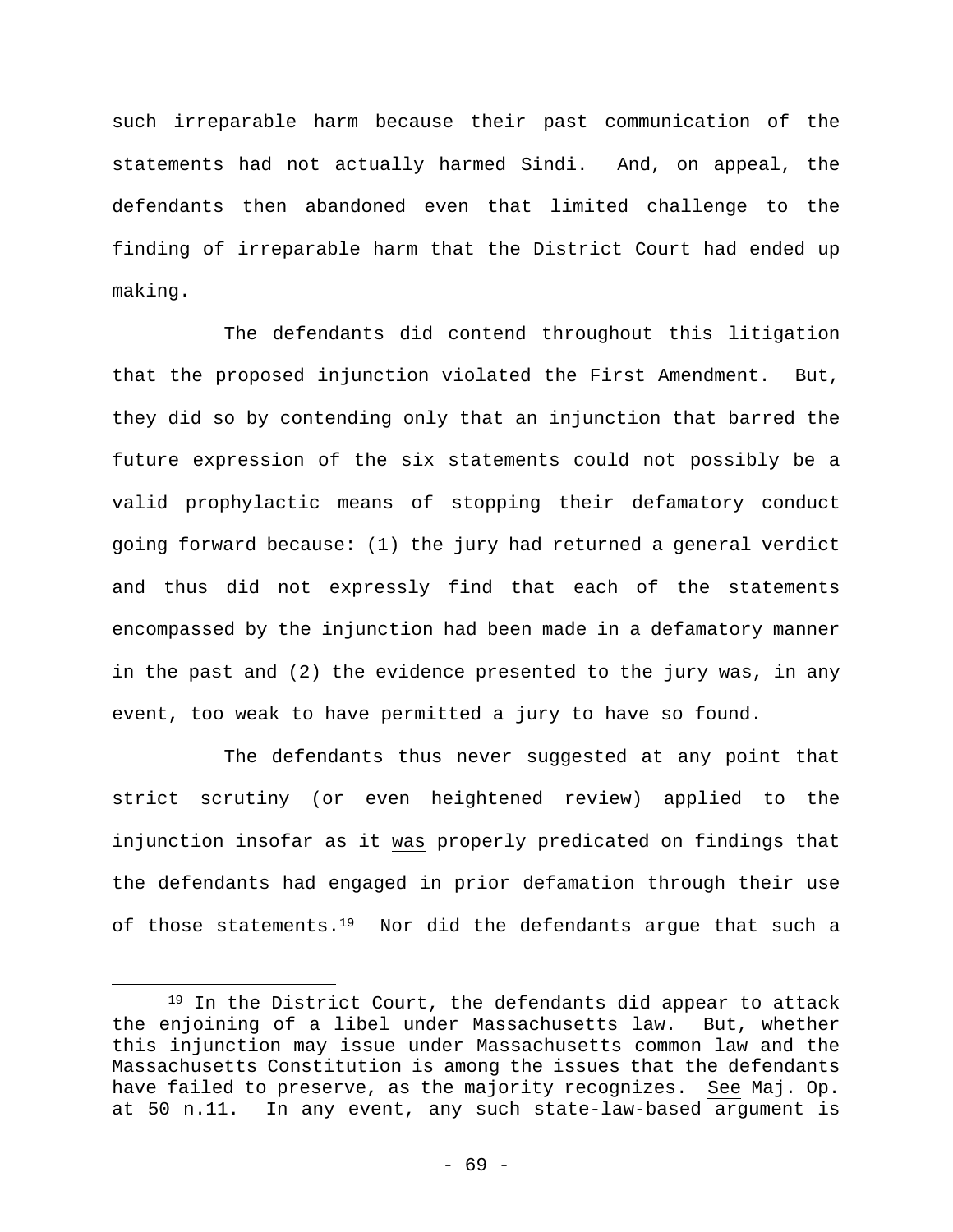such irreparable harm because their past communication of the statements had not actually harmed Sindi. And, on appeal, the defendants then abandoned even that limited challenge to the finding of irreparable harm that the District Court had ended up making.

The defendants did contend throughout this litigation that the proposed injunction violated the First Amendment. But, they did so by contending only that an injunction that barred the future expression of the six statements could not possibly be a valid prophylactic means of stopping their defamatory conduct going forward because: (1) the jury had returned a general verdict and thus did not expressly find that each of the statements encompassed by the injunction had been made in a defamatory manner in the past and (2) the evidence presented to the jury was, in any event, too weak to have permitted a jury to have so found.

The defendants thus never suggested at any point that strict scrutiny (or even heightened review) applied to the injunction insofar as it was properly predicated on findings that the defendants had engaged in prior defamation through their use of those statements.[19] Nor did the defendants argue that such a

[19] In the District Court, the defendants did appear to attack the enjoining of a libel under Massachusetts law. But, whether this injunction may issue under Massachusetts common law and the Massachusetts Constitution is among the issues that the defendants have failed to preserve, as the majority recognizes. See Maj. Op. at 50 n.11. In any event, any such state-law-based argument is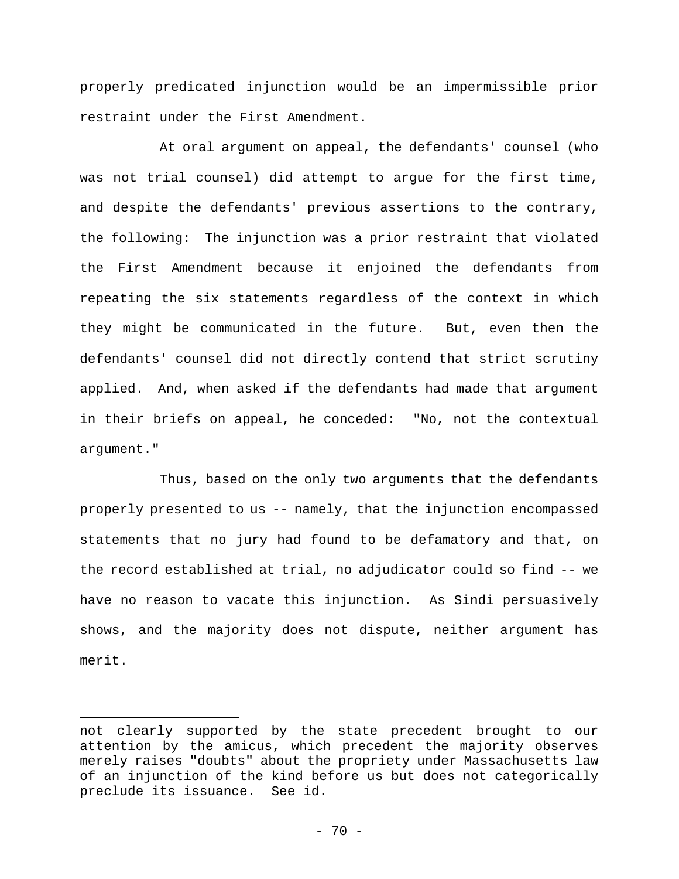properly predicated injunction would be an impermissible prior restraint under the First Amendment.

At oral argument on appeal, the defendants' counsel (who was not trial counsel) did attempt to argue for the first time, and despite the defendants' previous assertions to the contrary, the following: The injunction was a prior restraint that violated the First Amendment because it enjoined the defendants from repeating the six statements regardless of the context in which they might be communicated in the future. But, even then the defendants' counsel did not directly contend that strict scrutiny applied. And, when asked if the defendants had made that argument in their briefs on appeal, he conceded: "No, not the contextual argument."

Thus, based on the only two arguments that the defendants properly presented to us -- namely, that the injunction encompassed statements that no jury had found to be defamatory and that, on the record established at trial, no adjudicator could so find -- we have no reason to vacate this injunction. As Sindi persuasively shows, and the majority does not dispute, neither argument has merit.

---

not clearly supported by the state precedent brought to our attention by the amicus, which precedent the majority observes merely raises "doubts" about the propriety under Massachusetts law of an injunction of the kind before us but does not categorically preclude its issuance. See id.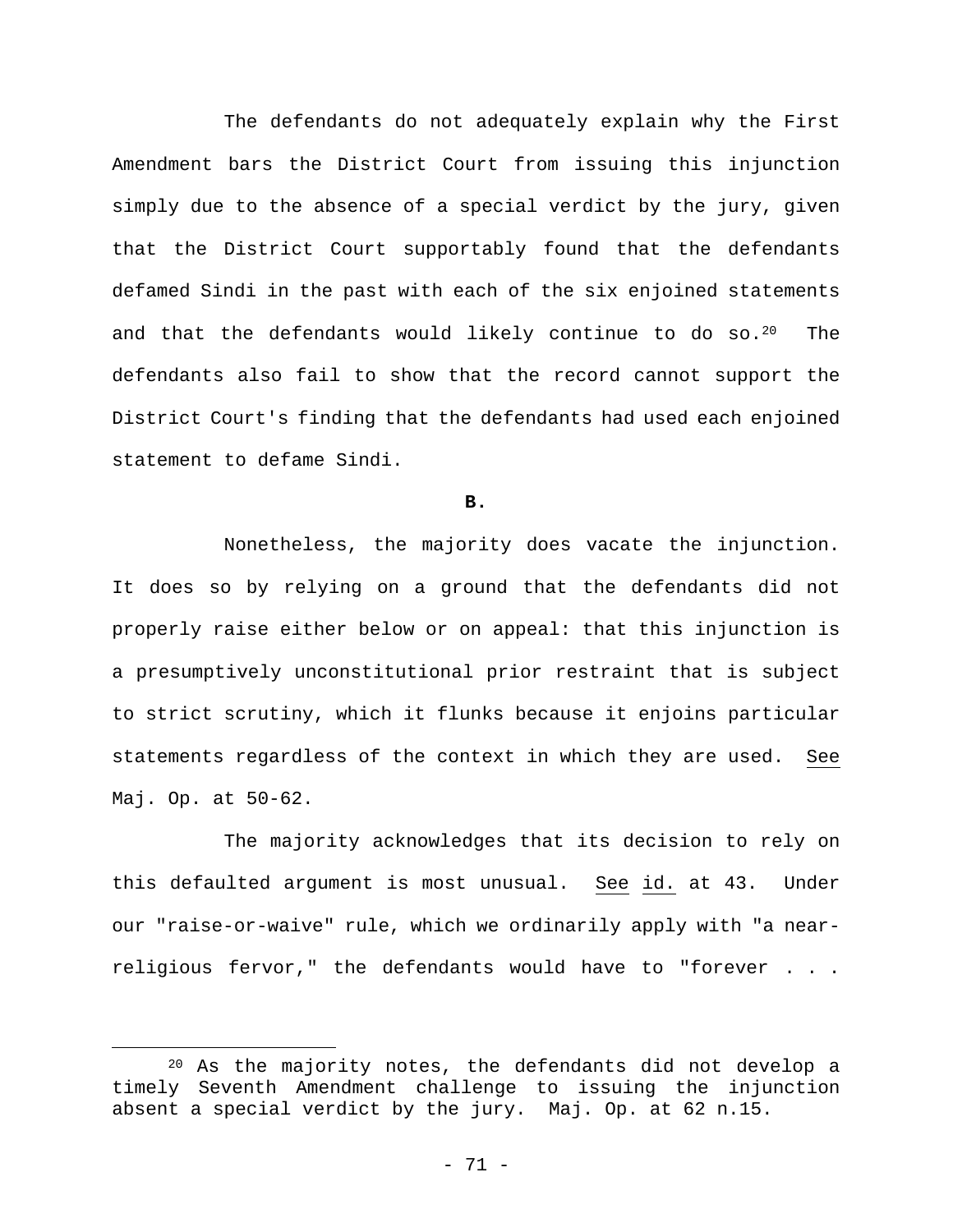The defendants do not adequately explain why the First Amendment bars the District Court from issuing this injunction simply due to the absence of a special verdict by the jury, given that the District Court supportably found that the defendants defamed Sindi in the past with each of the six enjoined statements and that the defendants would likely continue to do so.[20] The defendants also fail to show that the record cannot support the District Court's finding that the defendants had used each enjoined statement to defame Sindi.

**B.**

Nonetheless, the majority does vacate the injunction. It does so by relying on a ground that the defendants did not properly raise either below or on appeal: that this injunction is a presumptively unconstitutional prior restraint that is subject to strict scrutiny, which it flunks because it enjoins particular statements regardless of the context in which they are used. See Maj. Op. at 50-62.

The majority acknowledges that its decision to rely on this defaulted argument is most unusual. See id. at 43. Under our "raise-or-waive" rule, which we ordinarily apply with "a near-religious fervor," the defendants would have to "forever . . .

[20] As the majority notes, the defendants did not develop a timely Seventh Amendment challenge to issuing the injunction absent a special verdict by the jury. Maj. Op. at 62 n.15.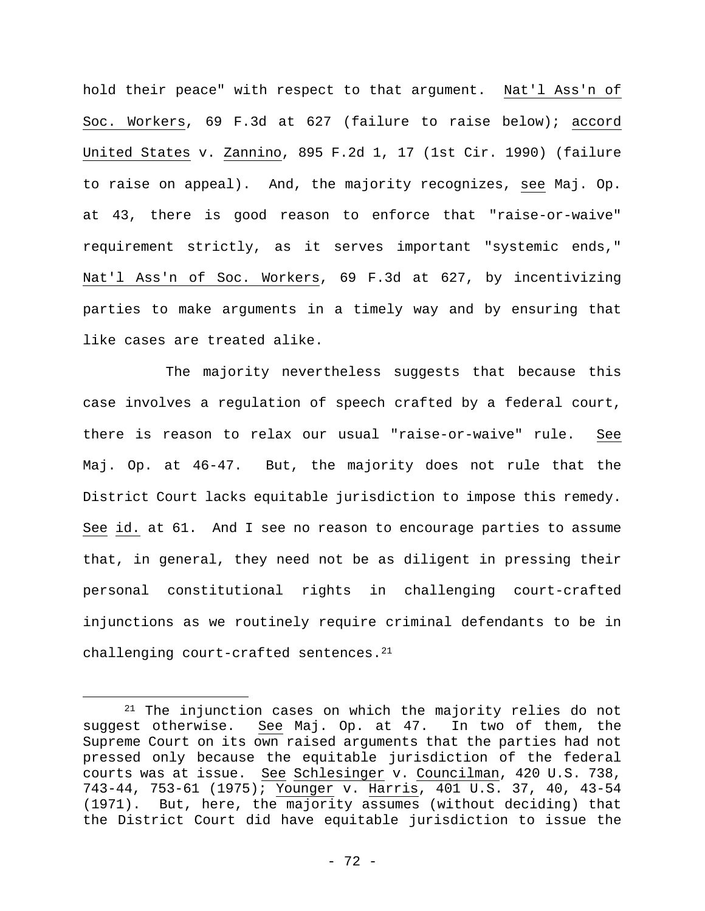hold their peace" with respect to that argument. Nat'l Ass'n of Soc. Workers, 69 F.3d at 627 (failure to raise below); accord United States v. Zannino, 895 F.2d 1, 17 (1st Cir. 1990) (failure to raise on appeal). And, the majority recognizes, see Maj. Op. at 43, there is good reason to enforce that "raise-or-waive" requirement strictly, as it serves important "systemic ends," Nat'l Ass'n of Soc. Workers, 69 F.3d at 627, by incentivizing parties to make arguments in a timely way and by ensuring that like cases are treated alike.

The majority nevertheless suggests that because this case involves a regulation of speech crafted by a federal court, there is reason to relax our usual "raise-or-waive" rule. See Maj. Op. at 46-47. But, the majority does not rule that the District Court lacks equitable jurisdiction to impose this remedy. See id. at 61. And I see no reason to encourage parties to assume that, in general, they need not be as diligent in pressing their personal constitutional rights in challenging court-crafted injunctions as we routinely require criminal defendants to be in challenging court-crafted sentences.[21]

---

[21] The injunction cases on which the majority relies do not suggest otherwise. See Maj. Op. at 47. In two of them, the Supreme Court on its own raised arguments that the parties had not pressed only because the equitable jurisdiction of the federal courts was at issue. See Schlesinger v. Councilman, 420 U.S. 738, 743-44, 753-61 (1975); Younger v. Harris, 401 U.S. 37, 40, 43-54 (1971). But, here, the majority assumes (without deciding) that the District Court did have equitable jurisdiction to issue the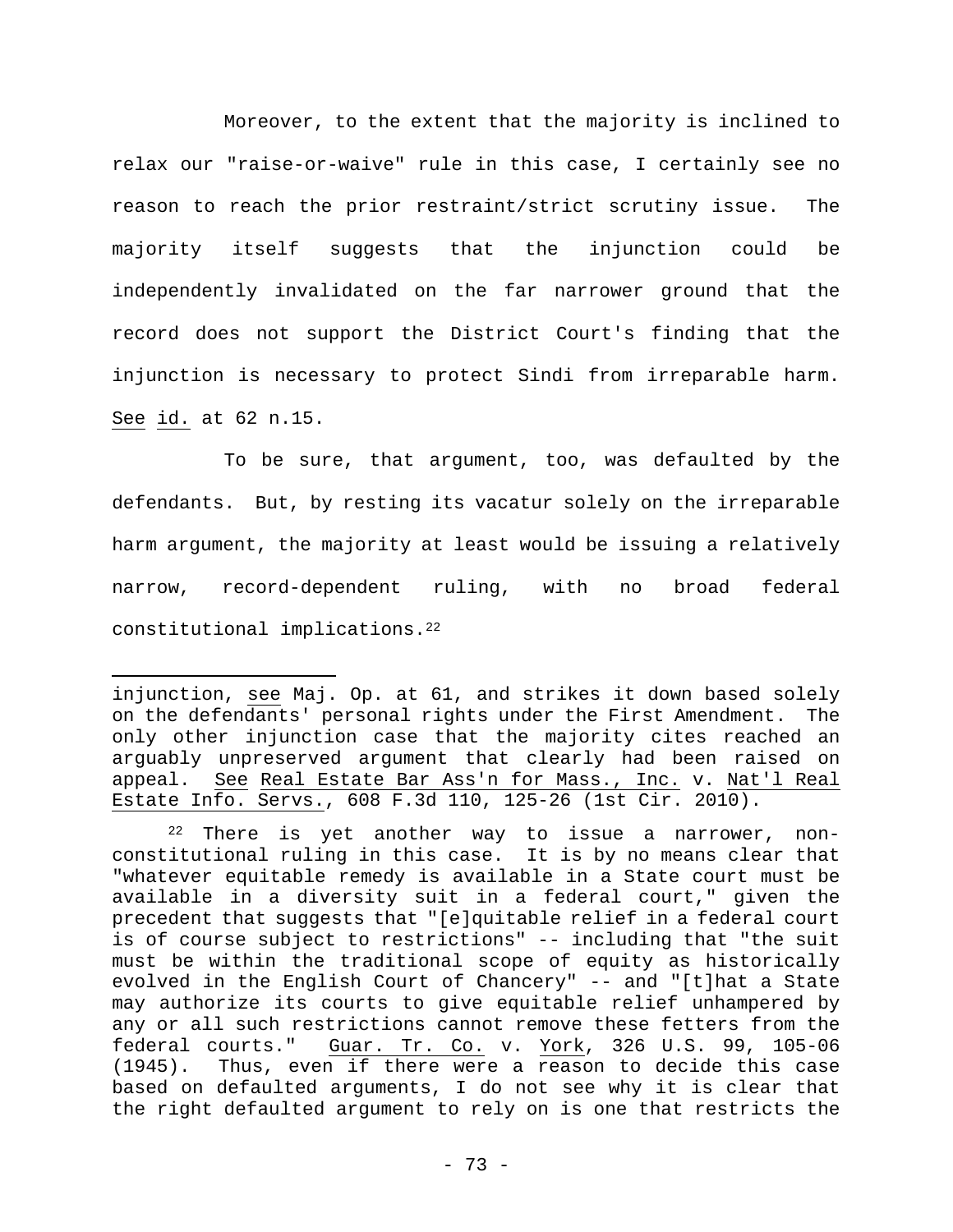Moreover, to the extent that the majority is inclined to relax our "raise-or-waive" rule in this case, I certainly see no reason to reach the prior restraint/strict scrutiny issue. The majority itself suggests that the injunction could be independently invalidated on the far narrower ground that the record does not support the District Court's finding that the injunction is necessary to protect Sindi from irreparable harm. See id. at 62 n.15.

To be sure, that argument, too, was defaulted by the defendants. But, by resting its vacatur solely on the irreparable harm argument, the majority at least would be issuing a relatively narrow, record-dependent ruling, with no broad federal constitutional implications.[22]

---

injunction, see Maj. Op. at 61, and strikes it down based solely on the defendants' personal rights under the First Amendment. The only other injunction case that the majority cites reached an arguably unpreserved argument that clearly had been raised on appeal. See Real Estate Bar Ass'n for Mass., Inc. v. Nat'l Real Estate Info. Servs., 608 F.3d 110, 125-26 (1st Cir. 2010).

[22] There is yet another way to issue a narrower, non-constitutional ruling in this case. It is by no means clear that "whatever equitable remedy is available in a State court must be available in a diversity suit in a federal court," given the precedent that suggests that "[e]quitable relief in a federal court is of course subject to restrictions" -- including that "the suit must be within the traditional scope of equity as historically evolved in the English Court of Chancery" -- and "[t]hat a State may authorize its courts to give equitable relief unhampered by any or all such restrictions cannot remove these fetters from the federal courts." Guar. Tr. Co. v. York, 326 U.S. 99, 105-06 (1945). Thus, even if there were a reason to decide this case based on defaulted arguments, I do not see why it is clear that the right defaulted argument to rely on is one that restricts the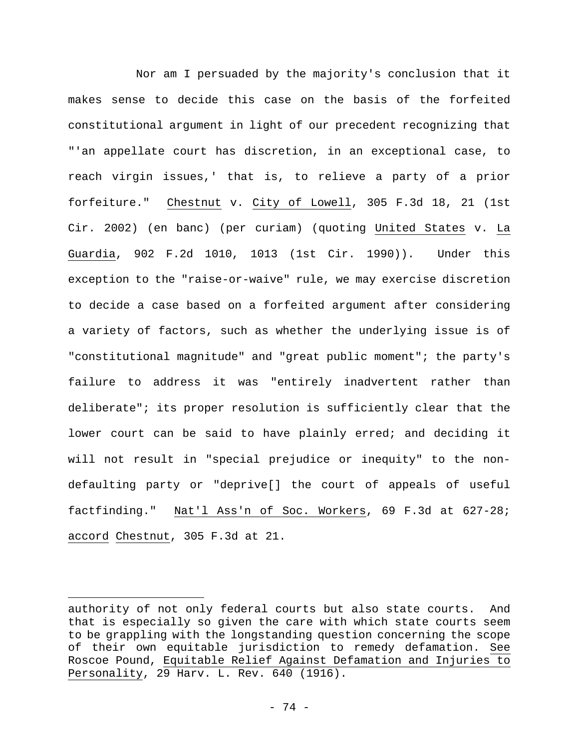Nor am I persuaded by the majority's conclusion that it makes sense to decide this case on the basis of the forfeited constitutional argument in light of our precedent recognizing that "'an appellate court has discretion, in an exceptional case, to reach virgin issues,' that is, to relieve a party of a prior forfeiture." _Chestnut_ v. _City of Lowell_, 305 F.3d 18, 21 (1st Cir. 2002) (en banc) (per curiam) (quoting _United States_ v. _La Guardia_, 902 F.2d 1010, 1013 (1st Cir. 1990)). Under this exception to the "raise-or-waive" rule, we may exercise discretion to decide a case based on a forfeited argument after considering a variety of factors, such as whether the underlying issue is of "constitutional magnitude" and "great public moment"; the party's failure to address it was "entirely inadvertent rather than deliberate"; its proper resolution is sufficiently clear that the lower court can be said to have plainly erred; and deciding it will not result in "special prejudice or inequity" to the non-defaulting party or "deprive[] the court of appeals of useful factfinding." _Nat'l Ass'n of Soc. Workers_, 69 F.3d at 627-28; _accord_ _Chestnut_, 305 F.3d at 21.

---

authority of not only federal courts but also state courts. And that is especially so given the care with which state courts seem to be grappling with the longstanding question concerning the scope of their own equitable jurisdiction to remedy defamation. _See_ Roscoe Pound, _Equitable Relief Against Defamation and Injuries to Personality_, 29 Harv. L. Rev. 640 (1916).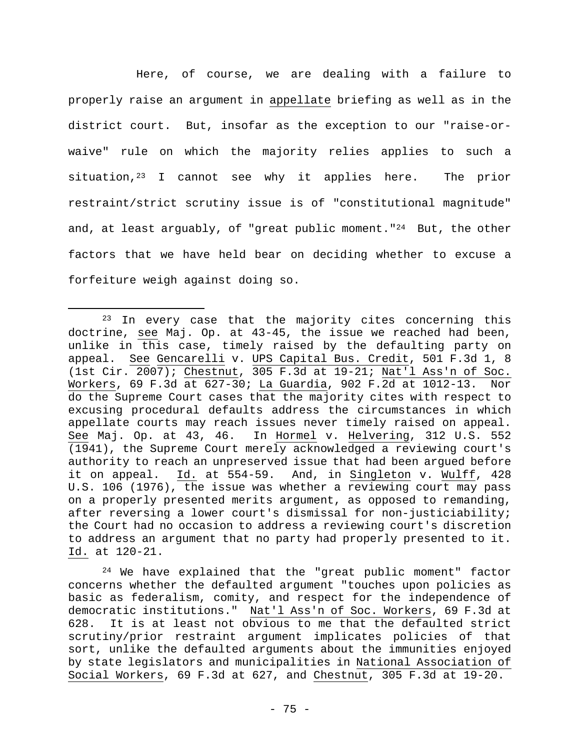Here, of course, we are dealing with a failure to properly raise an argument in appellate briefing as well as in the district court. But, insofar as the exception to our "raise-or-waive" rule on which the majority relies applies to such a situation,[23] I cannot see why it applies here. The prior restraint/strict scrutiny issue is of "constitutional magnitude" and, at least arguably, of "great public moment."[24] But, the other factors that we have held bear on deciding whether to excuse a forfeiture weigh against doing so.

---

[23] In every case that the majority cites concerning this doctrine, see Maj. Op. at 43-45, the issue we reached had been, unlike in this case, timely raised by the defaulting party on appeal. See Gencarelli v. UPS Capital Bus. Credit, 501 F.3d 1, 8 (1st Cir. 2007); Chestnut, 305 F.3d at 19-21; Nat'l Ass'n of Soc. Workers, 69 F.3d at 627-30; La Guardia, 902 F.2d at 1012-13. Nor do the Supreme Court cases that the majority cites with respect to excusing procedural defaults address the circumstances in which appellate courts may reach issues never timely raised on appeal. See Maj. Op. at 43, 46. In Hormel v. Helvering, 312 U.S. 552 (1941), the Supreme Court merely acknowledged a reviewing court's authority to reach an unpreserved issue that had been argued before it on appeal. Id. at 554-59. And, in Singleton v. Wulff, 428 U.S. 106 (1976), the issue was whether a reviewing court may pass on a properly presented merits argument, as opposed to remanding, after reversing a lower court's dismissal for non-justiciability; the Court had no occasion to address a reviewing court's discretion to address an argument that no party had properly presented to it. Id. at 120-21.

[24] We have explained that the "great public moment" factor concerns whether the defaulted argument "touches upon policies as basic as federalism, comity, and respect for the independence of democratic institutions." Nat'l Ass'n of Soc. Workers, 69 F.3d at 628. It is at least not obvious to me that the defaulted strict scrutiny/prior restraint argument implicates policies of that sort, unlike the defaulted arguments about the immunities enjoyed by state legislators and municipalities in National Association of Social Workers, 69 F.3d at 627, and Chestnut, 305 F.3d at 19-20.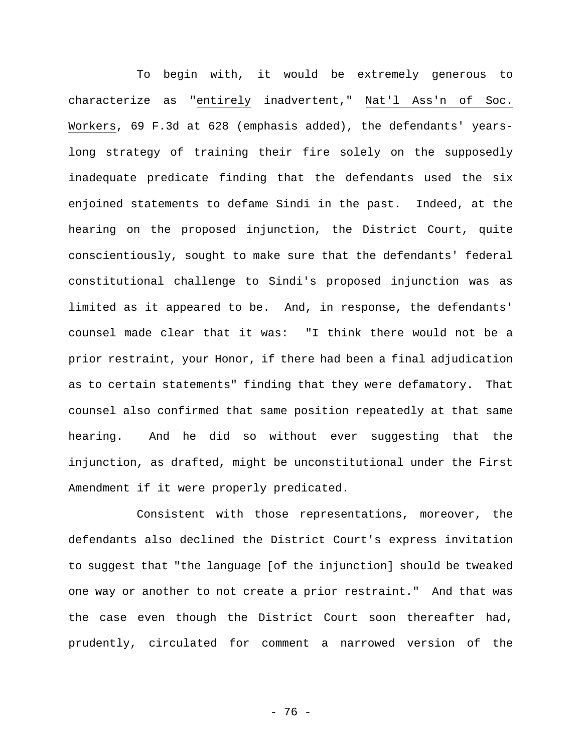To begin with, it would be extremely generous to characterize as "_entirely_ inadvertent," _Nat'l Ass'n of Soc. Workers_, 69 F.3d at 628 (emphasis added), the defendants' years-long strategy of training their fire solely on the supposedly inadequate predicate finding that the defendants used the six enjoined statements to defame Sindi in the past. Indeed, at the hearing on the proposed injunction, the District Court, quite conscientiously, sought to make sure that the defendants' federal constitutional challenge to Sindi's proposed injunction was as limited as it appeared to be. And, in response, the defendants' counsel made clear that it was: "I think there would not be a prior restraint, your Honor, if there had been a final adjudication as to certain statements" finding that they were defamatory. That counsel also confirmed that same position repeatedly at that same hearing. And he did so without ever suggesting that the injunction, as drafted, might be unconstitutional under the First Amendment if it were properly predicated.

Consistent with those representations, moreover, the defendants also declined the District Court's express invitation to suggest that "the language [of the injunction] should be tweaked one way or another to not create a prior restraint." And that was the case even though the District Court soon thereafter had, prudently, circulated for comment a narrowed version of the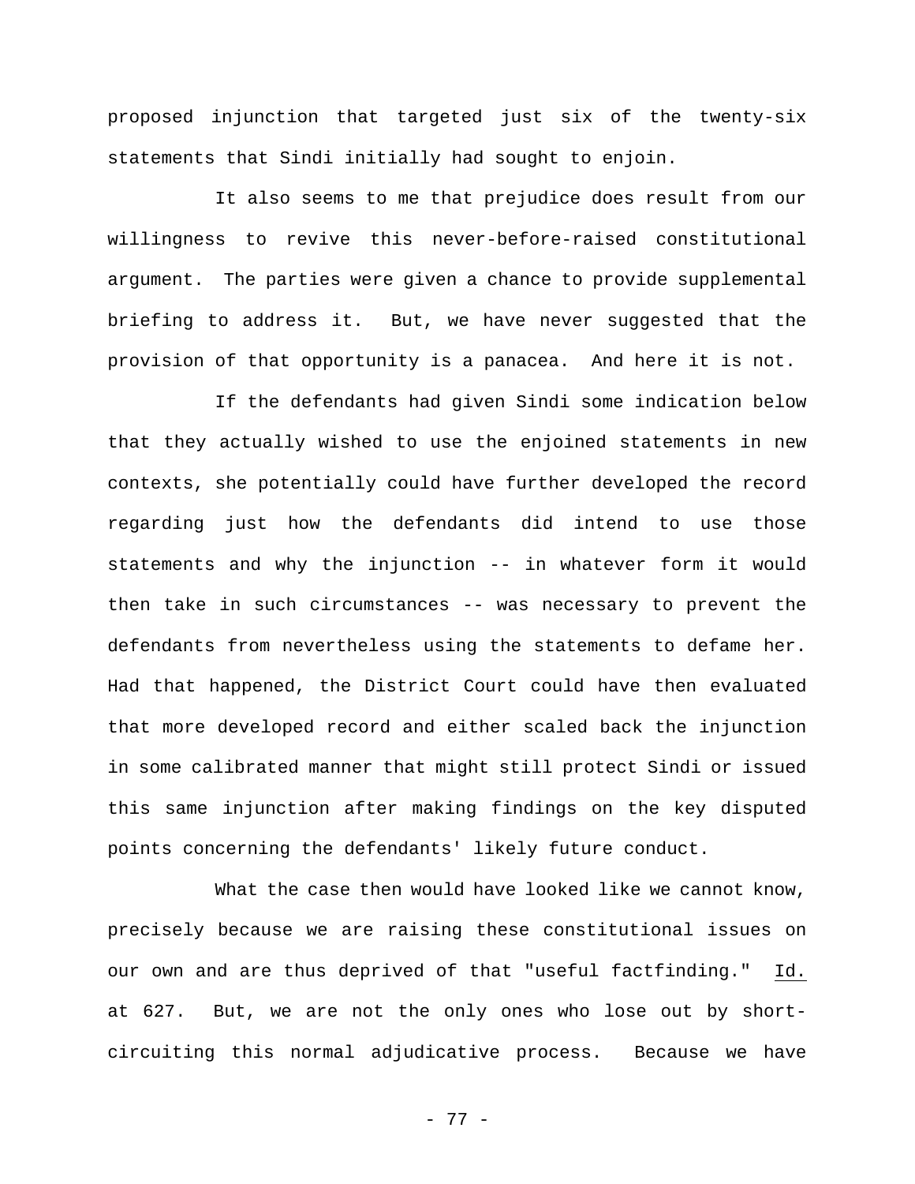proposed injunction that targeted just six of the twenty-six statements that Sindi initially had sought to enjoin.

It also seems to me that prejudice does result from our willingness to revive this never-before-raised constitutional argument. The parties were given a chance to provide supplemental briefing to address it. But, we have never suggested that the provision of that opportunity is a panacea. And here it is not.

If the defendants had given Sindi some indication below that they actually wished to use the enjoined statements in new contexts, she potentially could have further developed the record regarding just how the defendants did intend to use those statements and why the injunction -- in whatever form it would then take in such circumstances -- was necessary to prevent the defendants from nevertheless using the statements to defame her. Had that happened, the District Court could have then evaluated that more developed record and either scaled back the injunction in some calibrated manner that might still protect Sindi or issued this same injunction after making findings on the key disputed points concerning the defendants' likely future conduct.

What the case then would have looked like we cannot know, precisely because we are raising these constitutional issues on our own and are thus deprived of that "useful factfinding." Id. at 627. But, we are not the only ones who lose out by short-circuiting this normal adjudicative process. Because we have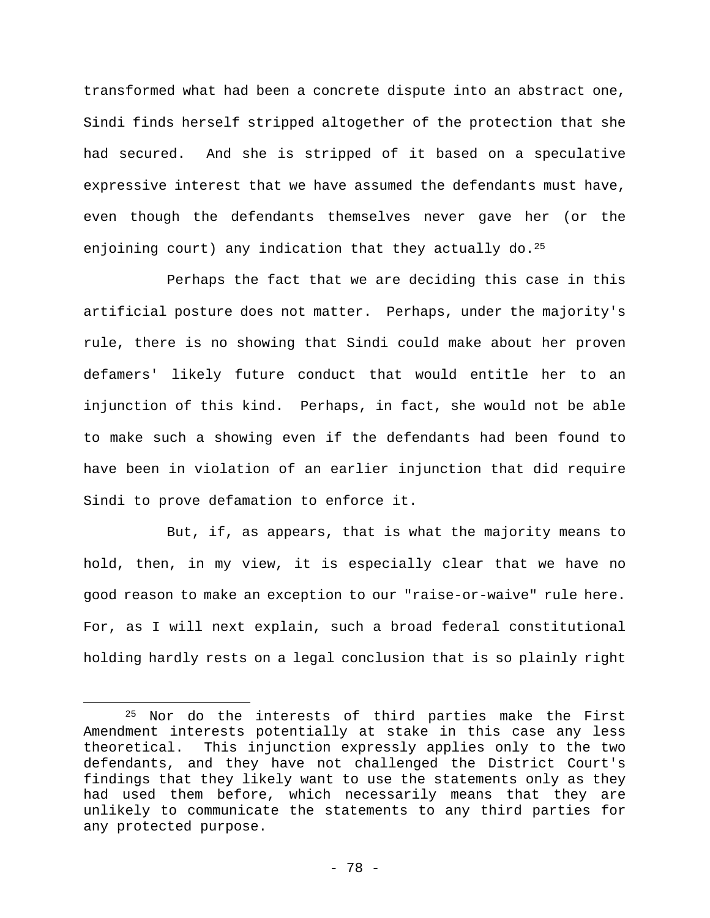transformed what had been a concrete dispute into an abstract one, Sindi finds herself stripped altogether of the protection that she had secured. And she is stripped of it based on a speculative expressive interest that we have assumed the defendants must have, even though the defendants themselves never gave her (or the enjoining court) any indication that they actually do.[25]

Perhaps the fact that we are deciding this case in this artificial posture does not matter. Perhaps, under the majority's rule, there is no showing that Sindi could make about her proven defamers' likely future conduct that would entitle her to an injunction of this kind. Perhaps, in fact, she would not be able to make such a showing even if the defendants had been found to have been in violation of an earlier injunction that did require Sindi to prove defamation to enforce it.

But, if, as appears, that is what the majority means to hold, then, in my view, it is especially clear that we have no good reason to make an exception to our "raise-or-waive" rule here. For, as I will next explain, such a broad federal constitutional holding hardly rests on a legal conclusion that is so plainly right

---

[25] Nor do the interests of third parties make the First Amendment interests potentially at stake in this case any less theoretical. This injunction expressly applies only to the two defendants, and they have not challenged the District Court's findings that they likely want to use the statements only as they had used them before, which necessarily means that they are unlikely to communicate the statements to any third parties for any protected purpose.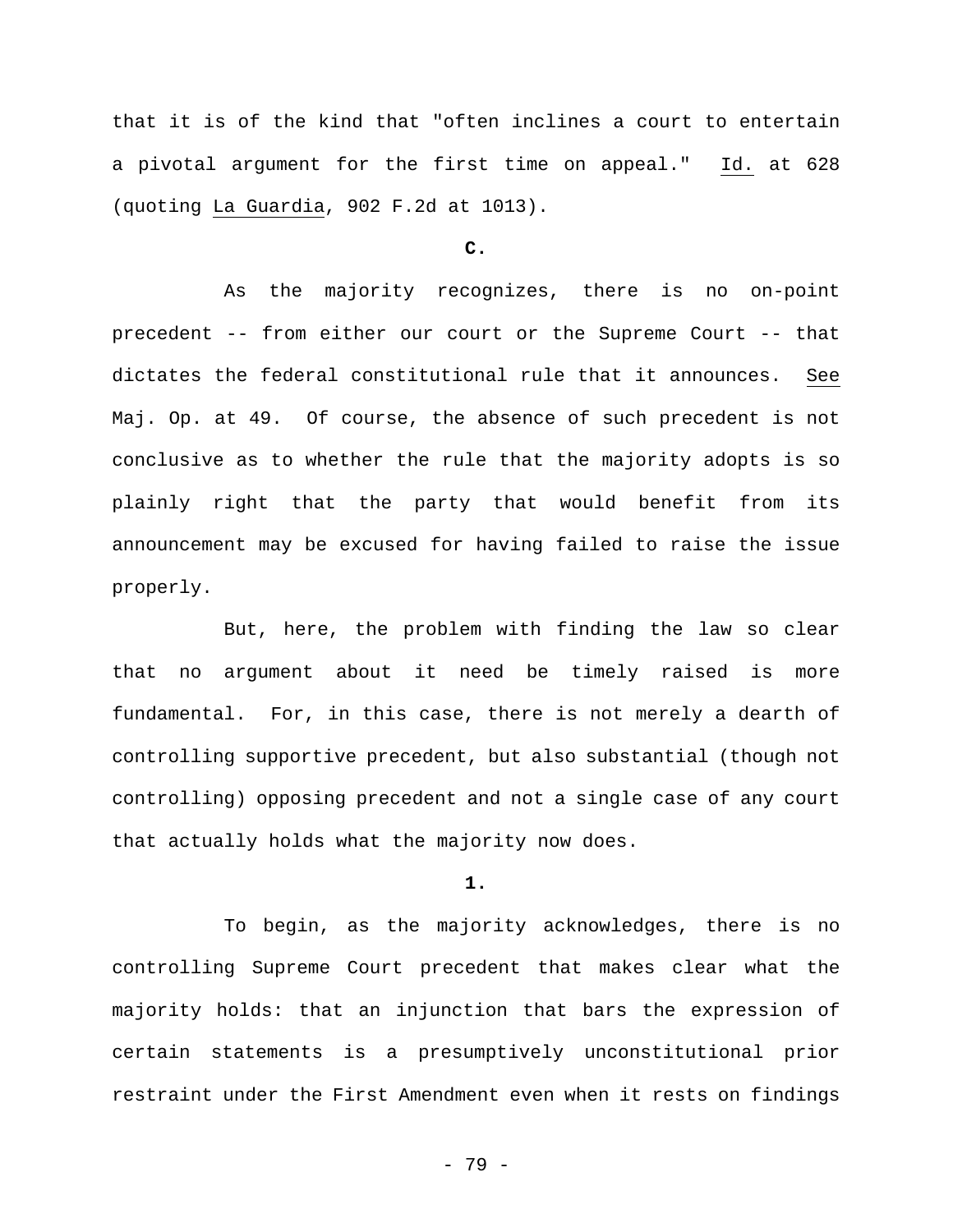that it is of the kind that "often inclines a court to entertain a pivotal argument for the first time on appeal." Id. at 628 (quoting La Guardia, 902 F.2d at 1013).

**C.**

As the majority recognizes, there is no on-point precedent -- from either our court or the Supreme Court -- that dictates the federal constitutional rule that it announces. See Maj. Op. at 49. Of course, the absence of such precedent is not conclusive as to whether the rule that the majority adopts is so plainly right that the party that would benefit from its announcement may be excused for having failed to raise the issue properly.

But, here, the problem with finding the law so clear that no argument about it need be timely raised is more fundamental. For, in this case, there is not merely a dearth of controlling supportive precedent, but also substantial (though not controlling) opposing precedent and not a single case of any court that actually holds what the majority now does.

**1.**

To begin, as the majority acknowledges, there is no controlling Supreme Court precedent that makes clear what the majority holds: that an injunction that bars the expression of certain statements is a presumptively unconstitutional prior restraint under the First Amendment even when it rests on findings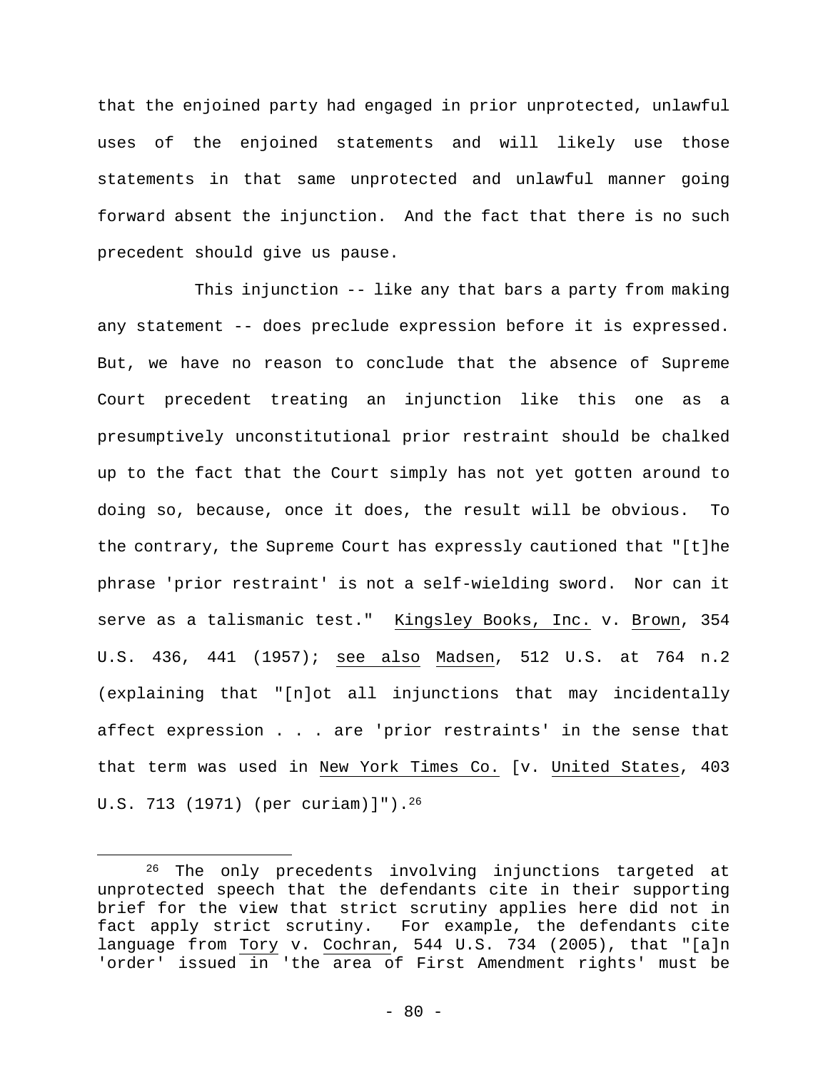that the enjoined party had engaged in prior unprotected, unlawful uses of the enjoined statements and will likely use those statements in that same unprotected and unlawful manner going forward absent the injunction. And the fact that there is no such precedent should give us pause.

This injunction -- like any that bars a party from making any statement -- does preclude expression before it is expressed. But, we have no reason to conclude that the absence of Supreme Court precedent treating an injunction like this one as a presumptively unconstitutional prior restraint should be chalked up to the fact that the Court simply has not yet gotten around to doing so, because, once it does, the result will be obvious. To the contrary, the Supreme Court has expressly cautioned that "[t]he phrase 'prior restraint' is not a self-wielding sword. Nor can it serve as a talismanic test." Kingsley Books, Inc. v. Brown, 354 U.S. 436, 441 (1957); see also Madsen, 512 U.S. at 764 n.2 (explaining that "[n]ot all injunctions that may incidentally affect expression . . . are 'prior restraints' in the sense that that term was used in New York Times Co. [v. United States, 403 U.S. 713 (1971) (per curiam)]").[26]

---

[26] The only precedents involving injunctions targeted at unprotected speech that the defendants cite in their supporting brief for the view that strict scrutiny applies here did not in fact apply strict scrutiny. For example, the defendants cite language from Tory v. Cochran, 544 U.S. 734 (2005), that "[a]n 'order' issued in 'the area of First Amendment rights' must be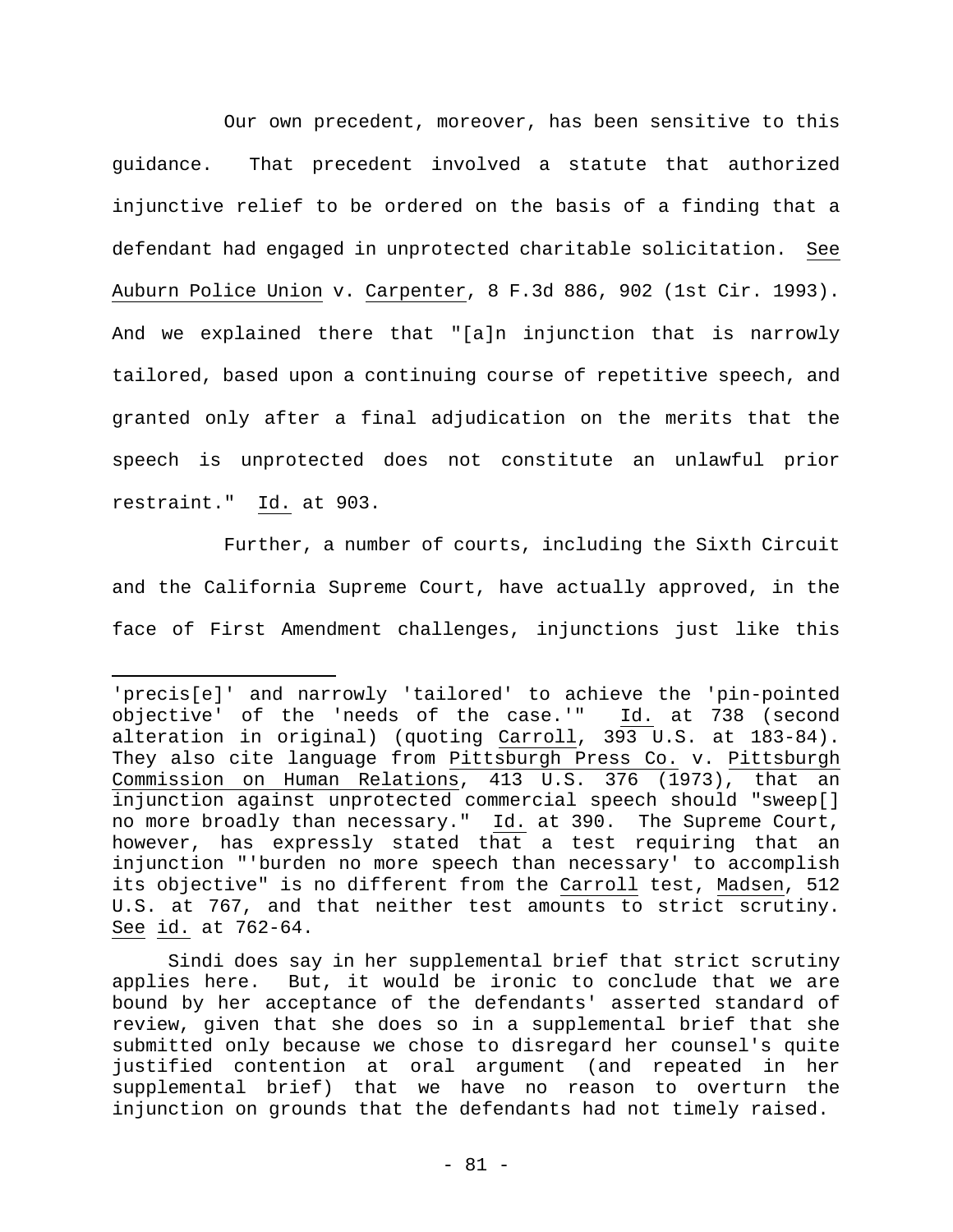Our own precedent, moreover, has been sensitive to this guidance. That precedent involved a statute that authorized injunctive relief to be ordered on the basis of a finding that a defendant had engaged in unprotected charitable solicitation. See Auburn Police Union v. Carpenter, 8 F.3d 886, 902 (1st Cir. 1993). And we explained there that "[a]n injunction that is narrowly tailored, based upon a continuing course of repetitive speech, and granted only after a final adjudication on the merits that the speech is unprotected does not constitute an unlawful prior restraint." Id. at 903.

Further, a number of courts, including the Sixth Circuit and the California Supreme Court, have actually approved, in the face of First Amendment challenges, injunctions just like this

---

'precis[e]' and narrowly 'tailored' to achieve the 'pin-pointed objective' of the 'needs of the case.'" Id. at 738 (second alteration in original) (quoting Carroll, 393 U.S. at 183-84). They also cite language from Pittsburgh Press Co. v. Pittsburgh Commission on Human Relations, 413 U.S. 376 (1973), that an injunction against unprotected commercial speech should "sweep[] no more broadly than necessary." Id. at 390. The Supreme Court, however, has expressly stated that a test requiring that an injunction "'burden no more speech than necessary' to accomplish its objective" is no different from the Carroll test, Madsen, 512 U.S. at 767, and that neither test amounts to strict scrutiny. See id. at 762-64.

Sindi does say in her supplemental brief that strict scrutiny applies here. But, it would be ironic to conclude that we are bound by her acceptance of the defendants' asserted standard of review, given that she does so in a supplemental brief that she submitted only because we chose to disregard her counsel's quite justified contention at oral argument (and repeated in her supplemental brief) that we have no reason to overturn the injunction on grounds that the defendants had not timely raised.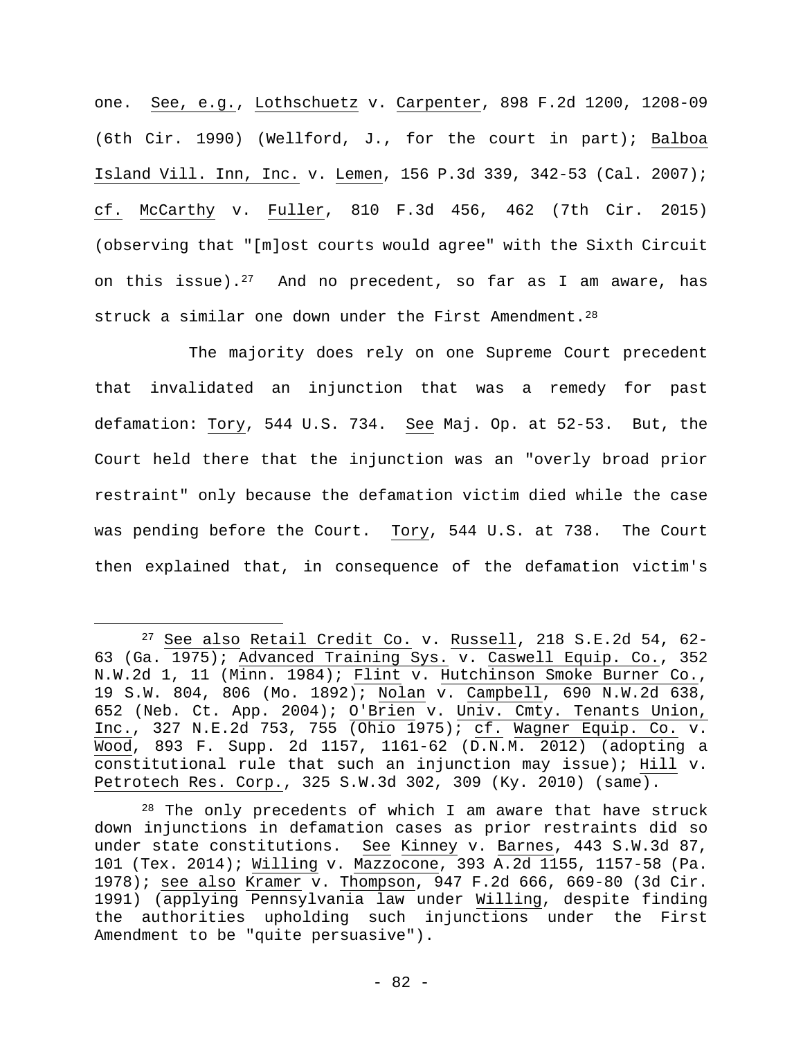one. See, e.g., Lothschuetz v. Carpenter, 898 F.2d 1200, 1208-09 (6th Cir. 1990) (Wellford, J., for the court in part); Balboa Island Vill. Inn, Inc. v. Lemen, 156 P.3d 339, 342-53 (Cal. 2007); cf. McCarthy v. Fuller, 810 F.3d 456, 462 (7th Cir. 2015) (observing that "[m]ost courts would agree" with the Sixth Circuit on this issue).[27] And no precedent, so far as I am aware, has struck a similar one down under the First Amendment.[28]

The majority does rely on one Supreme Court precedent that invalidated an injunction that was a remedy for past defamation: Tory, 544 U.S. 734. See Maj. Op. at 52-53. But, the Court held there that the injunction was an "overly broad prior restraint" only because the defamation victim died while the case was pending before the Court. Tory, 544 U.S. at 738. The Court then explained that, in consequence of the defamation victim's

---

[27] See also Retail Credit Co. v. Russell, 218 S.E.2d 54, 62-63 (Ga. 1975); Advanced Training Sys. v. Caswell Equip. Co., 352 N.W.2d 1, 11 (Minn. 1984); Flint v. Hutchinson Smoke Burner Co., 19 S.W. 804, 806 (Mo. 1892); Nolan v. Campbell, 690 N.W.2d 638, 652 (Neb. Ct. App. 2004); O'Brien v. Univ. Cmty. Tenants Union, Inc., 327 N.E.2d 753, 755 (Ohio 1975); cf. Wagner Equip. Co. v. Wood, 893 F. Supp. 2d 1157, 1161-62 (D.N.M. 2012) (adopting a constitutional rule that such an injunction may issue); Hill v. Petrotech Res. Corp., 325 S.W.3d 302, 309 (Ky. 2010) (same).

[28] The only precedents of which I am aware that have struck down injunctions in defamation cases as prior restraints did so under state constitutions. See Kinney v. Barnes, 443 S.W.3d 87, 101 (Tex. 2014); Willing v. Mazzocone, 393 A.2d 1155, 1157-58 (Pa. 1978); see also Kramer v. Thompson, 947 F.2d 666, 669-80 (3d Cir. 1991) (applying Pennsylvania law under Willing, despite finding the authorities upholding such injunctions under the First Amendment to be "quite persuasive").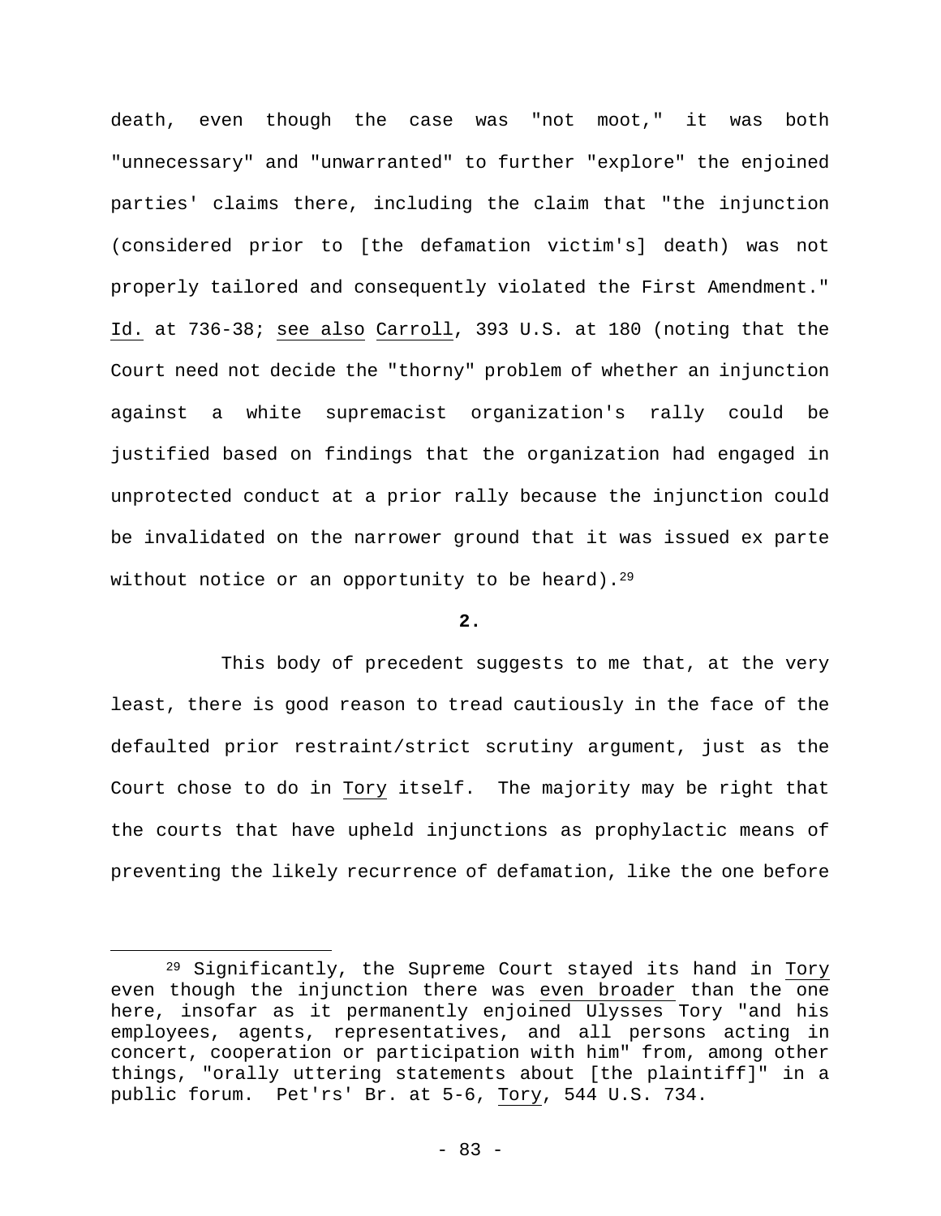death, even though the case was "not moot," it was both "unnecessary" and "unwarranted" to further "explore" the enjoined parties' claims there, including the claim that "the injunction (considered prior to [the defamation victim's] death) was not properly tailored and consequently violated the First Amendment." Id. at 736-38; see also Carroll, 393 U.S. at 180 (noting that the Court need not decide the "thorny" problem of whether an injunction against a white supremacist organization's rally could be justified based on findings that the organization had engaged in unprotected conduct at a prior rally because the injunction could be invalidated on the narrower ground that it was issued ex parte without notice or an opportunity to be heard).[29]

**2.**

This body of precedent suggests to me that, at the very least, there is good reason to tread cautiously in the face of the defaulted prior restraint/strict scrutiny argument, just as the Court chose to do in Tory itself. The majority may be right that the courts that have upheld injunctions as prophylactic means of preventing the likely recurrence of defamation, like the one before

---

[29] Significantly, the Supreme Court stayed its hand in Tory even though the injunction there was even broader than the one here, insofar as it permanently enjoined Ulysses Tory "and his employees, agents, representatives, and all persons acting in concert, cooperation or participation with him" from, among other things, "orally uttering statements about [the plaintiff]" in a public forum. Pet'rs' Br. at 5-6, Tory, 544 U.S. 734.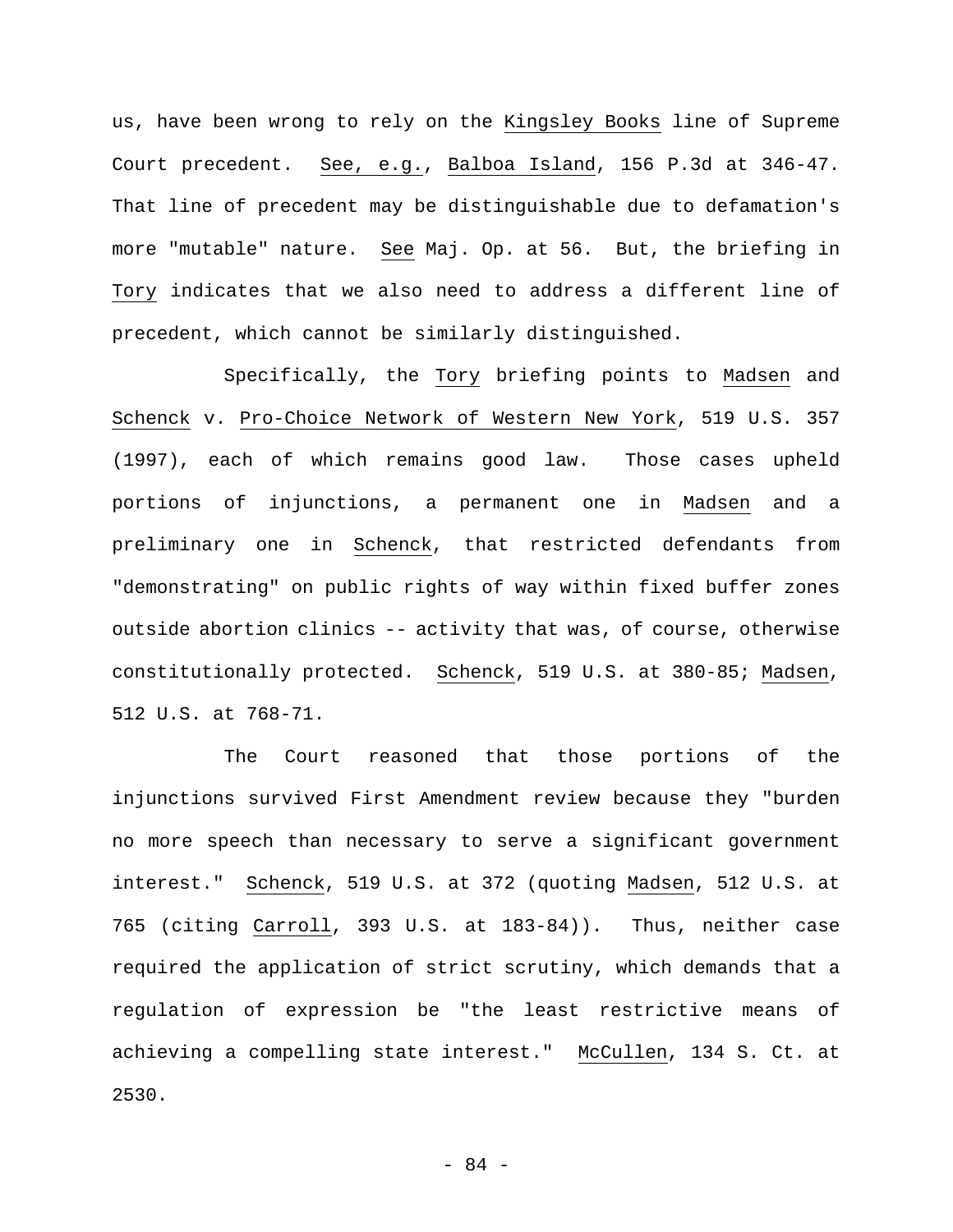us, have been wrong to rely on the Kingsley Books line of Supreme Court precedent. See, e.g., Balboa Island, 156 P.3d at 346-47. That line of precedent may be distinguishable due to defamation's more "mutable" nature. See Maj. Op. at 56. But, the briefing in Tory indicates that we also need to address a different line of precedent, which cannot be similarly distinguished.

Specifically, the Tory briefing points to Madsen and Schenck v. Pro-Choice Network of Western New York, 519 U.S. 357 (1997), each of which remains good law. Those cases upheld portions of injunctions, a permanent one in Madsen and a preliminary one in Schenck, that restricted defendants from "demonstrating" on public rights of way within fixed buffer zones outside abortion clinics -- activity that was, of course, otherwise constitutionally protected. Schenck, 519 U.S. at 380-85; Madsen, 512 U.S. at 768-71.

The Court reasoned that those portions of the injunctions survived First Amendment review because they "burden no more speech than necessary to serve a significant government interest." Schenck, 519 U.S. at 372 (quoting Madsen, 512 U.S. at 765 (citing Carroll, 393 U.S. at 183-84)). Thus, neither case required the application of strict scrutiny, which demands that a regulation of expression be "the least restrictive means of achieving a compelling state interest." McCullen, 134 S. Ct. at 2530.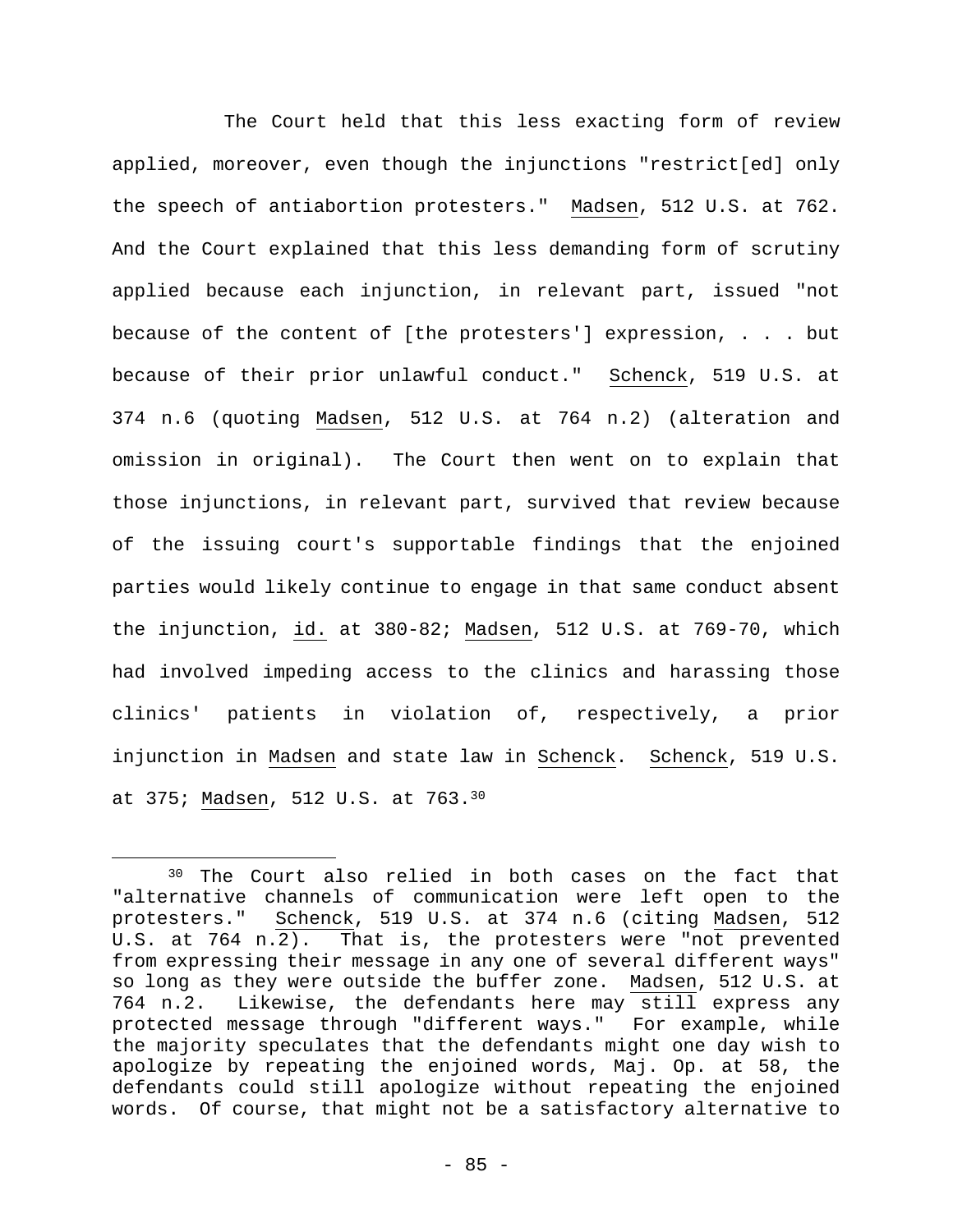The Court held that this less exacting form of review applied, moreover, even though the injunctions "restrict[ed] only the speech of antiabortion protesters." Madsen, 512 U.S. at 762. And the Court explained that this less demanding form of scrutiny applied because each injunction, in relevant part, issued "not because of the content of [the protesters'] expression, . . . but because of their prior unlawful conduct." Schenck, 519 U.S. at 374 n.6 (quoting Madsen, 512 U.S. at 764 n.2) (alteration and omission in original). The Court then went on to explain that those injunctions, in relevant part, survived that review because of the issuing court's supportable findings that the enjoined parties would likely continue to engage in that same conduct absent the injunction, id. at 380-82; Madsen, 512 U.S. at 769-70, which had involved impeding access to the clinics and harassing those clinics' patients in violation of, respectively, a prior injunction in Madsen and state law in Schenck. Schenck, 519 U.S. at 375; Madsen, 512 U.S. at 763.[30]

[30] The Court also relied in both cases on the fact that "alternative channels of communication were left open to the protesters." Schenck, 519 U.S. at 374 n.6 (citing Madsen, 512 U.S. at 764 n.2). That is, the protesters were "not prevented from expressing their message in any one of several different ways" so long as they were outside the buffer zone. Madsen, 512 U.S. at 764 n.2. Likewise, the defendants here may still express any protected message through "different ways." For example, while the majority speculates that the defendants might one day wish to apologize by repeating the enjoined words, Maj. Op. at 58, the defendants could still apologize without repeating the enjoined words. Of course, that might not be a satisfactory alternative to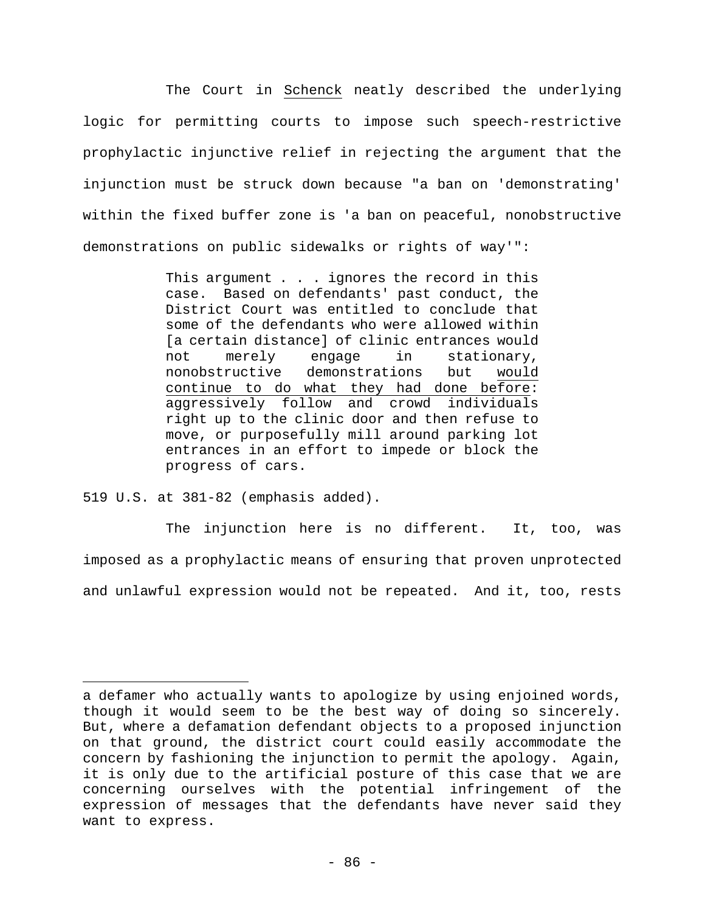The Court in Schenck neatly described the underlying logic for permitting courts to impose such speech-restrictive prophylactic injunctive relief in rejecting the argument that the injunction must be struck down because "a ban on 'demonstrating' within the fixed buffer zone is 'a ban on peaceful, nonobstructive demonstrations on public sidewalks or rights of way'":

> This argument . . . ignores the record in this case. Based on defendants' past conduct, the District Court was entitled to conclude that some of the defendants who were allowed within [a certain distance] of clinic entrances would not merely engage in stationary, nonobstructive demonstrations but would continue to do what they had done before: aggressively follow and crowd individuals right up to the clinic door and then refuse to move, or purposefully mill around parking lot entrances in an effort to impede or block the progress of cars.

519 U.S. at 381-82 (emphasis added).

The injunction here is no different. It, too, was imposed as a prophylactic means of ensuring that proven unprotected and unlawful expression would not be repeated. And it, too, rests

---

a defamer who actually wants to apologize by using enjoined words, though it would seem to be the best way of doing so sincerely. But, where a defamation defendant objects to a proposed injunction on that ground, the district court could easily accommodate the concern by fashioning the injunction to permit the apology. Again, it is only due to the artificial posture of this case that we are concerning ourselves with the potential infringement of the expression of messages that the defendants have never said they want to express.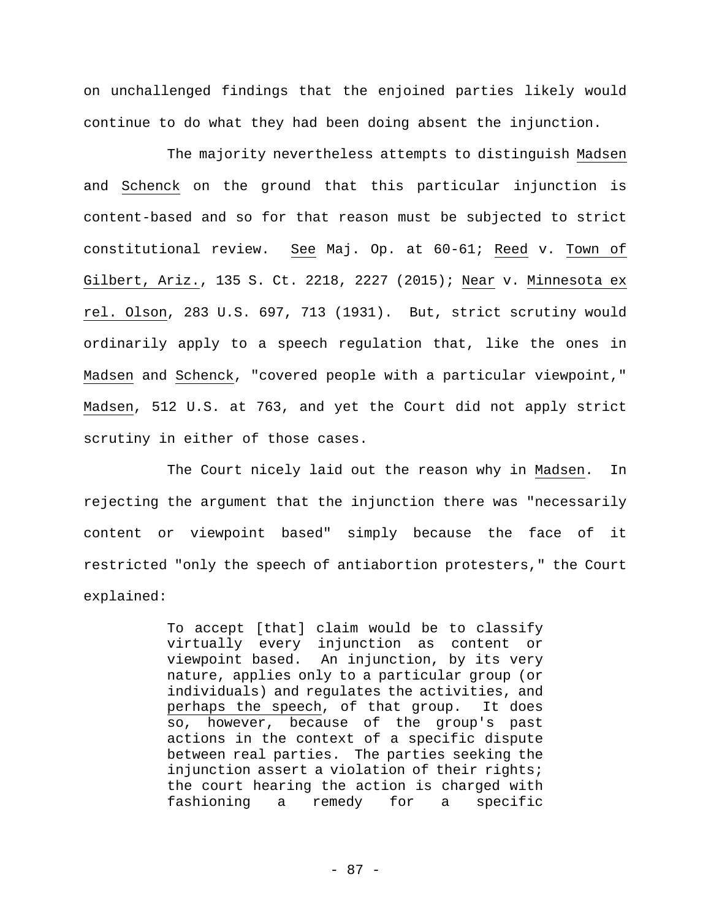on unchallenged findings that the enjoined parties likely would continue to do what they had been doing absent the injunction.

The majority nevertheless attempts to distinguish Madsen and Schenck on the ground that this particular injunction is content-based and so for that reason must be subjected to strict constitutional review. See Maj. Op. at 60-61; Reed v. Town of Gilbert, Ariz., 135 S. Ct. 2218, 2227 (2015); Near v. Minnesota ex rel. Olson, 283 U.S. 697, 713 (1931). But, strict scrutiny would ordinarily apply to a speech regulation that, like the ones in Madsen and Schenck, "covered people with a particular viewpoint," Madsen, 512 U.S. at 763, and yet the Court did not apply strict scrutiny in either of those cases.

The Court nicely laid out the reason why in Madsen. In rejecting the argument that the injunction there was "necessarily content or viewpoint based" simply because the face of it restricted "only the speech of antiabortion protesters," the Court explained:

> To accept [that] claim would be to classify virtually every injunction as content or viewpoint based. An injunction, by its very nature, applies only to a particular group (or individuals) and regulates the activities, and perhaps the speech, of that group. It does so, however, because of the group's past actions in the context of a specific dispute between real parties. The parties seeking the injunction assert a violation of their rights; the court hearing the action is charged with fashioning a remedy for a specific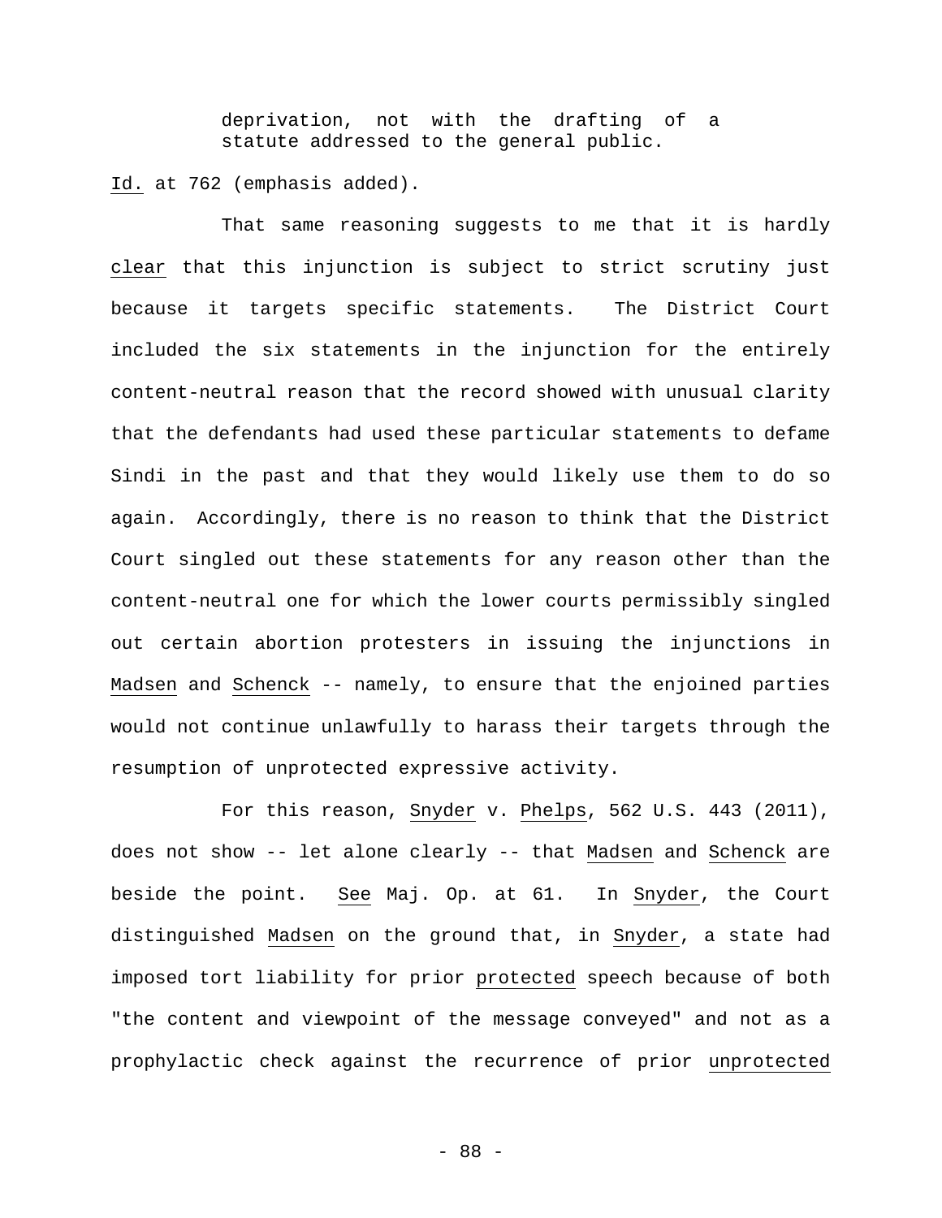> deprivation, not with the drafting of a statute addressed to the general public.

_Id._ at 762 (emphasis added).

That same reasoning suggests to me that it is hardly _clear_ that this injunction is subject to strict scrutiny just because it targets specific statements. The District Court included the six statements in the injunction for the entirely content-neutral reason that the record showed with unusual clarity that the defendants had used these particular statements to defame Sindi in the past and that they would likely use them to do so again. Accordingly, there is no reason to think that the District Court singled out these statements for any reason other than the content-neutral one for which the lower courts permissibly singled out certain abortion protesters in issuing the injunctions in _Madsen_ and _Schenck_ -- namely, to ensure that the enjoined parties would not continue unlawfully to harass their targets through the resumption of unprotected expressive activity.

For this reason, _Snyder_ v. _Phelps_, 562 U.S. 443 (2011), does not show -- let alone clearly -- that _Madsen_ and _Schenck_ are beside the point. _See_ Maj. Op. at 61. In _Snyder_, the Court distinguished _Madsen_ on the ground that, in _Snyder_, a state had imposed tort liability for prior _protected_ speech because of both "the content and viewpoint of the message conveyed" and not as a prophylactic check against the recurrence of prior _unprotected_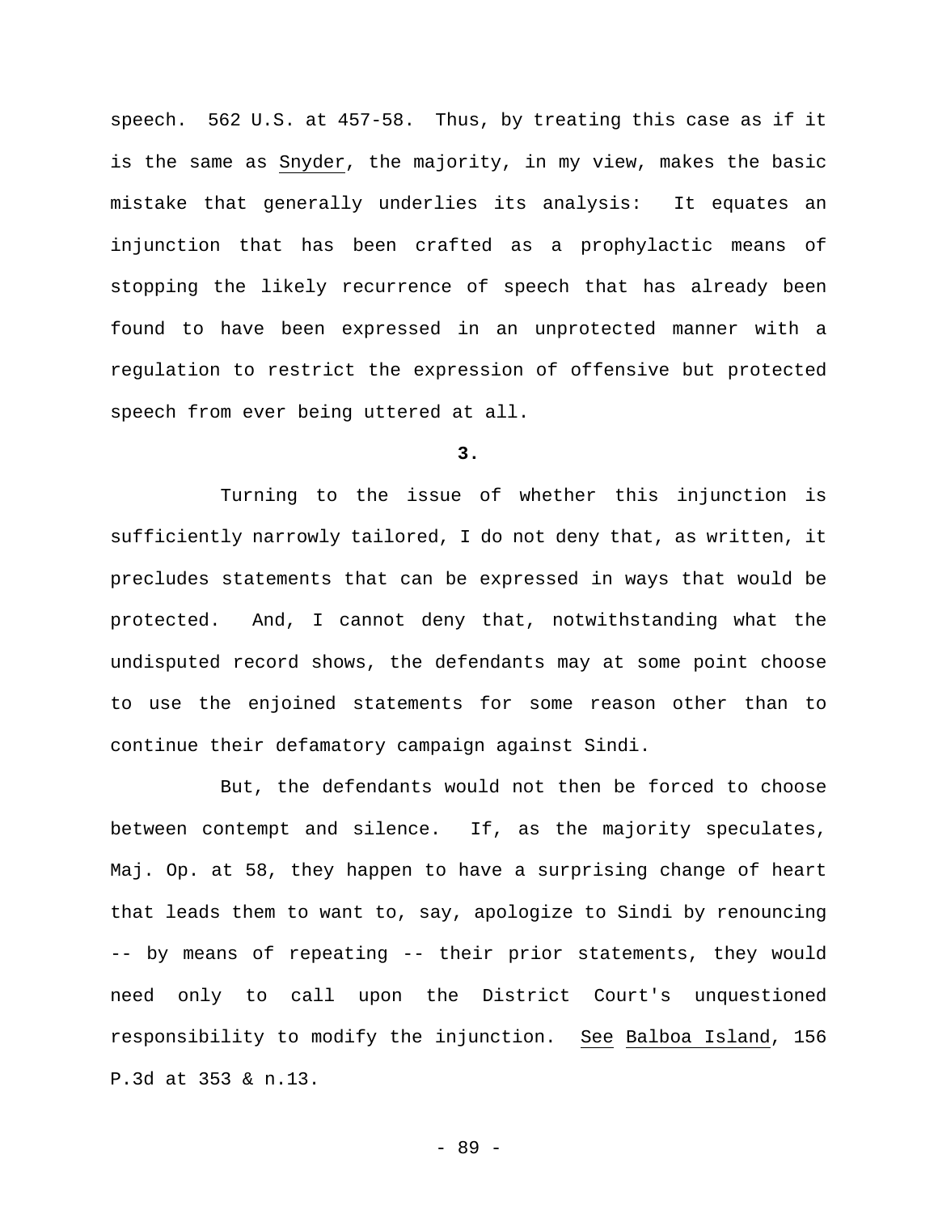speech. 562 U.S. at 457-58. Thus, by treating this case as if it is the same as Snyder, the majority, in my view, makes the basic mistake that generally underlies its analysis: It equates an injunction that has been crafted as a prophylactic means of stopping the likely recurrence of speech that has already been found to have been expressed in an unprotected manner with a regulation to restrict the expression of offensive but protected speech from ever being uttered at all.

**3.**

Turning to the issue of whether this injunction is sufficiently narrowly tailored, I do not deny that, as written, it precludes statements that can be expressed in ways that would be protected. And, I cannot deny that, notwithstanding what the undisputed record shows, the defendants may at some point choose to use the enjoined statements for some reason other than to continue their defamatory campaign against Sindi.

But, the defendants would not then be forced to choose between contempt and silence. If, as the majority speculates, Maj. Op. at 58, they happen to have a surprising change of heart that leads them to want to, say, apologize to Sindi by renouncing -- by means of repeating -- their prior statements, they would need only to call upon the District Court's unquestioned responsibility to modify the injunction. See Balboa Island, 156 P.3d at 353 & n.13.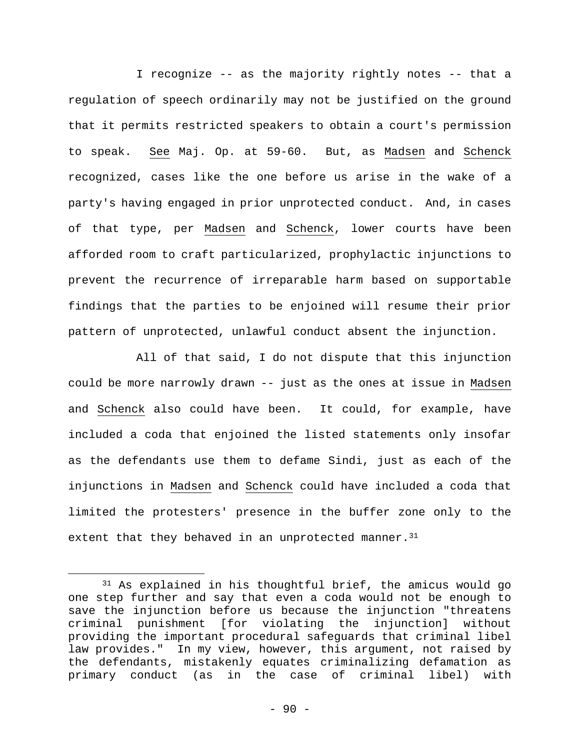I recognize -- as the majority rightly notes -- that a regulation of speech ordinarily may not be justified on the ground that it permits restricted speakers to obtain a court's permission to speak. See Maj. Op. at 59-60. But, as Madsen and Schenck recognized, cases like the one before us arise in the wake of a party's having engaged in prior unprotected conduct. And, in cases of that type, per Madsen and Schenck, lower courts have been afforded room to craft particularized, prophylactic injunctions to prevent the recurrence of irreparable harm based on supportable findings that the parties to be enjoined will resume their prior pattern of unprotected, unlawful conduct absent the injunction.

All of that said, I do not dispute that this injunction could be more narrowly drawn -- just as the ones at issue in Madsen and Schenck also could have been. It could, for example, have included a coda that enjoined the listed statements only insofar as the defendants use them to defame Sindi, just as each of the injunctions in Madsen and Schenck could have included a coda that limited the protesters' presence in the buffer zone only to the extent that they behaved in an unprotected manner.[31]

[31] As explained in his thoughtful brief, the amicus would go one step further and say that even a coda would not be enough to save the injunction before us because the injunction "threatens criminal punishment [for violating the injunction] without providing the important procedural safeguards that criminal libel law provides." In my view, however, this argument, not raised by the defendants, mistakenly equates criminalizing defamation as primary conduct (as in the case of criminal libel) with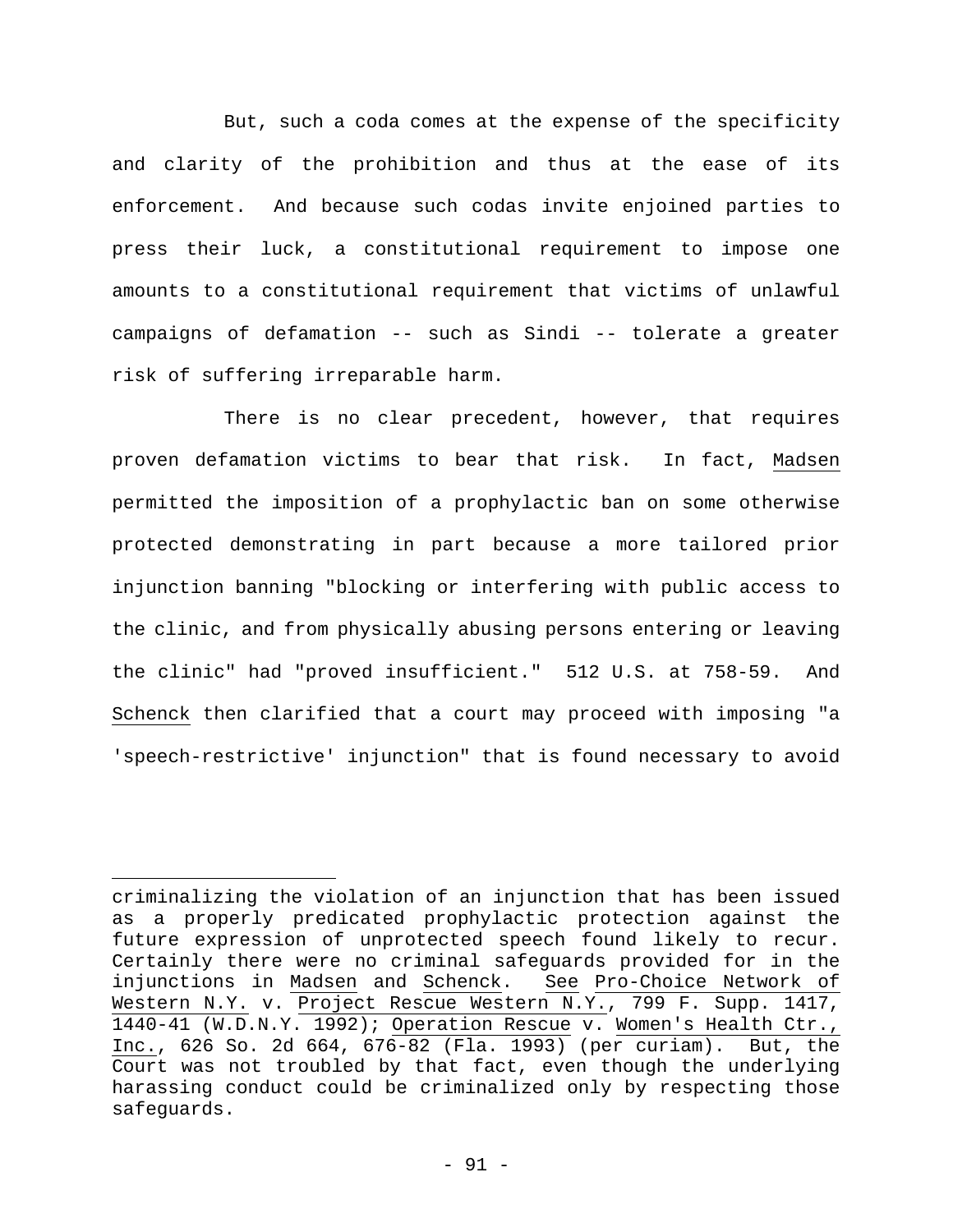But, such a coda comes at the expense of the specificity and clarity of the prohibition and thus at the ease of its enforcement. And because such codas invite enjoined parties to press their luck, a constitutional requirement to impose one amounts to a constitutional requirement that victims of unlawful campaigns of defamation -- such as Sindi -- tolerate a greater risk of suffering irreparable harm.

There is no clear precedent, however, that requires proven defamation victims to bear that risk. In fact, Madsen permitted the imposition of a prophylactic ban on some otherwise protected demonstrating in part because a more tailored prior injunction banning "blocking or interfering with public access to the clinic, and from physically abusing persons entering or leaving the clinic" had "proved insufficient." 512 U.S. at 758-59. And Schenck then clarified that a court may proceed with imposing "a 'speech-restrictive' injunction" that is found necessary to avoid

---

criminalizing the violation of an injunction that has been issued as a properly predicated prophylactic protection against the future expression of unprotected speech found likely to recur. Certainly there were no criminal safeguards provided for in the injunctions in Madsen and Schenck. See Pro-Choice Network of Western N.Y. v. Project Rescue Western N.Y., 799 F. Supp. 1417, 1440-41 (W.D.N.Y. 1992); Operation Rescue v. Women's Health Ctr., Inc., 626 So. 2d 664, 676-82 (Fla. 1993) (per curiam). But, the Court was not troubled by that fact, even though the underlying harassing conduct could be criminalized only by respecting those safeguards.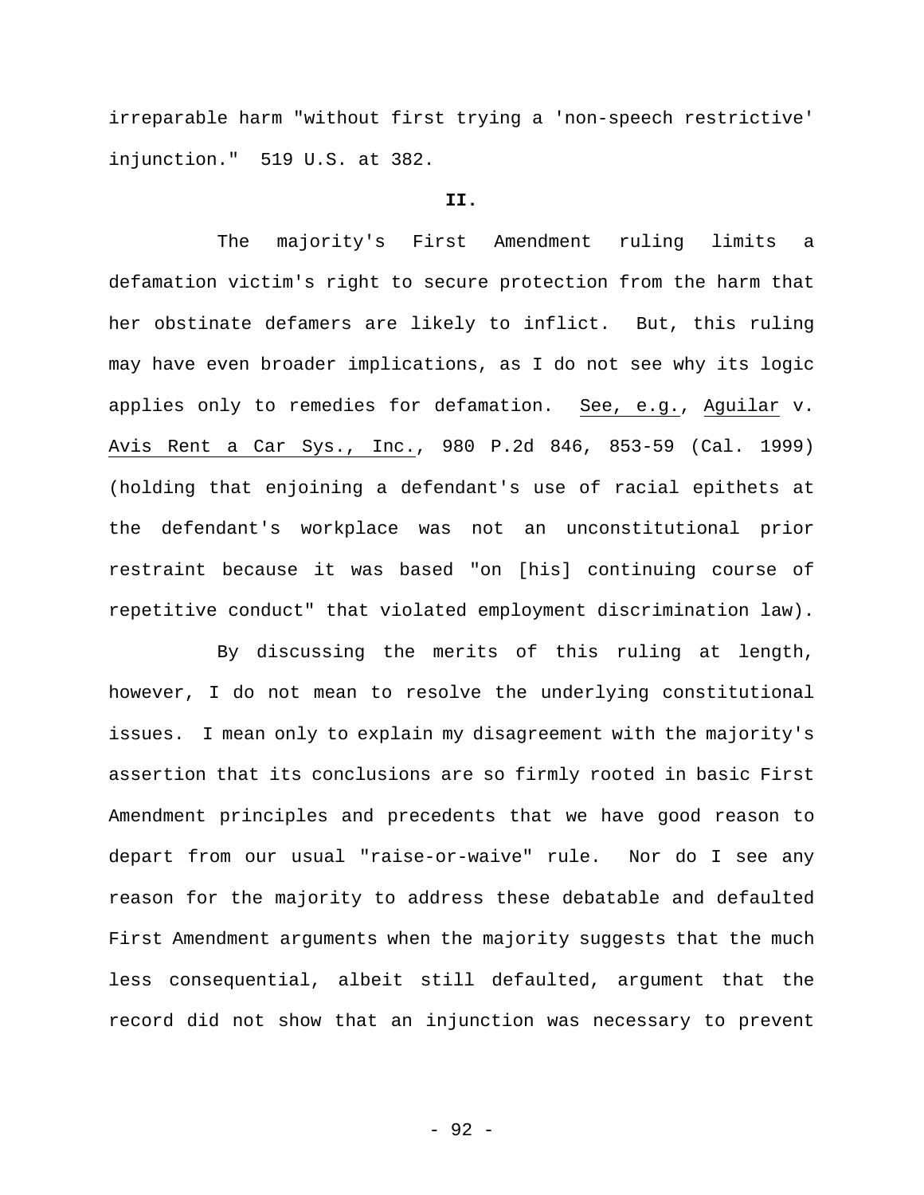irreparable harm "without first trying a 'non-speech restrictive' injunction." 519 U.S. at 382.

**II.**

The majority's First Amendment ruling limits a defamation victim's right to secure protection from the harm that her obstinate defamers are likely to inflict. But, this ruling may have even broader implications, as I do not see why its logic applies only to remedies for defamation. See, e.g., Aguilar v. Avis Rent a Car Sys., Inc., 980 P.2d 846, 853-59 (Cal. 1999) (holding that enjoining a defendant's use of racial epithets at the defendant's workplace was not an unconstitutional prior restraint because it was based "on [his] continuing course of repetitive conduct" that violated employment discrimination law).

By discussing the merits of this ruling at length, however, I do not mean to resolve the underlying constitutional issues. I mean only to explain my disagreement with the majority's assertion that its conclusions are so firmly rooted in basic First Amendment principles and precedents that we have good reason to depart from our usual "raise-or-waive" rule. Nor do I see any reason for the majority to address these debatable and defaulted First Amendment arguments when the majority suggests that the much less consequential, albeit still defaulted, argument that the record did not show that an injunction was necessary to prevent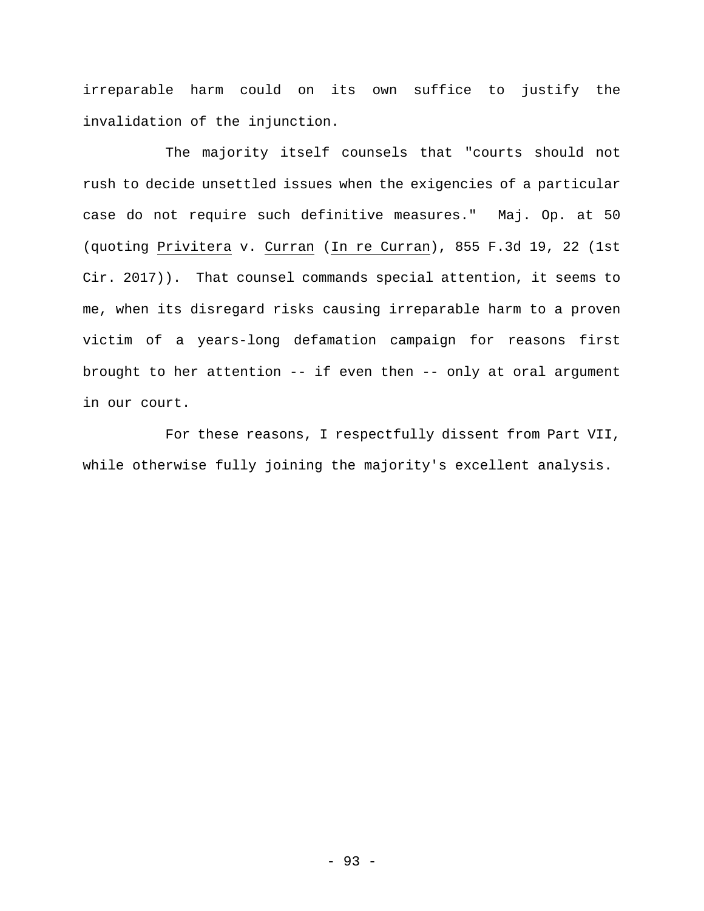irreparable harm could on its own suffice to justify the invalidation of the injunction.

The majority itself counsels that "courts should not rush to decide unsettled issues when the exigencies of a particular case do not require such definitive measures." Maj. Op. at 50 (quoting _Privitera_ v. _Curran_ (_In re Curran_), 855 F.3d 19, 22 (1st Cir. 2017)). That counsel commands special attention, it seems to me, when its disregard risks causing irreparable harm to a proven victim of a years-long defamation campaign for reasons first brought to her attention -- if even then -- only at oral argument in our court.

For these reasons, I respectfully dissent from Part VII, while otherwise fully joining the majority's excellent analysis.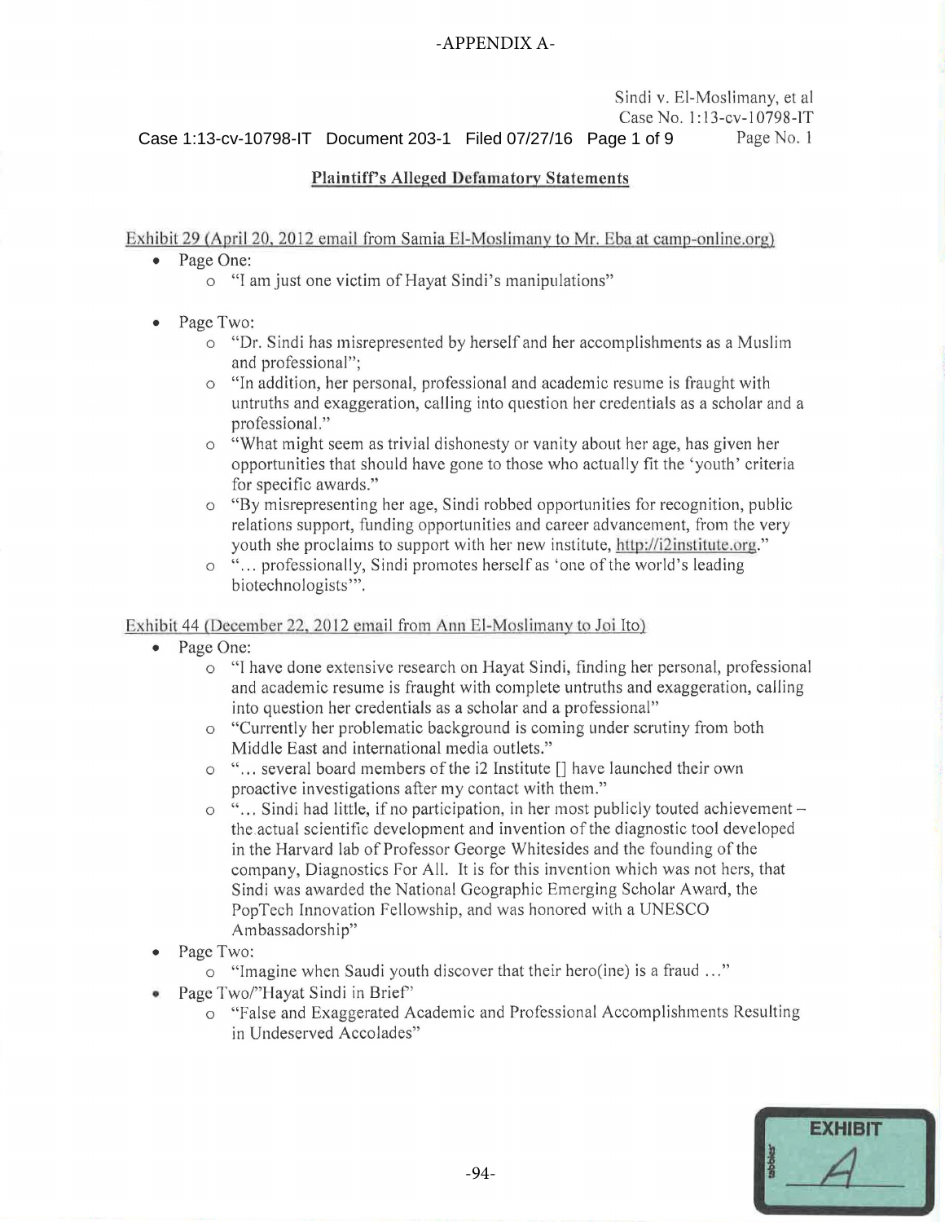-APPENDIX A-

Sindi v. El-Moslimany, et al
Case No. 1:13-cv-10798-IT
Page No. 1

**Plaintiff's Alleged Defamatory Statements**

Exhibit 29 (April 20, 2012 email from Samia El-Moslimany to Mr. Eba at camp-online.org)

- Page One:
  - "I am just one victim of Hayat Sindi's manipulations"
- Page Two:
  - "Dr. Sindi has misrepresented by herself and her accomplishments as a Muslim and professional";
  - "In addition, her personal, professional and academic resume is fraught with untruths and exaggeration, calling into question her credentials as a scholar and a professional."
  - "What might seem as trivial dishonesty or vanity about her age, has given her opportunities that should have gone to those who actually fit the 'youth' criteria for specific awards."
  - "By misrepresenting her age, Sindi robbed opportunities for recognition, public relations support, funding opportunities and career advancement, from the very youth she proclaims to support with her new institute, http://i2institute.org."
  - "... professionally, Sindi promotes herself as 'one of the world's leading biotechnologists'".

Exhibit 44 (December 22, 2012 email from Ann El-Moslimany to Joi Ito)

- Page One:
  - "I have done extensive research on Hayat Sindi, finding her personal, professional and academic resume is fraught with complete untruths and exaggeration, calling into question her credentials as a scholar and a professional"
  - "Currently her problematic background is coming under scrutiny from both Middle East and international media outlets."
  - "... several board members of the i2 Institute [] have launched their own proactive investigations after my contact with them."
  - "... Sindi had little, if no participation, in her most publicly touted achievement – the actual scientific development and invention of the diagnostic tool developed in the Harvard lab of Professor George Whitesides and the founding of the company, Diagnostics For All. It is for this invention which was not hers, that Sindi was awarded the National Geographic Emerging Scholar Award, the PopTech Innovation Fellowship, and was honored with a UNESCO Ambassadorship"
- Page Two:
  - "Imagine when Saudi youth discover that their hero(ine) is a fraud ..."
- Page Two/"Hayat Sindi in Brief"
  - "False and Exaggerated Academic and Professional Accomplishments Resulting in Undeserved Accolades"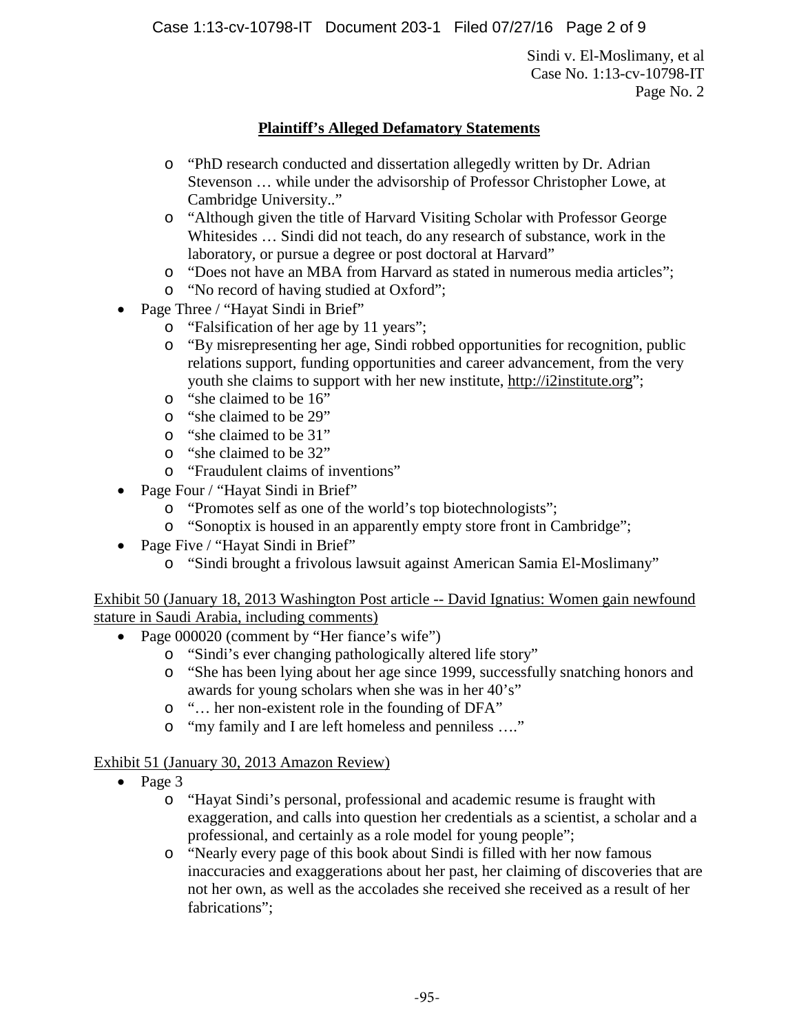## Plaintiff's Alleged Defamatory Statements

- "PhD research conducted and dissertation allegedly written by Dr. Adrian Stevenson … while under the advisorship of Professor Christopher Lowe, at Cambridge University.."
- "Although given the title of Harvard Visiting Scholar with Professor George Whitesides … Sindi did not teach, do any research of substance, work in the laboratory, or pursue a degree or post doctoral at Harvard"
- "Does not have an MBA from Harvard as stated in numerous media articles";
- "No record of having studied at Oxford";

- Page Three / "Hayat Sindi in Brief"
  - "Falsification of her age by 11 years";
  - "By misrepresenting her age, Sindi robbed opportunities for recognition, public relations support, funding opportunities and career advancement, from the very youth she claims to support with her new institute, http://i2institute.org";
  - "she claimed to be 16"
  - "she claimed to be 29"
  - "she claimed to be 31"
  - "she claimed to be 32"
  - "Fraudulent claims of inventions"
- Page Four / "Hayat Sindi in Brief"
  - "Promotes self as one of the world's top biotechnologists";
  - "Sonoptix is housed in an apparently empty store front in Cambridge";
- Page Five / "Hayat Sindi in Brief"
  - "Sindi brought a frivolous lawsuit against American Samia El-Moslimany"

Exhibit 50 (January 18, 2013 Washington Post article -- David Ignatius: Women gain newfound stature in Saudi Arabia, including comments)

- Page 000020 (comment by "Her fiance's wife")
  - "Sindi's ever changing pathologically altered life story"
  - "She has been lying about her age since 1999, successfully snatching honors and awards for young scholars when she was in her 40's"
  - "… her non-existent role in the founding of DFA"
  - "my family and I are left homeless and penniless …."

Exhibit 51 (January 30, 2013 Amazon Review)

- Page 3
  - "Hayat Sindi's personal, professional and academic resume is fraught with exaggeration, and calls into question her credentials as a scientist, a scholar and a professional, and certainly as a role model for young people";
  - "Nearly every page of this book about Sindi is filled with her now famous inaccuracies and exaggerations about her past, her claiming of discoveries that are not her own, as well as the accolades she received she received as a result of her fabrications";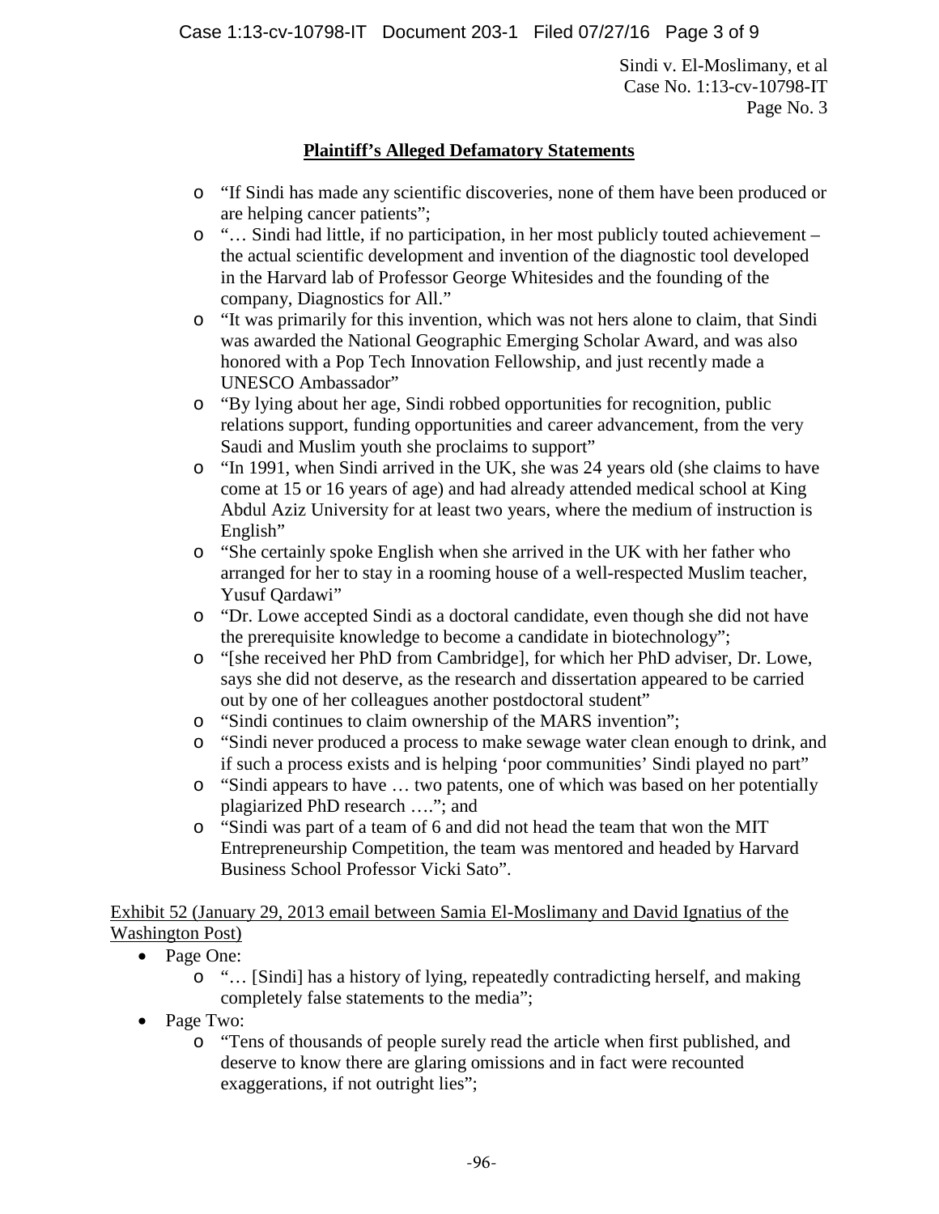**Plaintiff's Alleged Defamatory Statements**

- "If Sindi has made any scientific discoveries, none of them have been produced or are helping cancer patients";
- "… Sindi had little, if no participation, in her most publicly touted achievement – the actual scientific development and invention of the diagnostic tool developed in the Harvard lab of Professor George Whitesides and the founding of the company, Diagnostics for All."
- "It was primarily for this invention, which was not hers alone to claim, that Sindi was awarded the National Geographic Emerging Scholar Award, and was also honored with a Pop Tech Innovation Fellowship, and just recently made a UNESCO Ambassador"
- "By lying about her age, Sindi robbed opportunities for recognition, public relations support, funding opportunities and career advancement, from the very Saudi and Muslim youth she proclaims to support"
- "In 1991, when Sindi arrived in the UK, she was 24 years old (she claims to have come at 15 or 16 years of age) and had already attended medical school at King Abdul Aziz University for at least two years, where the medium of instruction is English"
- "She certainly spoke English when she arrived in the UK with her father who arranged for her to stay in a rooming house of a well-respected Muslim teacher, Yusuf Qardawi"
- "Dr. Lowe accepted Sindi as a doctoral candidate, even though she did not have the prerequisite knowledge to become a candidate in biotechnology";
- "[she received her PhD from Cambridge], for which her PhD adviser, Dr. Lowe, says she did not deserve, as the research and dissertation appeared to be carried out by one of her colleagues another postdoctoral student"
- "Sindi continues to claim ownership of the MARS invention";
- "Sindi never produced a process to make sewage water clean enough to drink, and if such a process exists and is helping 'poor communities' Sindi played no part"
- "Sindi appears to have … two patents, one of which was based on her potentially plagiarized PhD research …."; and
- "Sindi was part of a team of 6 and did not head the team that won the MIT Entrepreneurship Competition, the team was mentored and headed by Harvard Business School Professor Vicki Sato".

<u>Exhibit 52 (January 29, 2013 email between Samia El-Moslimany and David Ignatius of the Washington Post)</u>

- Page One:
  - "… [Sindi] has a history of lying, repeatedly contradicting herself, and making completely false statements to the media";
- Page Two:
  - "Tens of thousands of people surely read the article when first published, and deserve to know there are glaring omissions and in fact were recounted exaggerations, if not outright lies";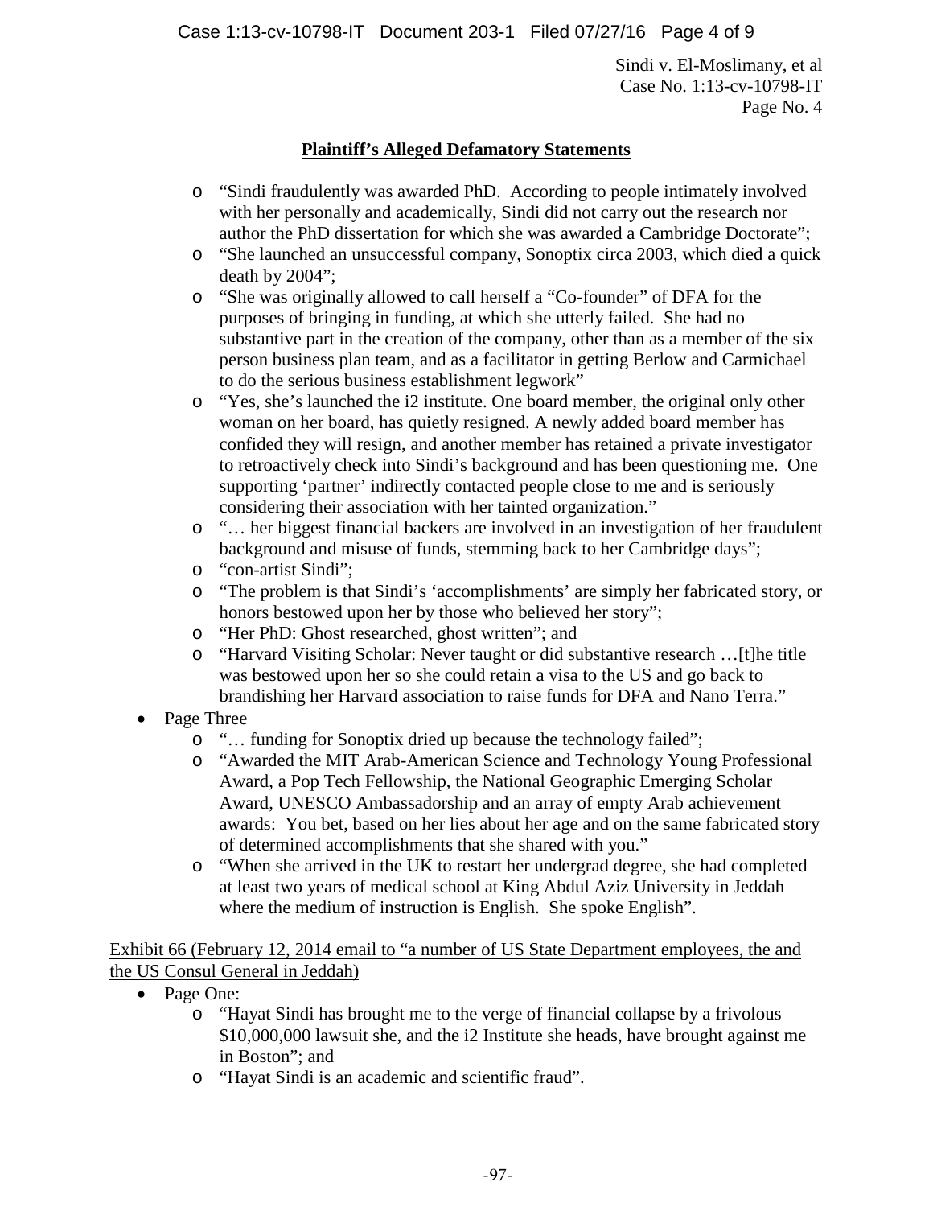## Plaintiff's Alleged Defamatory Statements

- "Sindi fraudulently was awarded PhD. According to people intimately involved with her personally and academically, Sindi did not carry out the research nor author the PhD dissertation for which she was awarded a Cambridge Doctorate";
- "She launched an unsuccessful company, Sonoptix circa 2003, which died a quick death by 2004";
- "She was originally allowed to call herself a "Co-founder" of DFA for the purposes of bringing in funding, at which she utterly failed. She had no substantive part in the creation of the company, other than as a member of the six person business plan team, and as a facilitator in getting Berlow and Carmichael to do the serious business establishment legwork"
- "Yes, she's launched the i2 institute. One board member, the original only other woman on her board, has quietly resigned. A newly added board member has confided they will resign, and another member has retained a private investigator to retroactively check into Sindi's background and has been questioning me. One supporting 'partner' indirectly contacted people close to me and is seriously considering their association with her tainted organization."
- "… her biggest financial backers are involved in an investigation of her fraudulent background and misuse of funds, stemming back to her Cambridge days";
- "con-artist Sindi";
- "The problem is that Sindi's 'accomplishments' are simply her fabricated story, or honors bestowed upon her by those who believed her story";
- "Her PhD: Ghost researched, ghost written"; and
- "Harvard Visiting Scholar: Never taught or did substantive research …[t]he title was bestowed upon her so she could retain a visa to the US and go back to brandishing her Harvard association to raise funds for DFA and Nano Terra."

- Page Three
  - "… funding for Sonoptix dried up because the technology failed";
  - "Awarded the MIT Arab-American Science and Technology Young Professional Award, a Pop Tech Fellowship, the National Geographic Emerging Scholar Award, UNESCO Ambassadorship and an array of empty Arab achievement awards: You bet, based on her lies about her age and on the same fabricated story of determined accomplishments that she shared with you."
  - "When she arrived in the UK to restart her undergrad degree, she had completed at least two years of medical school at King Abdul Aziz University in Jeddah where the medium of instruction is English. She spoke English".

Exhibit 66 (February 12, 2014 email to "a number of US State Department employees, the and the US Consul General in Jeddah)

- Page One:
  - "Hayat Sindi has brought me to the verge of financial collapse by a frivolous $10,000,000 lawsuit she, and the i2 Institute she heads, have brought against me in Boston"; and
  - "Hayat Sindi is an academic and scientific fraud".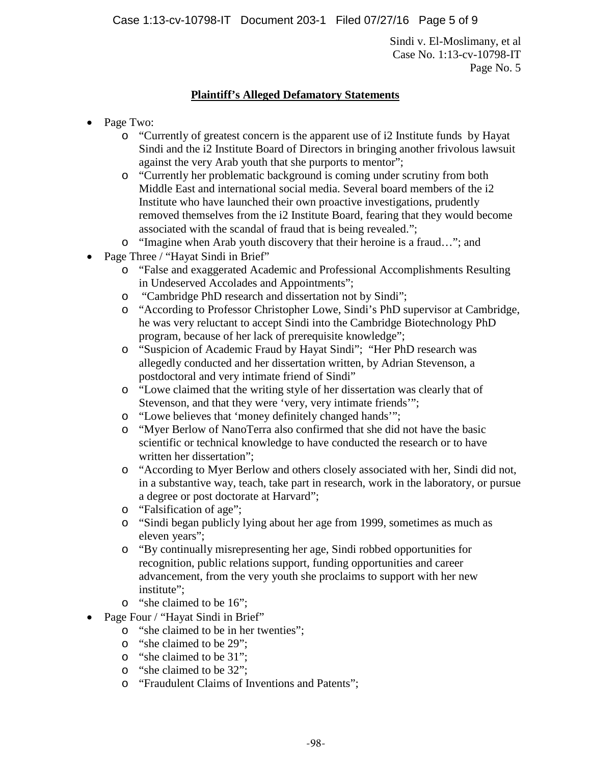## Plaintiff's Alleged Defamatory Statements

- Page Two:
  - "Currently of greatest concern is the apparent use of i2 Institute funds by Hayat Sindi and the i2 Institute Board of Directors in bringing another frivolous lawsuit against the very Arab youth that she purports to mentor";
  - "Currently her problematic background is coming under scrutiny from both Middle East and international social media. Several board members of the i2 Institute who have launched their own proactive investigations, prudently removed themselves from the i2 Institute Board, fearing that they would become associated with the scandal of fraud that is being revealed.";
  - "Imagine when Arab youth discovery that their heroine is a fraud…"; and
- Page Three / "Hayat Sindi in Brief"
  - "False and exaggerated Academic and Professional Accomplishments Resulting in Undeserved Accolades and Appointments";
  - "Cambridge PhD research and dissertation not by Sindi";
  - "According to Professor Christopher Lowe, Sindi's PhD supervisor at Cambridge, he was very reluctant to accept Sindi into the Cambridge Biotechnology PhD program, because of her lack of prerequisite knowledge";
  - "Suspicion of Academic Fraud by Hayat Sindi"; "Her PhD research was allegedly conducted and her dissertation written, by Adrian Stevenson, a postdoctoral and very intimate friend of Sindi"
  - "Lowe claimed that the writing style of her dissertation was clearly that of Stevenson, and that they were 'very, very intimate friends'";
  - "Lowe believes that 'money definitely changed hands'";
  - "Myer Berlow of NanoTerra also confirmed that she did not have the basic scientific or technical knowledge to have conducted the research or to have written her dissertation";
  - "According to Myer Berlow and others closely associated with her, Sindi did not, in a substantive way, teach, take part in research, work in the laboratory, or pursue a degree or post doctorate at Harvard";
  - "Falsification of age";
  - "Sindi began publicly lying about her age from 1999, sometimes as much as eleven years";
  - "By continually misrepresenting her age, Sindi robbed opportunities for recognition, public relations support, funding opportunities and career advancement, from the very youth she proclaims to support with her new institute";
  - "she claimed to be 16";
- Page Four / "Hayat Sindi in Brief"
  - "she claimed to be in her twenties";
  - "she claimed to be 29";
  - "she claimed to be 31";
  - "she claimed to be 32";
  - "Fraudulent Claims of Inventions and Patents";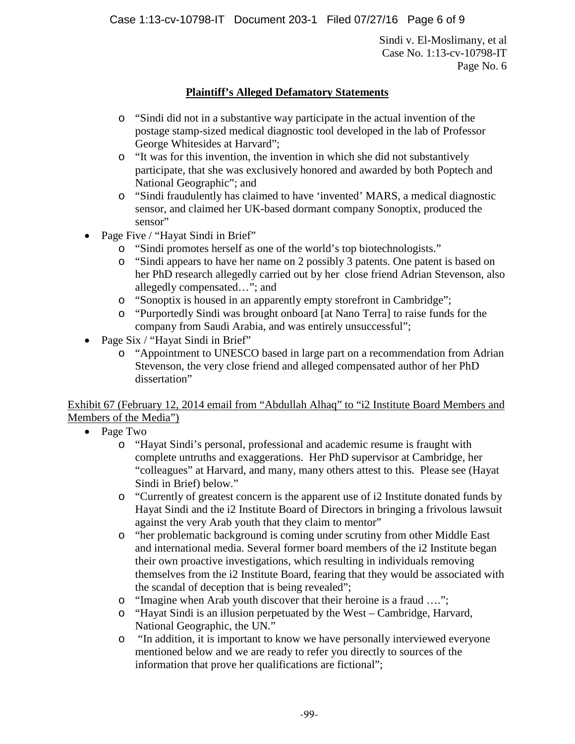## **Plaintiff's Alleged Defamatory Statements**

- "Sindi did not in a substantive way participate in the actual invention of the postage stamp-sized medical diagnostic tool developed in the lab of Professor George Whitesides at Harvard";
- "It was for this invention, the invention in which she did not substantively participate, that she was exclusively honored and awarded by both Poptech and National Geographic"; and
- "Sindi fraudulently has claimed to have 'invented' MARS, a medical diagnostic sensor, and claimed her UK-based dormant company Sonoptix, produced the sensor"

- Page Five / "Hayat Sindi in Brief"
  - "Sindi promotes herself as one of the world's top biotechnologists."
  - "Sindi appears to have her name on 2 possibly 3 patents. One patent is based on her PhD research allegedly carried out by her close friend Adrian Stevenson, also allegedly compensated…"; and
  - "Sonoptix is housed in an apparently empty storefront in Cambridge";
  - "Purportedly Sindi was brought onboard [at Nano Terra] to raise funds for the company from Saudi Arabia, and was entirely unsuccessful";
- Page Six / "Hayat Sindi in Brief"
  - "Appointment to UNESCO based in large part on a recommendation from Adrian Stevenson, the very close friend and alleged compensated author of her PhD dissertation"

<u>Exhibit 67 (February 12, 2014 email from "Abdullah Alhaq" to "i2 Institute Board Members and Members of the Media")</u>

- Page Two
  - "Hayat Sindi's personal, professional and academic resume is fraught with complete untruths and exaggerations. Her PhD supervisor at Cambridge, her "colleagues" at Harvard, and many, many others attest to this. Please see (Hayat Sindi in Brief) below."
  - "Currently of greatest concern is the apparent use of i2 Institute donated funds by Hayat Sindi and the i2 Institute Board of Directors in bringing a frivolous lawsuit against the very Arab youth that they claim to mentor"
  - "her problematic background is coming under scrutiny from other Middle East and international media. Several former board members of the i2 Institute began their own proactive investigations, which resulting in individuals removing themselves from the i2 Institute Board, fearing that they would be associated with the scandal of deception that is being revealed";
  - "Imagine when Arab youth discover that their heroine is a fraud ….";
  - "Hayat Sindi is an illusion perpetuated by the West – Cambridge, Harvard, National Geographic, the UN."
  - "In addition, it is important to know we have personally interviewed everyone mentioned below and we are ready to refer you directly to sources of the information that prove her qualifications are fictional";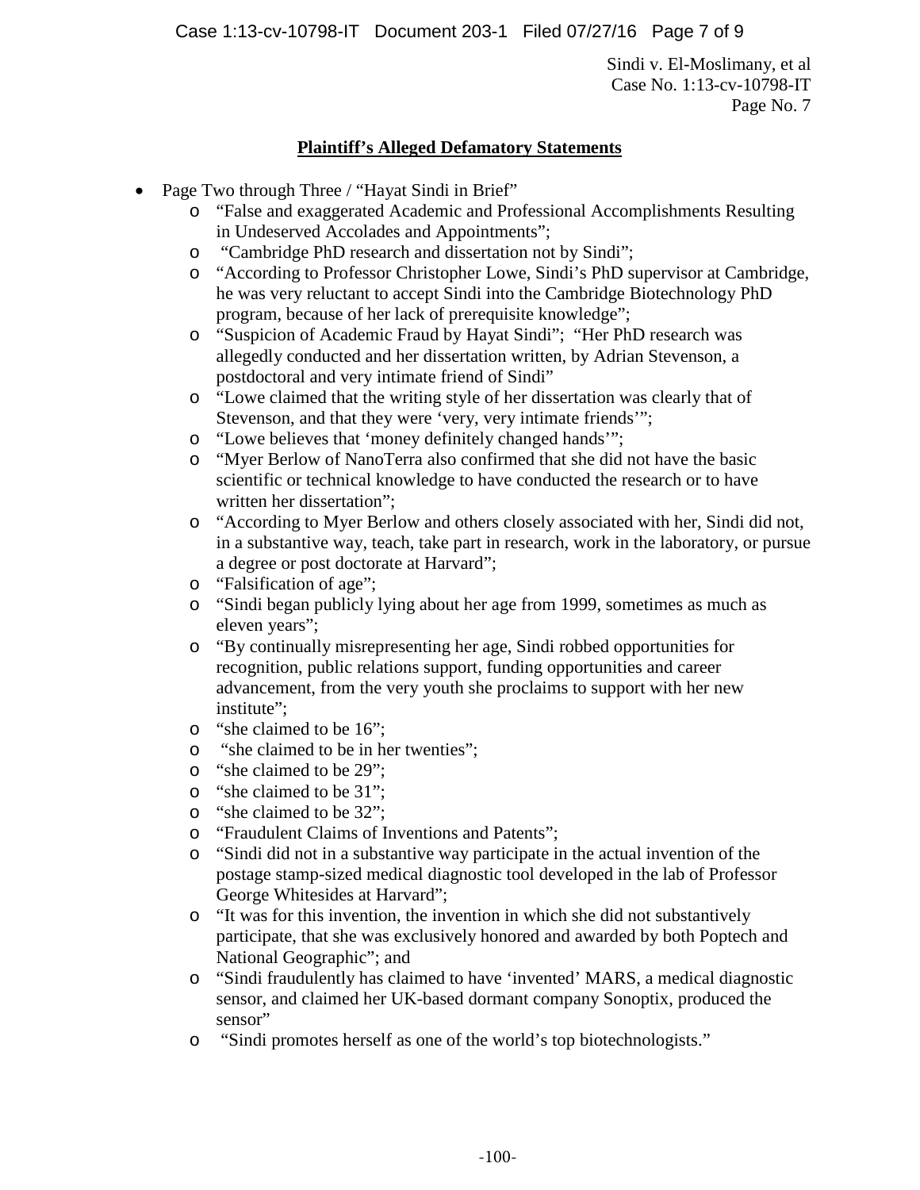## **Plaintiff's Alleged Defamatory Statements**

- Page Two through Three / "Hayat Sindi in Brief"
    - "False and exaggerated Academic and Professional Accomplishments Resulting in Undeserved Accolades and Appointments";
    - "Cambridge PhD research and dissertation not by Sindi";
    - "According to Professor Christopher Lowe, Sindi's PhD supervisor at Cambridge, he was very reluctant to accept Sindi into the Cambridge Biotechnology PhD program, because of her lack of prerequisite knowledge";
    - "Suspicion of Academic Fraud by Hayat Sindi"; "Her PhD research was allegedly conducted and her dissertation written, by Adrian Stevenson, a postdoctoral and very intimate friend of Sindi"
    - "Lowe claimed that the writing style of her dissertation was clearly that of Stevenson, and that they were 'very, very intimate friends'";
    - "Lowe believes that 'money definitely changed hands'";
    - "Myer Berlow of NanoTerra also confirmed that she did not have the basic scientific or technical knowledge to have conducted the research or to have written her dissertation";
    - "According to Myer Berlow and others closely associated with her, Sindi did not, in a substantive way, teach, take part in research, work in the laboratory, or pursue a degree or post doctorate at Harvard";
    - "Falsification of age";
    - "Sindi began publicly lying about her age from 1999, sometimes as much as eleven years";
    - "By continually misrepresenting her age, Sindi robbed opportunities for recognition, public relations support, funding opportunities and career advancement, from the very youth she proclaims to support with her new institute";
    - "she claimed to be 16";
    - "she claimed to be in her twenties";
    - "she claimed to be 29";
    - "she claimed to be 31";
    - "she claimed to be 32";
    - "Fraudulent Claims of Inventions and Patents";
    - "Sindi did not in a substantive way participate in the actual invention of the postage stamp-sized medical diagnostic tool developed in the lab of Professor George Whitesides at Harvard";
    - "It was for this invention, the invention in which she did not substantively participate, that she was exclusively honored and awarded by both Poptech and National Geographic"; and
    - "Sindi fraudulently has claimed to have 'invented' MARS, a medical diagnostic sensor, and claimed her UK-based dormant company Sonoptix, produced the sensor"
    - "Sindi promotes herself as one of the world's top biotechnologists."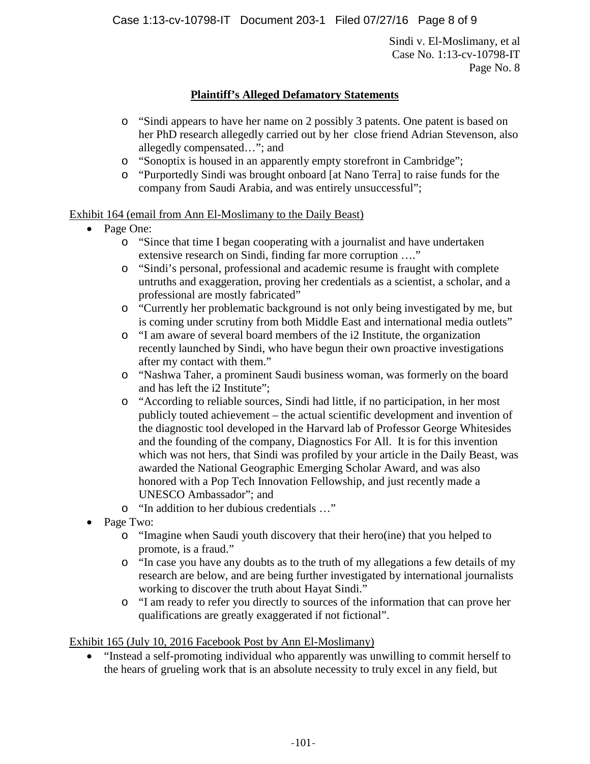Sindi v. El-Moslimany, et al
Case No. 1:13-cv-10798-IT
Page No. 8

**Plaintiff's Alleged Defamatory Statements**

- "Sindi appears to have her name on 2 possibly 3 patents. One patent is based on her PhD research allegedly carried out by her close friend Adrian Stevenson, also allegedly compensated…"; and
- "Sonoptix is housed in an apparently empty storefront in Cambridge";
- "Purportedly Sindi was brought onboard [at Nano Terra] to raise funds for the company from Saudi Arabia, and was entirely unsuccessful";

Exhibit 164 (email from Ann El-Moslimany to the Daily Beast)

- Page One:
  - "Since that time I began cooperating with a journalist and have undertaken extensive research on Sindi, finding far more corruption …."
  - "Sindi's personal, professional and academic resume is fraught with complete untruths and exaggeration, proving her credentials as a scientist, a scholar, and a professional are mostly fabricated"
  - "Currently her problematic background is not only being investigated by me, but is coming under scrutiny from both Middle East and international media outlets"
  - "I am aware of several board members of the i2 Institute, the organization recently launched by Sindi, who have begun their own proactive investigations after my contact with them."
  - "Nashwa Taher, a prominent Saudi business woman, was formerly on the board and has left the i2 Institute";
  - "According to reliable sources, Sindi had little, if no participation, in her most publicly touted achievement – the actual scientific development and invention of the diagnostic tool developed in the Harvard lab of Professor George Whitesides and the founding of the company, Diagnostics For All. It is for this invention which was not hers, that Sindi was profiled by your article in the Daily Beast, was awarded the National Geographic Emerging Scholar Award, and was also honored with a Pop Tech Innovation Fellowship, and just recently made a UNESCO Ambassador"; and
  - "In addition to her dubious credentials …"
- Page Two:
  - "Imagine when Saudi youth discovery that their hero(ine) that you helped to promote, is a fraud."
  - "In case you have any doubts as to the truth of my allegations a few details of my research are below, and are being further investigated by international journalists working to discover the truth about Hayat Sindi."
  - "I am ready to refer you directly to sources of the information that can prove her qualifications are greatly exaggerated if not fictional".

Exhibit 165 (July 10, 2016 Facebook Post by Ann El-Moslimany)

- "Instead a self-promoting individual who apparently was unwilling to commit herself to the hears of grueling work that is an absolute necessity to truly excel in any field, but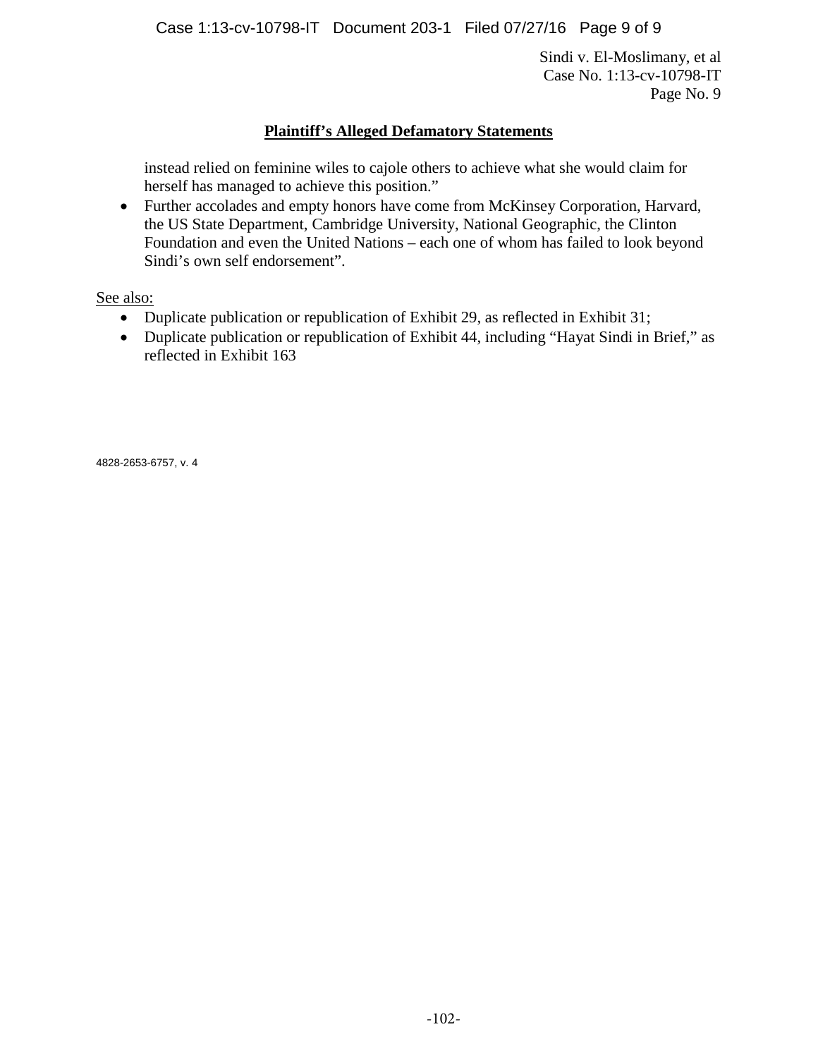**Plaintiff's Alleged Defamatory Statements**

instead relied on feminine wiles to cajole others to achieve what she would claim for herself has managed to achieve this position."

- Further accolades and empty honors have come from McKinsey Corporation, Harvard, the US State Department, Cambridge University, National Geographic, the Clinton Foundation and even the United Nations – each one of whom has failed to look beyond Sindi's own self endorsement".

See also:

- Duplicate publication or republication of Exhibit 29, as reflected in Exhibit 31;
- Duplicate publication or republication of Exhibit 44, including "Hayat Sindi in Brief," as reflected in Exhibit 163

4828-2653-6757, v. 4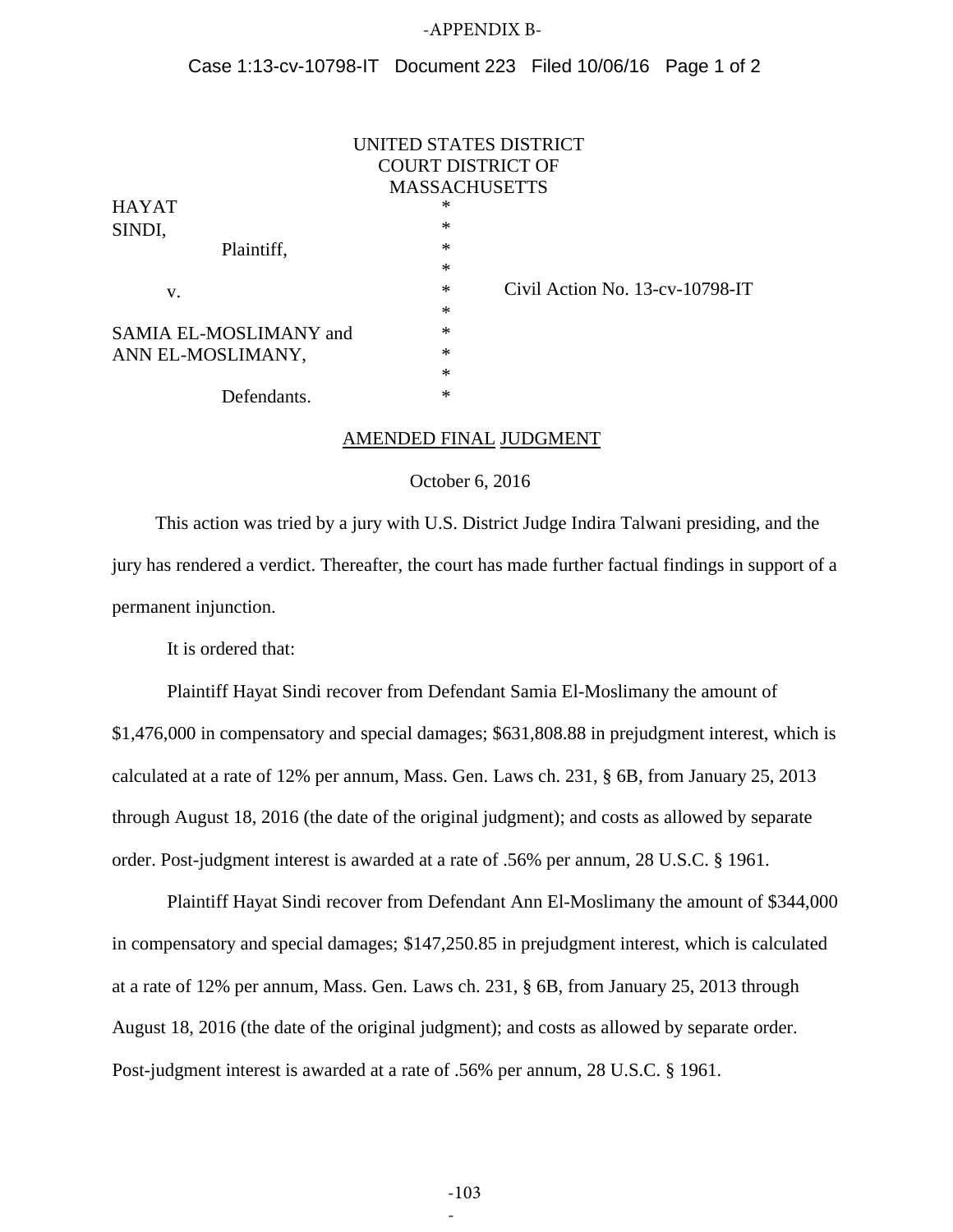-APPENDIX B-

Case 1:13-cv-10798-IT Document 223 Filed 10/06/16 Page 1 of 2

UNITED STATES DISTRICT COURT DISTRICT OF MASSACHUSETTS

| | | |
|---|---|---|
| HAYAT SINDI, | * | |
| Plaintiff, | * | |
| | * | |
| v. | * | Civil Action No. 13-cv-10798-IT |
| | * | |
| SAMIA EL-MOSLIMANY and ANN EL-MOSLIMANY, | * | |
| | * | |
| Defendants. | * | |

## AMENDED FINAL JUDGMENT

October 6, 2016

This action was tried by a jury with U.S. District Judge Indira Talwani presiding, and the jury has rendered a verdict. Thereafter, the court has made further factual findings in support of a permanent injunction.

It is ordered that:

Plaintiff Hayat Sindi recover from Defendant Samia El-Moslimany the amount of $1,476,000 in compensatory and special damages; $631,808.88 in prejudgment interest, which is calculated at a rate of 12% per annum, Mass. Gen. Laws ch. 231, § 6B, from January 25, 2013 through August 18, 2016 (the date of the original judgment); and costs as allowed by separate order. Post-judgment interest is awarded at a rate of .56% per annum, 28 U.S.C. § 1961.

Plaintiff Hayat Sindi recover from Defendant Ann El-Moslimany the amount of $344,000 in compensatory and special damages; $147,250.85 in prejudgment interest, which is calculated at a rate of 12% per annum, Mass. Gen. Laws ch. 231, § 6B, from January 25, 2013 through August 18, 2016 (the date of the original judgment); and costs as allowed by separate order. Post-judgment interest is awarded at a rate of .56% per annum, 28 U.S.C. § 1961.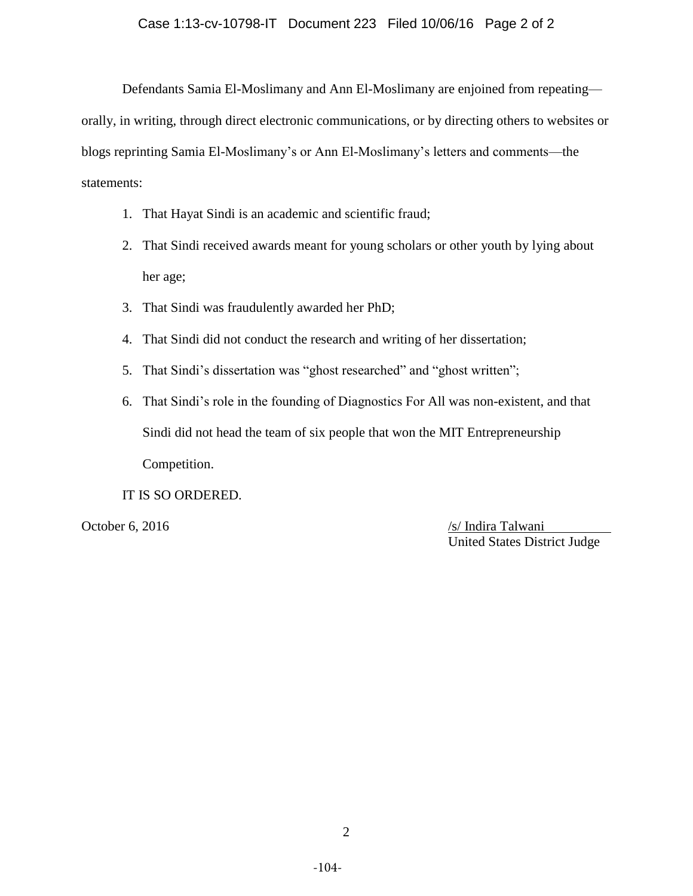Defendants Samia El-Moslimany and Ann El-Moslimany are enjoined from repeating—orally, in writing, through direct electronic communications, or by directing others to websites or blogs reprinting Samia El-Moslimany's or Ann El-Moslimany's letters and comments—the statements:

1. That Hayat Sindi is an academic and scientific fraud;
2. That Sindi received awards meant for young scholars or other youth by lying about her age;
3. That Sindi was fraudulently awarded her PhD;
4. That Sindi did not conduct the research and writing of her dissertation;
5. That Sindi's dissertation was "ghost researched" and "ghost written";
6. That Sindi's role in the founding of Diagnostics For All was non-existent, and that Sindi did not head the team of six people that won the MIT Entrepreneurship Competition.

IT IS SO ORDERED.

October 6, 2016

/s/ Indira Talwani
United States District Judge